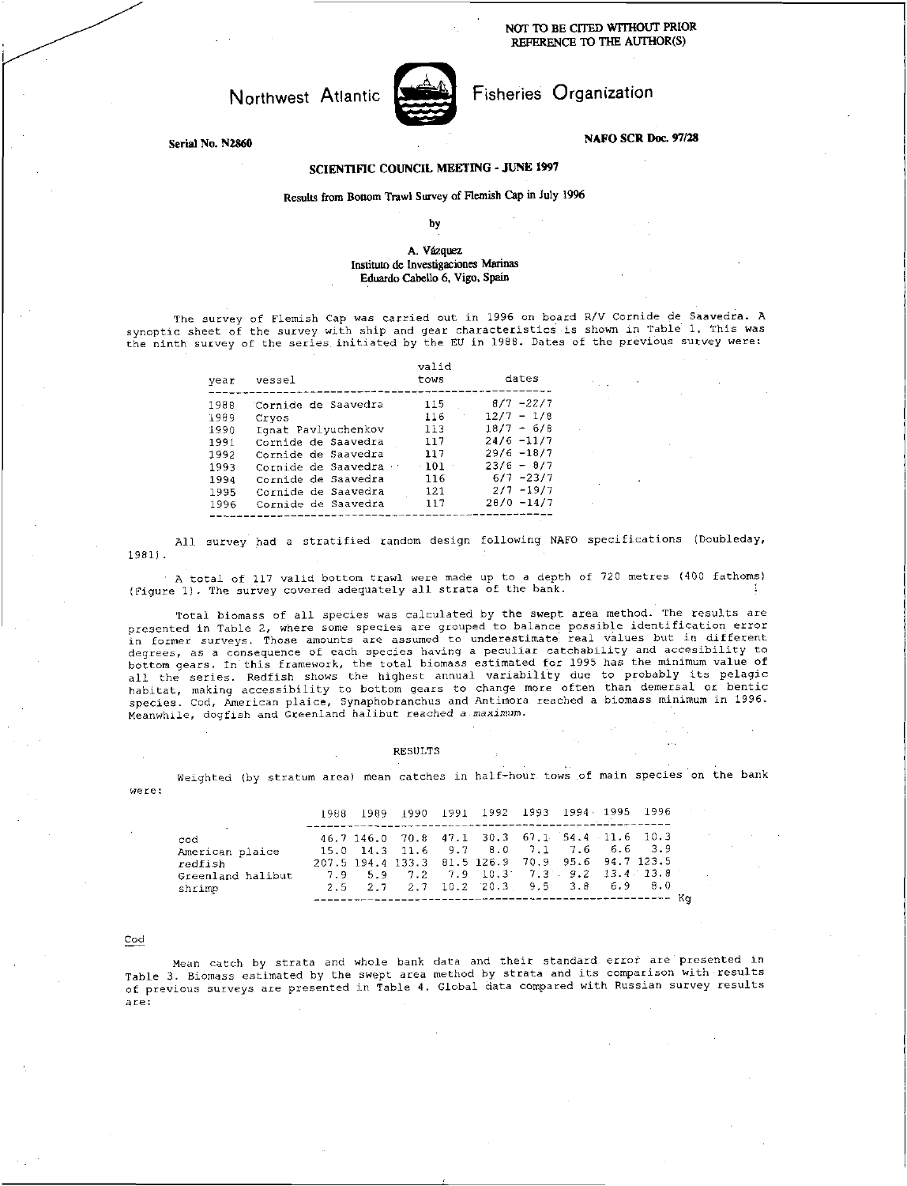NOT TO BE CITED WITHOUT PRIOR REFERENCE TO THE AUTHOR(S)

Northwest Atlantic Fisheries Organization

Serial No. N2860

NAFO SCR Doc. 97/28

## SCIENTIFIC COUNCIL MEETING - JUNE 1997

### Results from Bottom Trawl Survey of Flemish Cap in July 1996

by

A. Vázquez
Instituto de Investigaciones Marinas
Eduardo Cabello 6, Vigo, Spain

The survey of Flemish Cap was carried out in 1996 on board R/V Cornide de Saavedra. A synoptic sheet of the survey with ship and gear characteristics is shown in Table 1. This was the ninth survey of the series initiated by the EU in 1988. Dates of the previous survey were:

| year | vessel | valid tows | dates |
|---|---|---|---|
| 1988 | Cornide de Saavedra | 115 | 8/7 -22/7 |
| 1989 | Cryos | 116 | 12/7 - 1/8 |
| 1990 | Ignat Pavlyuchenkov | 113 | 18/7 - 6/8 |
| 1991 | Cornide de Saavedra | 117 | 24/6 -11/7 |
| 1992 | Cornide de Saavedra | 117 | 29/6 -18/7 |
| 1993 | Cornide de Saavedra | 101 | 23/6 - 8/7 |
| 1994 | Cornide de Saavedra | 116 | 6/7 -23/7 |
| 1995 | Cornide de Saavedra | 121 | 2/7 -19/7 |
| 1996 | Cornide de Saavedra | 117 | 28/0 -14/7 |

All survey had a stratified random design following NAFO specifications (Doubleday, 1981).

A total of 117 valid bottom trawl were made up to a depth of 720 metres (400 fathoms) (Figure 1). The survey covered adequately all strata of the bank.

Total biomass of all species was calculated by the swept area method. The results are presented in Table 2, where some species are grouped to balance possible identification error in former surveys. Those amounts are assumed to underestimate real values but in different degrees, as a consequence of each species having a peculiar catchability and accesibility to bottom gears. In this framework, the total biomass estimated for 1995 has the minimum value of all the series. Redfish shows the highest annual variability due to probably its pelagic habitat, making accessibility to bottom gears to change more often than demersal or bentic species. Cod, American plaice, Synaphobranchus and Antimora reached a biomass minimum in 1996. Meanwhile, dogfish and Greenland halibut reached a maximum.

## RESULTS

Weighted (by stratum area) mean catches in half-hour tows of main species on the bank were:

| | 1988 | 1989 | 1990 | 1991 | 1992 | 1993 | 1994 | 1995 | 1996 |
|---|---|---|---|---|---|---|---|---|---|
| cod | 46.7 | 146.0 | 70.8 | 47.1 | 30.3 | 67.1 | 54.4 | 11.6 | 10.3 |
| American plaice | 15.0 | 14.3 | 11.6 | 9.7 | 8.0 | 7.1 | 7.6 | 6.6 | 3.9 |
| redfish | 207.5 | 194.4 | 133.3 | 81.5 | 126.9 | 70.9 | 95.6 | 94.7 | 123.5 |
| Greenland halibut | 7.9 | 5.9 | 7.2 | 7.9 | 10.3 | 7.3 | 9.2 | 13.4 | 13.8 |
| shrimp | 2.5 | 2.7 | 2.7 | 10.2 | 20.3 | 9.5 | 3.8 | 6.9 | 8.0 |

Kg

### Cod

Mean catch by strata and whole bank data and their standard error are presented in Table 3. Biomass estimated by the swept area method by strata and its comparison with results of previous surveys are presented in Table 4. Global data compared with Russian survey results are: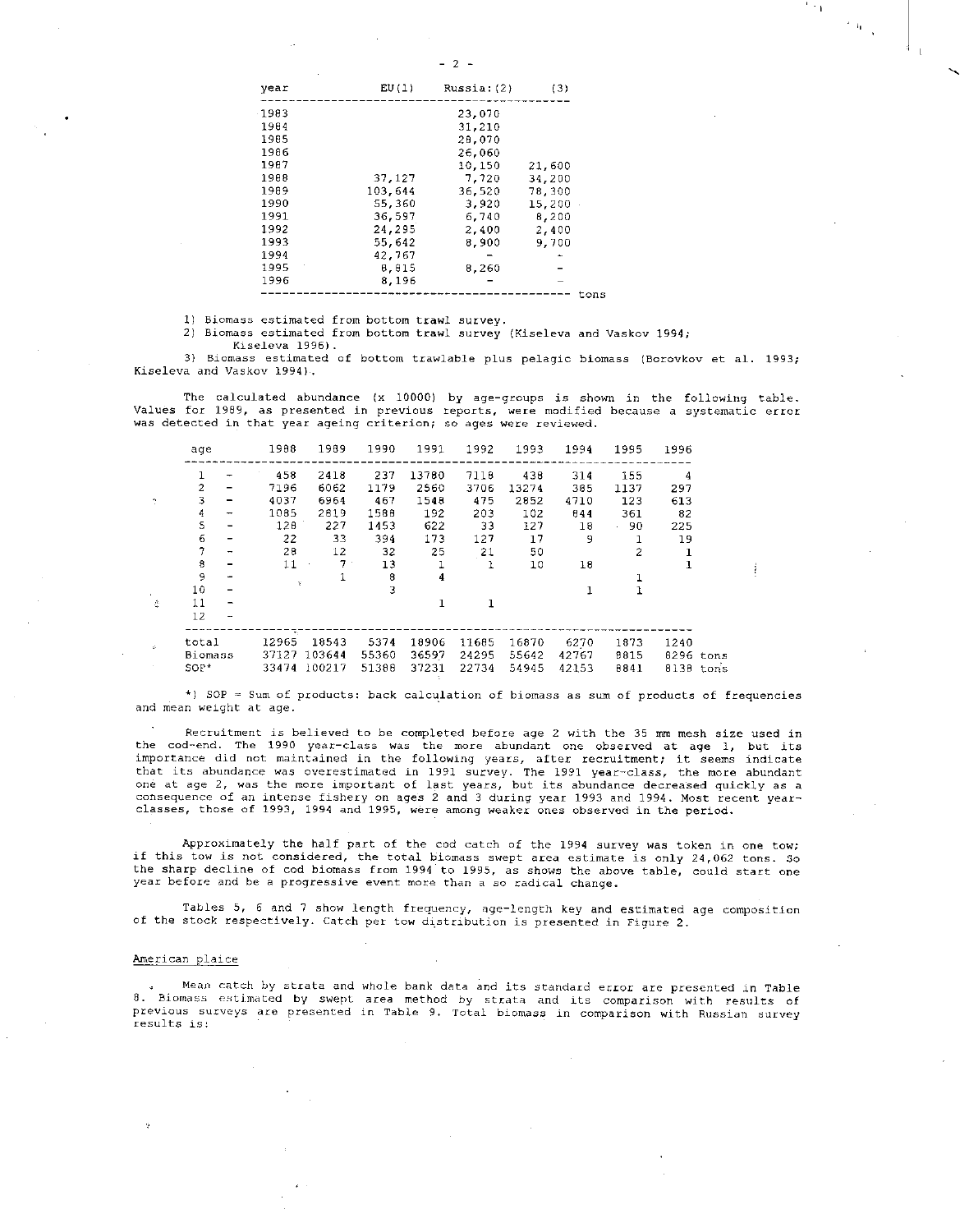| year | EU(1) | Russia:(2) | (3) |
|---|---|---|---|
| 1983 | | 23,070 | |
| 1984 | | 31,210 | |
| 1985 | | 28,070 | |
| 1986 | | 26,060 | |
| 1987 | | 10,150 | 21,600 |
| 1988 | 37,127 | 7,720 | 34,200 |
| 1989 | 103,644 | 36,520 | 78,300 |
| 1990 | 55,360 | 3,920 | 15,200 |
| 1991 | 36,597 | 6,740 | 8,200 |
| 1992 | 24,295 | 2,400 | 2,400 |
| 1993 | 55,642 | 8,900 | 9,700 |
| 1994 | 42,767 | - | - |
| 1995 | 8,815 | 8,260 | - |
| 1996 | 8,196 | - | - |

tons

1) Biomass estimated from bottom trawl survey.

2) Biomass estimated from bottom trawl survey (Kiseleva and Vaskov 1994; Kiseleva 1996).

3) Biomass estimated of bottom trawlable plus pelagic biomass (Borovkov et al. 1993; Kiseleva and Vaskov 1994).

The calculated abundance (x 10000) by age-groups is shown in the following table. Values for 1989, as presented in previous reports, were modified because a systematic error was detected in that year ageing criterion; so ages were reviewed.

| age | 1988 | 1989 | 1990 | 1991 | 1992 | 1993 | 1994 | 1995 | 1996 |
|---|---|---|---|---|---|---|---|---|---|
| 1 - | 458 | 2418 | 237 | 13780 | 7118 | 438 | 314 | 155 | 4 |
| 2 - | 7196 | 6062 | 1179 | 2560 | 3706 | 13274 | 385 | 1137 | 297 |
| 3 - | 4037 | 6964 | 467 | 1548 | 475 | 2852 | 4710 | 123 | 613 |
| 4 - | 1085 | 2819 | 1588 | 192 | 203 | 102 | 844 | 361 | 82 |
| 5 - | 128 | 227 | 1453 | 622 | 33 | 127 | 18 | 90 | 225 |
| 6 - | 22 | 33 | 394 | 173 | 127 | 17 | 9 | 1 | 19 |
| 7 - | 28 | 12 | 32 | 25 | 21 | 50 | | 2 | 1 |
| 8 - | 11 | 7 | 13 | 1 | 1 | 10 | 18 | | 1 |
| 9 - | | 1 | 8 | 4 | | | | 1 | |
| 10 - | | | 3 | | | | 1 | 1 | |
| 11 - | | | | 1 | 1 | | | | |
| 12 - | | | | | | | | | |
| total | 12965 | 18543 | 5374 | 18906 | 11685 | 16870 | 6270 | 1873 | 1240 |
| Biomass | 37127 | 103644 | 55360 | 36597 | 24295 | 55642 | 42767 | 8815 | 8296 tons |
| SOP* | 33474 | 100217 | 51388 | 37231 | 22734 | 54945 | 42153 | 8841 | 8138 tons |

*) SOP = Sum of products: back calculation of biomass as sum of products of frequencies and mean weight at age.

Recruitment is believed to be completed before age 2 with the 35 mm mesh size used in the cod-end. The 1990 year-class was the more abundant one observed at age 1, but its importance did not maintained in the following years, after recruitment; it seems indicate that its abundance was overestimated in 1991 survey. The 1991 year-class, the more abundant one at age 2, was the more important of last years, but its abundance decreased quickly as a consequence of an intense fishery on ages 2 and 3 during year 1993 and 1994. Most recent year-classes, those of 1993, 1994 and 1995, were among weaker ones observed in the period.

Approximately the half part of the cod catch of the 1994 survey was token in one tow; if this tow is not considered, the total biomass swept area estimate is only 24,062 tons. So the sharp decline of cod biomass from 1994 to 1995, as shows the above table, could start one year before and be a progressive event more than a so radical change.

Tables 5, 6 and 7 show length frequency, age-length key and estimated age composition of the stock respectively. Catch per tow distribution is presented in Figure 2.

## American plaice

Mean catch by strata and whole bank data and its standard error are presented in Table 8. Biomass estimated by swept area method by strata and its comparison with results of previous surveys are presented in Table 9. Total biomass in comparison with Russian survey results is: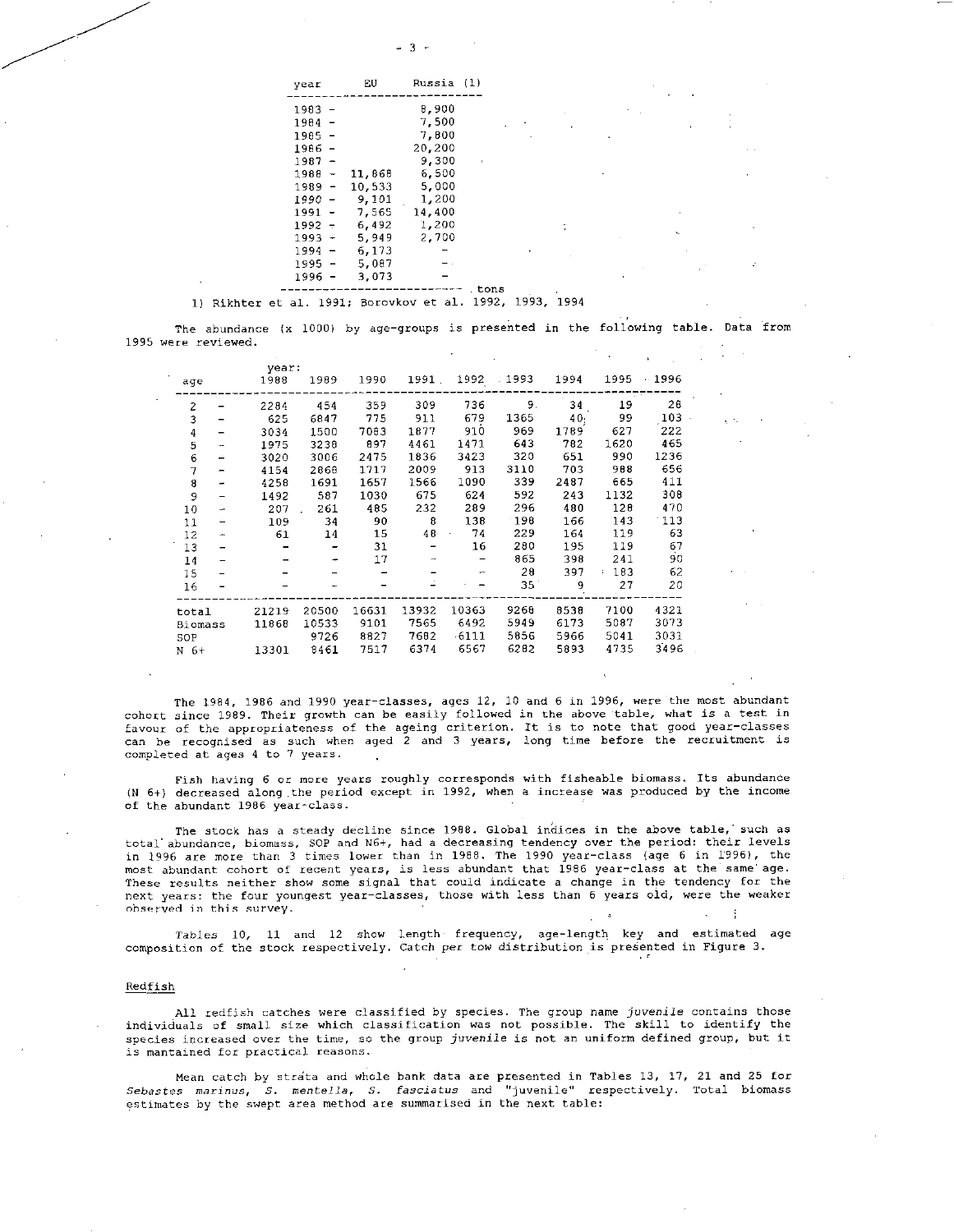| year | EU | Russia (1) |
|---|---|---|
| 1983 - | | 8,900 |
| 1984 - | | 7,500 |
| 1985 - | | 7,800 |
| 1986 - | | 20,200 |
| 1987 - | | 9,300 |
| 1988 - | 11,868 | 6,500 |
| 1989 - | 10,533 | 5,000 |
| 1990 - | 9,101 | 1,200 |
| 1991 - | 7,565 | 14,400 |
| 1992 - | 6,492 | 1,200 |
| 1993 - | 5,949 | 2,700 |
| 1994 - | 6,173 | - |
| 1995 - | 5,087 | - |
| 1996 - | 3,073 | - |

tons

1) Rikhter et al. 1991; Borovkov et al. 1992, 1993, 1994

The abundance (x 1000) by age-groups is presented in the following table. Data from 1995 were reviewed.

| age | 1988 | 1989 | 1990 | 1991 | 1992 | 1993 | 1994 | 1995 | 1996 |
|---|---|---|---|---|---|---|---|---|---|
| 2 - | 2284 | 454 | 359 | 309 | 736 | 9 | 34 | 19 | 28 |
| 3 - | 625 | 6847 | 775 | 911 | 679 | 1365 | 40 | 99 | 103 |
| 4 - | 3034 | 1500 | 7083 | 1877 | 910 | 969 | 1789 | 627 | 222 |
| 5 - | 1975 | 3238 | 897 | 4461 | 1471 | 643 | 782 | 1620 | 465 |
| 6 - | 3020 | 3006 | 2475 | 1836 | 3423 | 320 | 651 | 990 | 1236 |
| 7 - | 4154 | 2868 | 1717 | 2009 | 913 | 3110 | 703 | 988 | 656 |
| 8 - | 4258 | 1691 | 1657 | 1566 | 1090 | 339 | 2487 | 665 | 411 |
| 9 - | 1492 | 587 | 1030 | 675 | 624 | 592 | 243 | 1132 | 308 |
| 10 - | 207 | 261 | 485 | 232 | 289 | 296 | 480 | 128 | 470 |
| 11 - | 109 | 34 | 90 | 8 | 138 | 198 | 166 | 143 | 113 |
| 12 - | 61 | 14 | 15 | 48 | 74 | 229 | 164 | 119 | 63 |
| 13 - | - | - | 31 | - | 16 | 280 | 195 | 119 | 67 |
| 14 - | - | - | 17 | - | - | 865 | 398 | 241 | 90 |
| 15 - | - | - | - | - | - | 28 | 397 | 183 | 62 |
| 16 - | - | - | - | - | - | 35 | 9 | 27 | 20 |
| total | 21219 | 20500 | 16631 | 13932 | 10363 | 9268 | 8538 | 7100 | 4321 |
| Biomass | 11868 | 10533 | 9101 | 7565 | 6492 | 5949 | 6173 | 5087 | 3073 |
| SOP | | 9726 | 8827 | 7682 | 6111 | 5856 | 5966 | 5041 | 3031 |
| N 6+ | 13301 | 8461 | 7517 | 6374 | 6567 | 6282 | 5893 | 4735 | 3496 |

The 1984, 1986 and 1990 year-classes, ages 12, 10 and 6 in 1996, were the most abundant cohort since 1989. Their growth can be easily followed in the above table, what is a test in favour of the appropriateness of the ageing criterion. It is to note that good year-classes can be recognised as such when aged 2 and 3 years, long time before the recruitment is completed at ages 4 to 7 years.

Fish having 6 or more years roughly corresponds with fisheable biomass. Its abundance (N 6+) decreased along the period except in 1992, when a increase was produced by the income of the abundant 1986 year-class.

The stock has a steady decline since 1988. Global indices in the above table, such as total abundance, biomass, SOP and N6+, had a decreasing tendency over the period: their levels in 1996 are more than 3 times lower than in 1988. The 1990 year-class (age 6 in 1996), the most abundant cohort of recent years, is less abundant that 1986 year-class at the same age. These results neither show some signal that could indicate a change in the tendency for the next years: the four youngest year-classes, those with less than 6 years old, were the weaker observed in this survey.

Tables 10, 11 and 12 show length frequency, age-length key and estimated age composition of the stock respectively. Catch per tow distribution is presented in Figure 3.

## Redfish

All redfish catches were classified by species. The group name *juvenile* contains those individuals of small size which classification was not possible. The skill to identify the species increased over the time, so the group *juvenile* is not an uniform defined group, but it is mantained for practical reasons.

Mean catch by strata and whole bank data are presented in Tables 13, 17, 21 and 25 for *Sebastes marinus*, *S. mentella*, *S. fasciatus* and "juvenile" respectively. Total biomass estimates by the swept area method are summarised in the next table: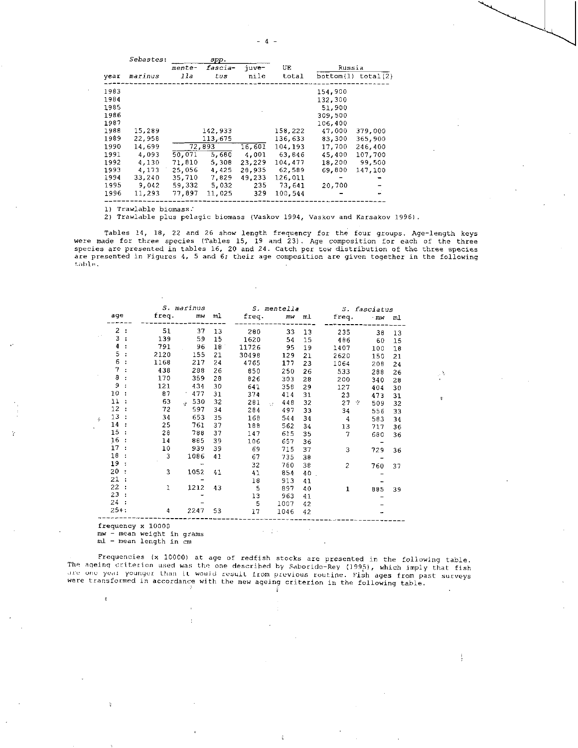| year | *Sebastes*: *marinus* | *spp.* *mentella* | *spp.* *fasciatus* | *spp.* juvenile | UE total | Russia bottom(1) | Russia total(2) |
|---|---|---|---|---|---|---|---|
| 1983 | | | | | | 154,900 | |
| 1984 | | | | | | 132,300 | |
| 1985 | | | | | | 51,900 | |
| 1986 | | | | | | 309,500 | |
| 1987 | | | | | | 106,400 | |
| 1988 | 15,289 | 142,933 | | | 158,222 | 47,000 | 379,000 |
| 1989 | 22,958 | 113,675 | | | 136,633 | 83,300 | 365,900 |
| 1990 | 14,699 | 72,893 | | 16,601 | 104,193 | 17,700 | 246,400 |
| 1991 | 4,093 | 50,071 | 5,680 | 4,001 | 63,846 | 45,400 | 107,700 |
| 1992 | 4,130 | 71,810 | 5,308 | 23,229 | 104,477 | 18,200 | 99,500 |
| 1993 | 4,173 | 25,056 | 4,425 | 28,935 | 62,589 | 69,800 | 147,100 |
| 1994 | 33,240 | 35,710 | 7,829 | 49,233 | 126,011 | - | - |
| 1995 | 9,042 | 59,332 | 5,032 | 235 | 73,641 | 20,700 | - |
| 1996 | 11,293 | 77,897 | 11,025 | 329 | 100,544 | - | - |

1) Trawlable biomass.
2) Trawlable plus pelagic biomass (Vaskov 1994, Vaskov and Karsakov 1996).

Tables 14, 18, 22 and 26 show length frequency for the four groups. Age-length keys were made for three species (Tables 15, 19 and 23). Age composition for each of the three species are presented in tables 16, 20 and 24. Catch per tow distribution of the three species are presented in Figures 4, 5 and 6; their age composition are given together in the following table.

| age | *S. marinus* freq. | mw | ml | *S. mentella* freq. | mw | ml | *S. fasciatus* freq. | mw | ml |
|---|---|---|---|---|---|---|---|---|---|
| 2 : | 51 | 37 | 13 | 280 | 33 | 13 | 235 | 38 | 13 |
| 3 : | 139 | 59 | 15 | 1620 | 54 | 15 | 486 | 60 | 15 |
| 4 : | 791 | 96 | 18 | 11726 | 95 | 19 | 1407 | 100 | 18 |
| 5 : | 2120 | 155 | 21 | 30498 | 129 | 21 | 2620 | 150 | 21 |
| 6 : | 1168 | 217 | 24 | 4765 | 177 | 23 | 1064 | 208 | 24 |
| 7 : | 438 | 288 | 26 | 850 | 250 | 26 | 533 | 288 | 26 |
| 8 : | 170 | 359 | 28 | 826 | 303 | 28 | 200 | 340 | 28 |
| 9 : | 121 | 434 | 30 | 641 | 358 | 29 | 127 | 404 | 30 |
| 10 : | 87 | 477 | 31 | 374 | 414 | 31 | 23 | 473 | 31 |
| 11 : | 63 | 530 | 32 | 281 | 448 | 32 | 27 | 509 | 32 |
| 12 : | 72 | 597 | 34 | 284 | 497 | 33 | 34 | 556 | 33 |
| 13 : | 34 | 653 | 35 | 168 | 544 | 34 | 4 | 583 | 34 |
| 14 : | 25 | 761 | 37 | 188 | 562 | 34 | 13 | 717 | 36 |
| 15 : | 28 | 788 | 37 | 147 | 615 | 35 | 7 | 680 | 36 |
| 16 : | 14 | 885 | 39 | 106 | 657 | 36 | | - | |
| 17 : | 10 | 939 | 39 | 69 | 715 | 37 | 3 | 729 | 36 |
| 18 : | 3 | 1086 | 41 | 67 | 735 | 38 | | - | |
| 19 : | | - | | 32 | 760 | 38 | 2 | 760 | 37 |
| 20 : | 3 | 1052 | 41 | 41 | 854 | 40 | | - | |
| 21 : | | - | | 18 | 913 | 41 | | - | |
| 22 : | 1 | 1212 | 43 | 5 | 897 | 40 | 1 | 885 | 39 |
| 23 : | | - | | 13 | 963 | 41 | | - | |
| 24 : | | - | | 5 | 1007 | 42 | | - | |
| 25+: | 4 | 2247 | 53 | 17 | 1046 | 42 | | - | |

frequency x 10000
mw - mean weight in grams
ml - mean length in cm

Frequencies (x 10000) at age of redfish stocks are presented in the following table. The ageing criterion used was the one described by Saborido-Rey (1995), which imply that fish are one year younger than it would result from previous routine. Fish ages from past surveys were transformed in accordance with the new ageing criterion in the following table.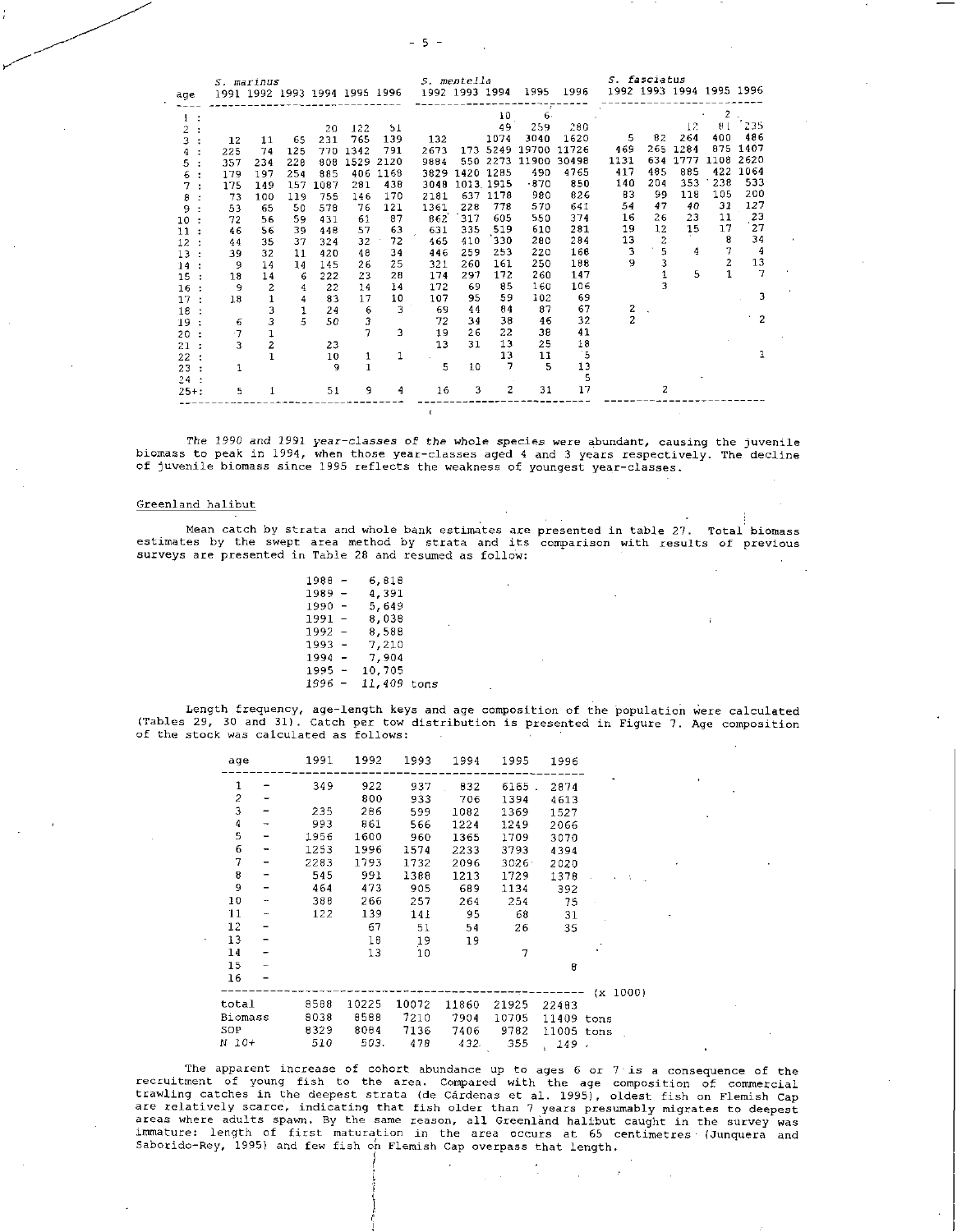| age | *S. marinus* 1991 | 1992 | 1993 | 1994 | 1995 | 1996 | *S. mentella* 1992 | 1993 | 1994 | 1995 | 1996 | *S. fasciatus* 1992 | 1993 | 1994 | 1995 | 1996 |
|---|---|---|---|---|---|---|---|---|---|---|---|---|---|---|---|---|
| 1 : | | | | | | | | | 10 | 6 | | | | | 2 | |
| 2 : | | | | 20 | 122 | 51 | | | 49 | 259 | 280 | | | 12 | 81 | 235 |
| 3 : | 12 | 11 | 65 | 231 | 765 | 139 | 132 | | 1074 | 3040 | 1620 | 5 | 82 | 264 | 400 | 486 |
| 4 : | 225 | 74 | 125 | 770 | 1342 | 791 | 2673 | 173 | 5249 | 19700 | 11726 | 469 | 265 | 1284 | 875 | 1407 |
| 5 : | 357 | 234 | 228 | 808 | 1529 | 2120 | 9884 | 550 | 2273 | 11900 | 30498 | 1131 | 634 | 1777 | 1108 | 2620 |
| 6 : | 179 | 197 | 254 | 885 | 406 | 1168 | 3829 | 1420 | 1285 | 490 | 4765 | 417 | 485 | 885 | 422 | 1064 |
| 7 : | 175 | 149 | 157 | 1087 | 281 | 438 | 3048 | 1013 | 1915 | 870 | 850 | 140 | 204 | 353 | 238 | 533 |
| 8 : | 73 | 100 | 119 | 755 | 146 | 170 | 2181 | 637 | 1178 | 980 | 826 | 83 | 99 | 118 | 105 | 200 |
| 9 : | 53 | 65 | 50 | 578 | 76 | 121 | 1361 | 228 | 778 | 570 | 641 | 54 | 47 | 40 | 31 | 127 |
| 10 : | 72 | 56 | 59 | 431 | 61 | 87 | 862 | 317 | 605 | 550 | 374 | 16 | 26 | 23 | 11 | 23 |
| 11 : | 46 | 56 | 39 | 448 | 57 | 63 | 631 | 335 | 519 | 610 | 281 | 19 | 12 | 15 | 17 | 27 |
| 12 : | 44 | 35 | 37 | 324 | 32 | 72 | 465 | 410 | 330 | 280 | 284 | 13 | 2 | | 8 | 34 |
| 13 : | 39 | 32 | 11 | 420 | 48 | 34 | 446 | 259 | 253 | 220 | 168 | 3 | 5 | 4 | 7 | 4 |
| 14 : | 9 | 14 | 14 | 145 | 26 | 25 | 321 | 260 | 161 | 250 | 188 | 9 | 3 | | 2 | 13 |
| 15 : | 18 | 14 | 6 | 222 | 23 | 28 | 174 | 297 | 172 | 260 | 147 | | 1 | 5 | 1 | 7 |
| 16 : | 9 | 2 | 4 | 22 | 14 | 14 | 172 | 69 | 85 | 160 | 106 | | 3 | | | |
| 17 : | 18 | 1 | 4 | 83 | 17 | 10 | 107 | 95 | 59 | 102 | 69 | | | | | 3 |
| 18 : | | 3 | 1 | 24 | 6 | 3 | 69 | 44 | 84 | 87 | 67 | 2 | | | | |
| 19 : | 6 | 3 | 5 | 50 | 3 | | 72 | 34 | 38 | 46 | 32 | 2 | | | | 2 |
| 20 : | 7 | 1 | | | 7 | 3 | 19 | 26 | 22 | 38 | 41 | | | | | |
| 21 : | 3 | 2 | | 23 | | | 13 | 31 | 13 | 25 | 18 | | | | | |
| 22 : | | 1 | | 10 | 1 | 1 | | | 13 | 11 | 5 | | | | | 1 |
| 23 : | 1 | | | 9 | 1 | | 5 | 10 | 7 | 5 | 13 | | | | | |
| 24 : | | | | | | | | | | | 5 | | | | | |
| 25+: | 5 | 1 | | 51 | 9 | 4 | 16 | 3 | 2 | 31 | 17 | | 2 | | | |

The 1990 and 1991 year-classes of the whole species were abundant, causing the juvenile biomass to peak in 1994, when those year-classes aged 4 and 3 years respectively. The decline of juvenile biomass since 1995 reflects the weakness of youngest year-classes.

## Greenland halibut

Mean catch by strata and whole bank estimates are presented in table 27. Total biomass estimates by the swept area method by strata and its comparison with results of previous surveys are presented in Table 28 and resumed as follow:

1988 - 6,818
1989 - 4,391
1990 - 5,649
1991 - 8,038
1992 - 8,588
1993 - 7,210
1994 - 7,904
1995 - 10,705
*1996 - 11,409 tons*

Length frequency, age-length keys and age composition of the population were calculated (Tables 29, 30 and 31). Catch per tow distribution is presented in Figure 7. Age composition of the stock was calculated as follows:

| age | 1991 | 1992 | 1993 | 1994 | 1995 | 1996 | |
|---|---|---|---|---|---|---|---|
| 1 - | 349 | 922 | 937 | 832 | 6165 | 2874 | |
| 2 - | | 800 | 933 | 706 | 1394 | 4613 | |
| 3 - | 235 | 286 | 599 | 1082 | 1369 | 1527 | |
| 4 - | 993 | 861 | 566 | 1224 | 1249 | 2066 | |
| 5 - | 1956 | 1600 | 960 | 1365 | 1709 | 3070 | |
| 6 - | 1253 | 1996 | 1574 | 2233 | 3793 | 4394 | |
| 7 - | 2283 | 1793 | 1732 | 2096 | 3026 | 2020 | |
| 8 - | 545 | 991 | 1388 | 1213 | 1729 | 1378 | |
| 9 - | 464 | 473 | 905 | 689 | 1134 | 392 | |
| 10 - | 388 | 266 | 257 | 264 | 254 | 75 | |
| 11 - | 122 | 139 | 141 | 95 | 68 | 31 | |
| 12 - | | 67 | 51 | 54 | 26 | 35 | |
| 13 - | | 18 | 19 | 19 | | | |
| 14 - | | 13 | 10 | | 7 | | |
| 15 - | | | | | | 8 | |
| 16 - | | | | | | | (x 1000) |
| total | 8588 | 10225 | 10072 | 11860 | 21925 | 22483 | |
| Biomass | 8038 | 8588 | 7210 | 7904 | 10705 | 11409 | tons |
| SOP | 8329 | 8084 | 7136 | 7406 | 9782 | 11005 | tons |
| *N 10+* | 510 | 503 | 478 | 432 | 355 | 149 | |

The apparent increase of cohort abundance up to ages 6 or 7 is a consequence of the recruitment of young fish to the area. Compared with the age composition of commercial trawling catches in the deepest strata (de Cárdenas et al. 1995), oldest fish on Flemish Cap are relatively scarce, indicating that fish older than 7 years presumably migrates to deepest areas where adults spawn. By the same reason, all Greenland halibut caught in the survey was immature: length of first maturation in the area occurs at 65 centimetres (Junquera and Saborido-Rey, 1995) and few fish on Flemish Cap overpass that length.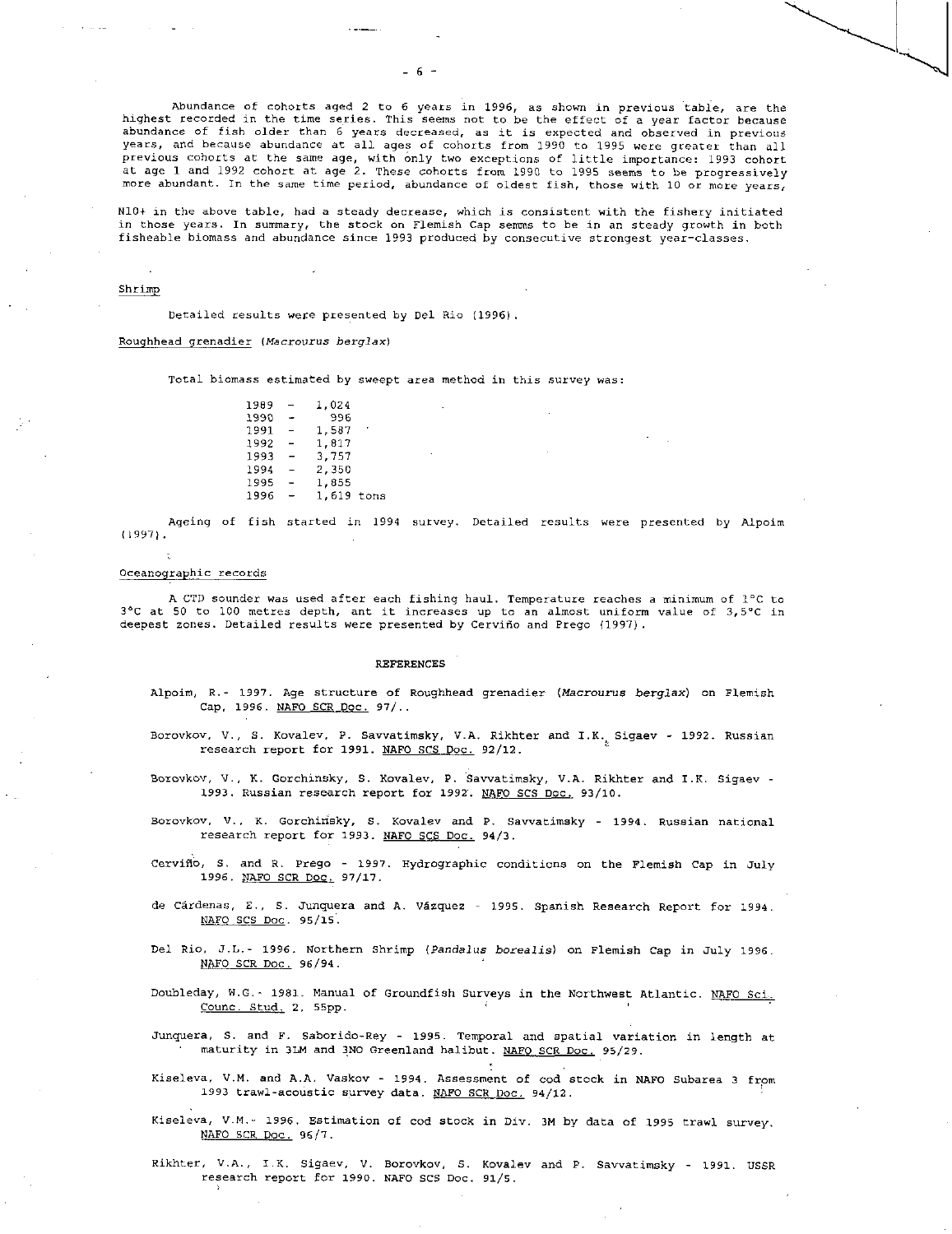Abundance of cohorts aged 2 to 6 years in 1996, as shown in previous table, are the highest recorded in the time series. This seems not to be the effect of a year factor because abundance of fish older than 6 years decreased, as it is expected and observed in previous years, and because abundance at all ages of cohorts from 1990 to 1995 were greater than all previous cohorts at the same age, with only two exceptions of little importance: 1993 cohort at age 1 and 1992 cohort at age 2. These cohorts from 1990 to 1995 seems to be progressively more abundant. In the same time period, abundance of oldest fish, those with 10 or more years,

N10+ in the above table, had a steady decrease, which is consistent with the fishery initiated in those years. In summary, the stock on Flemish Cap semms to be in an steady growth in both fisheable biomass and abundance since 1993 produced by consecutive strongest year-classes.

## Shrimp

Detailed results were presented by Del Rio (1996).

## Roughhead grenadier (*Macrourus berglax*)

Total biomass estimated by sweept area method in this survey was:

| | | |
|---|---|---|
| 1989 | - | 1,024 |
| 1990 | - | 996 |
| 1991 | - | 1,587 |
| 1992 | - | 1,817 |
| 1993 | - | 3,757 |
| 1994 | - | 2,350 |
| 1995 | - | 1,855 |
| 1996 | - | 1,619 tons |

Ageing of fish started in 1994 survey. Detailed results were presented by Alpoim (1997).

## Oceanographic records

A CTD sounder was used after each fishing haul. Temperature reaches a minimum of 1°C to 3°C at 50 to 100 metres depth, ant it increases up to an almost uniform value of 3,5°C in deepest zones. Detailed results were presented by Cerviño and Prego (1997).

## REFERENCES

Alpoim, R.- 1997. Age structure of Roughhead grenadier (*Macrourus berglax*) on Flemish Cap, 1996. NAFO SCR Doc. 97/..

Borovkov, V., S. Kovalev, P. Savvatimsky, V.A. Rikhter and I.K. Sigaev - 1992. Russian research report for 1991. NAFO SCS Doc. 92/12.

Borovkov, V., K. Gorchinsky, S. Kovalev, P. Savvatimsky, V.A. Rikhter and I.K. Sigaev - 1993. Russian research report for 1992. NAFO SCS Doc. 93/10.

Borovkov, V., K. Gorchinsky, S. Kovalev and P. Savvatimsky - 1994. Russian national research report for 1993. NAFO SCS Doc. 94/3.

Cerviño, S. and R. Prego - 1997. Hydrographic conditions on the Flemish Cap in July 1996. NAFO SCR Doc. 97/17.

de Cárdenas, E., S. Junquera and A. Vázquez - 1995. Spanish Research Report for 1994. NAFO SCS Doc. 95/15.

Del Rio, J.L.- 1996. Northern Shrimp (*Pandalus borealis*) on Flemish Cap in July 1996. NAFO SCR Doc. 96/94.

Doubleday, W.G.- 1981. Manual of Groundfish Surveys in the Northwest Atlantic. NAFO Sci. Counc. Stud. 2, 55pp.

Junquera, S. and F. Saborido-Rey - 1995. Temporal and spatial variation in length at maturity in 3LM and 3NO Greenland halibut. NAFO SCR Doc. 95/29.

Kiseleva, V.M. and A.A. Vaskov - 1994. Assessment of cod stock in NAFO Subarea 3 from 1993 trawl-acoustic survey data. NAFO SCR Doc. 94/12.

Kiseleva, V.M.- 1996. Estimation of cod stock in Div. 3M by data of 1995 trawl survey. NAFO SCR Doc. 96/7.

Rikhter, V.A., I.K. Sigaev, V. Borovkov, S. Kovalev and P. Savvatimsky - 1991. USSR research report for 1990. NAFO SCS Doc. 91/5.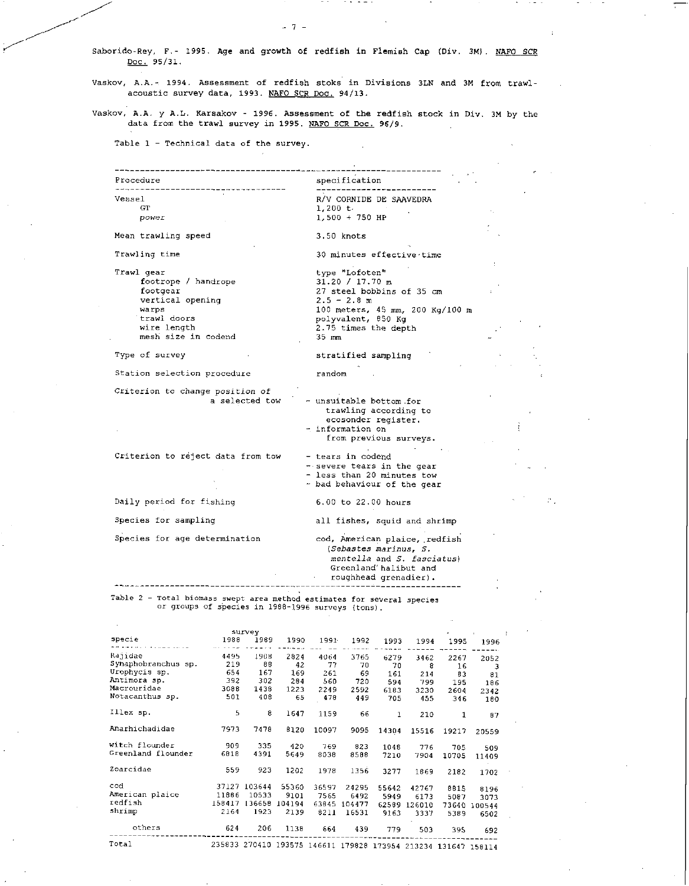Saborido-Rey, F.- 1995. Age and growth of redfish in Flemish Cap (Div. 3M). NAFO SCR Doc. 95/31.

Vaskov, A.A.- 1994. Assessment of redfish stoks in Divisions 3LN and 3M from trawl-acoustic survey data, 1993. NAFO SCR Doc. 94/13.

Vaskov, A.A. y A.L. Karsakov - 1996. Assessment of the redfish stock in Div. 3M by the data from the trawl survey in 1995. NAFO SCR Doc. 96/9.

Table 1 - Technical data of the survey.

| Procedure | specification |
|---|---|
| Vessel | R/V CORNIDE DE SAAVEDRA |
| GT | 1,200 t. |
| *power* | 1,500 + 750 HP |
| Mean trawling speed | 3.50 knots |
| Trawling time | 30 minutes effective time |
| Trawl gear | type "Lofoten" |
| footrope / handrope | 31.20 / 17.70 m |
| footgear | 27 steel bobbins of 35 cm |
| vertical opening | 2.5 - 2.8 m |
| warps | 100 meters, 45 mm, 200 Kg/100 m |
| trawl doors | polyvalent, 850 Kg |
| wire length | 2.75 times the depth |
| mesh size in codend | 35 mm |
| Type of survey | stratified sampling |
| Station selection procedure | random |
| Criterion to change position of a selected tow | - unsuitable bottom for trawling according to ecosonder register.<br>- information on from previous surveys. |
| Criterion to reject data from tow | - tears in codend<br>- severe tears in the gear<br>- less than 20 minutes tow<br>- bad behaviour of the gear |
| Daily period for fishing | 6.00 to 22.00 hours |
| Species for sampling | all fishes, squid and shrimp |
| Species for age determination | cod, American plaice, redfish (*Sebastes marinus*, *S. mentella* and *S. fasciatus*) Greenland halibut and roughhead grenadier). |

Table 2 - Total biomass swept area method estimates for several species or groups of species in 1988-1996 surveys (tons).

| specie | survey 1988 | 1989 | 1990 | 1991 | 1992 | 1993 | 1994 | 1995 | 1996 |
|---|---|---|---|---|---|---|---|---|---|
| Rajidae | 4495 | 1908 | 2824 | 4064 | 3765 | 6279 | 3462 | 2267 | 2052 |
| Synaphobranchus sp. | 219 | 88 | 42 | 77 | 70 | 70 | 8 | 16 | 3 |
| Urophycis sp. | 654 | 167 | 169 | 261 | 69 | 161 | 214 | 83 | 81 |
| Antimora sp. | 392 | 302 | 284 | 560 | 720 | 594 | 799 | 195 | 186 |
| Macrouridae | 3088 | 1438 | 1223 | 2249 | 2592 | 6183 | 3230 | 2604 | 2342 |
| Notacanthus sp. | 501 | 408 | 65 | 478 | 449 | 705 | 455 | 346 | 180 |
| Illex sp. | 5 | 8 | 1647 | 1159 | 66 | 1 | 210 | 1 | 87 |
| Anarhichadidae | 7973 | 7478 | 8120 | 10097 | 9095 | 14304 | 15516 | 19217 | 20559 |
| Witch flounder | 909 | 335 | 420 | 769 | 823 | 1048 | 776 | 705 | 509 |
| Greenland flounder | 6818 | 4391 | 5649 | 8038 | 8588 | 7210 | 7904 | 10705 | 11409 |
| Zoarcidae | 559 | 923 | 1202 | 1978 | 1356 | 3277 | 1869 | 2182 | 1702 |
| cod | 37127 | 103644 | 55360 | 36597 | 24295 | 55642 | 42767 | 8815 | 8196 |
| American plaice | 11886 | 10533 | 9101 | 7565 | 6492 | 5949 | 6173 | 5087 | 3073 |
| redfish | 158417 | 136658 | 104194 | 63845 | 104477 | 62589 | 126010 | 73640 | 100544 |
| shrimp | 2164 | 1923 | 2139 | 8211 | 16531 | 9163 | 3337 | 5389 | 6502 |
| others | 624 | 206 | 1138 | 664 | 439 | 779 | 503 | 395 | 692 |
| Total | 235833 | 270410 | 193575 | 146611 | 179828 | 173954 | 213234 | 131647 | 158114 |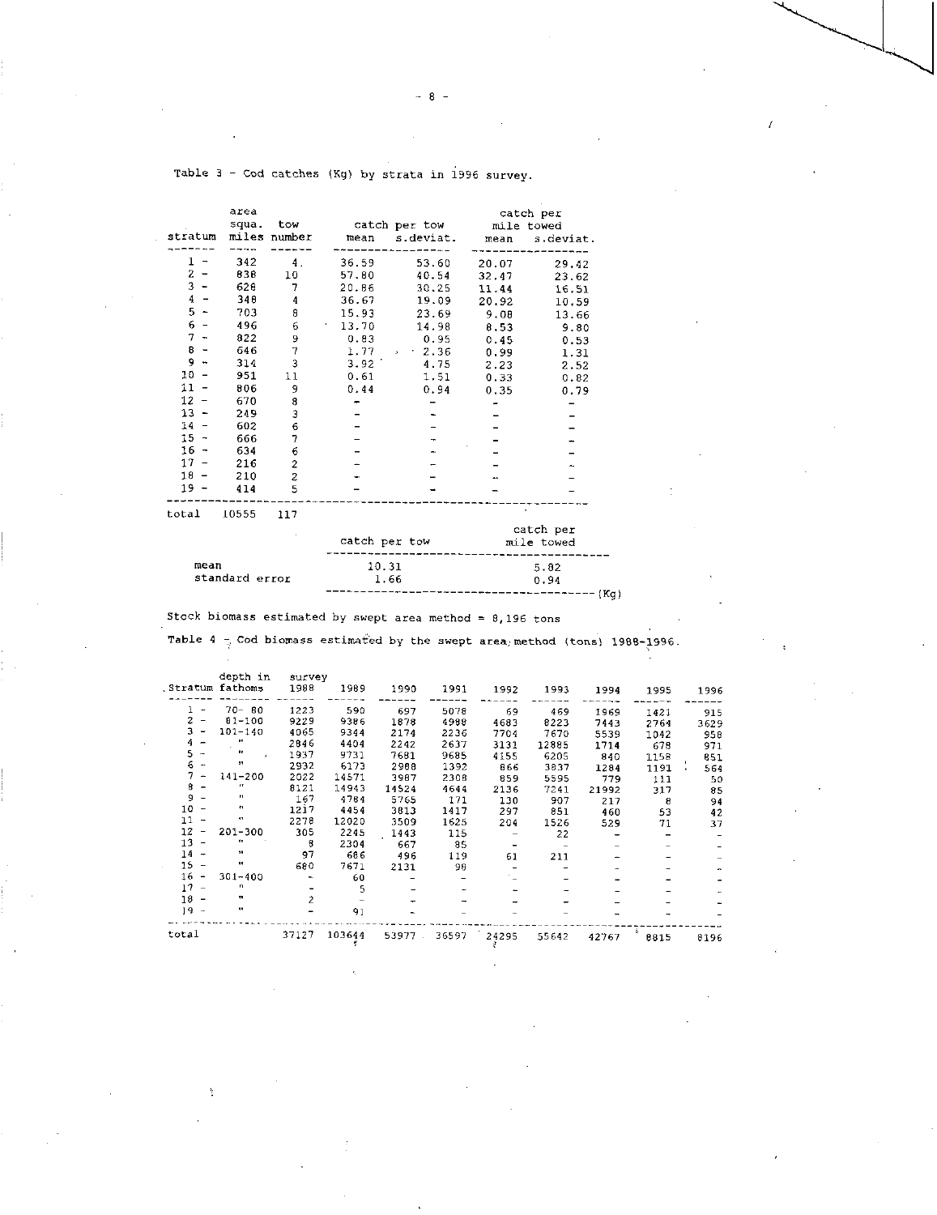Table 3 - Cod catches (Kg) by strata in 1996 survey.

| stratum | area squa. miles | tow number | catch per tow mean | catch per tow s.deviat. | catch per mile towed mean | catch per mile towed s.deviat. |
|---|---|---|---|---|---|---|
| 1 - | 342 | 4 | 36.59 | 53.60 | 20.07 | 29.42 |
| 2 - | 838 | 10 | 57.80 | 40.54 | 32.47 | 23.62 |
| 3 - | 628 | 7 | 20.86 | 30.25 | 11.44 | 16.51 |
| 4 - | 348 | 4 | 36.67 | 19.09 | 20.92 | 10.59 |
| 5 - | 703 | 8 | 15.93 | 23.69 | 9.08 | 13.66 |
| 6 - | 496 | 6 | 13.70 | 14.98 | 8.53 | 9.80 |
| 7 - | 822 | 9 | 0.83 | 0.95 | 0.45 | 0.53 |
| 8 - | 646 | 7 | 1.77 | 2.36 | 0.99 | 1.31 |
| 9 - | 314 | 3 | 3.92 | 4.75 | 2.23 | 2.52 |
| 10 - | 951 | 11 | 0.61 | 1.51 | 0.33 | 0.82 |
| 11 - | 806 | 9 | 0.44 | 0.94 | 0.35 | 0.79 |
| 12 - | 670 | 8 | - | - | - | - |
| 13 - | 249 | 3 | - | - | - | - |
| 14 - | 602 | 6 | - | - | - | - |
| 15 - | 666 | 7 | - | - | - | - |
| 16 - | 634 | 6 | - | - | - | - |
| 17 - | 216 | 2 | - | - | - | - |
| 18 - | 210 | 2 | - | - | - | - |
| 19 - | 414 | 5 | - | - | - | - |
| total | 10555 | 117 | | | | |

| | catch per tow | catch per mile towed |
|---|---|---|
| mean | 10.31 | 5.82 |
| standard error | 1.66 | 0.94 |

(Kg)

Stock biomass estimated by swept area method = 8,196 tons

Table 4 - Cod biomass estimated by the swept area method (tons) 1988-1996.

| Stratum | depth in fathoms | survey 1988 | 1989 | 1990 | 1991 | 1992 | 1993 | 1994 | 1995 | 1996 |
|---|---|---|---|---|---|---|---|---|---|---|
| 1 - | 70- 80 | 1223 | 590 | 697 | 5078 | 69 | 469 | 1969 | 1421 | 915 |
| 2 - | 81-100 | 9229 | 9386 | 1878 | 4988 | 4683 | 8223 | 7443 | 2764 | 3629 |
| 3 - | 101-140 | 4065 | 9344 | 2174 | 2236 | 7704 | 7670 | 5539 | 1042 | 958 |
| 4 - | " | 2846 | 4404 | 2242 | 2637 | 3131 | 12885 | 1714 | 678 | 971 |
| 5 - | " | 1937 | 9731 | 7681 | 9685 | 4155 | 6205 | 840 | 1158 | 851 |
| 6 - | " | 2932 | 6173 | 2988 | 1392 | 866 | 3837 | 1284 | 1191 | 564 |
| 7 - | 141-200 | 2022 | 14571 | 3987 | 2308 | 859 | 5595 | 779 | 111 | 50 |
| 8 - | " | 8121 | 14943 | 14524 | 4644 | 2136 | 7241 | 21992 | 317 | 85 |
| 9 - | " | 167 | 4784 | 5765 | 171 | 130 | 907 | 217 | 8 | 94 |
| 10 - | " | 1217 | 4454 | 3813 | 1417 | 297 | 851 | 460 | 53 | 42 |
| 11 - | " | 2278 | 12020 | 3509 | 1625 | 204 | 1526 | 529 | 71 | 37 |
| 12 - | 201-300 | 305 | 2245 | 1443 | 115 | - | 22 | - | - | - |
| 13 - | " | 8 | 2304 | 667 | 85 | - | - | - | - | - |
| 14 - | " | 97 | 686 | 496 | 119 | 61 | 211 | - | - | - |
| 15 - | " | 680 | 7671 | 2131 | 98 | - | - | - | - | - |
| 16 - | 301-400 | - | 60 | - | - | - | - | - | - | - |
| 17 - | " | - | 5 | - | - | - | - | - | - | - |
| 18 - | " | 2 | - | - | - | - | - | - | - | - |
| 19 - | " | - | 91 | - | - | - | - | - | - | - |
| total | | 37127 | 103644 | 53977 | 36597 | 24295 | 55642 | 42767 | 8815 | 8196 |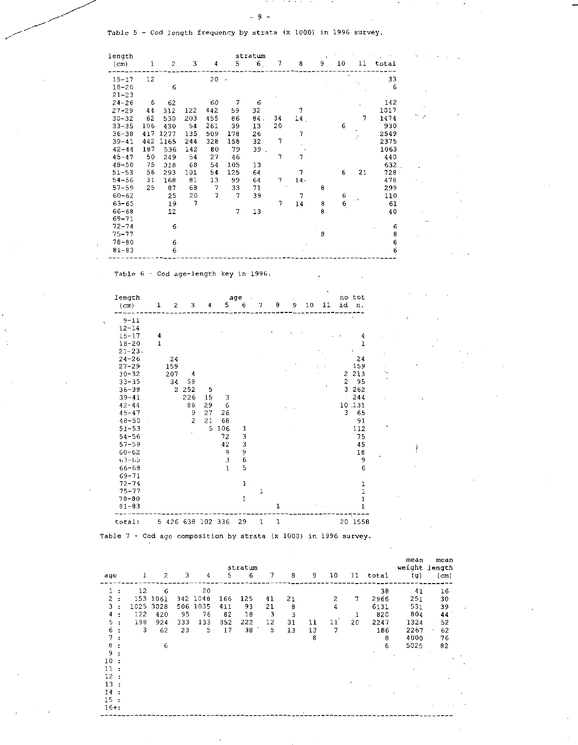Table 5 - Cod length frequency by strata (x 1000) in 1996 survey.

| length (cm) | 1 | 2 | 3 | 4 | 5 | 6 | 7 | 8 | 9 | 10 | 11 | total |
|---|---|---|---|---|---|---|---|---|---|---|---|---|
| 15-17 | 12 | | | 20 | | | | | | | | 33 |
| 18-20 | | 6 | | | | | | | | | | 6 |
| 21-23 | | | | | | | | | | | | |
| 24-26 | 6 | 62 | | 60 | 7 | 6 | | | | | | 142 |
| 27-29 | 44 | 312 | 122 | 442 | 59 | 32 | | 7 | | | | 1017 |
| 30-32 | 62 | 530 | 203 | 455 | 86 | 84 | 34 | 14 | | | 7 | 1474 |
| 33-35 | 106 | 430 | 54 | 261 | 39 | 13 | 20 | | | 6 | | 930 |
| 36-38 | 417 | 1277 | 135 | 509 | 178 | 26 | | 7 | | | | 2549 |
| 39-41 | 442 | 1165 | 244 | 328 | 158 | 32 | 7 | | | | | 2375 |
| 42-44 | 187 | 536 | 142 | 80 | 79 | 39 | | | | | | 1063 |
| 45-47 | 50 | 249 | 54 | 27 | 46 | | 7 | 7 | | | | 440 |
| 48-50 | 75 | 318 | 68 | 54 | 105 | 13 | | | | | | 632 |
| 51-53 | 56 | 293 | 101 | 54 | 125 | 64 | | 7 | | 6 | 21 | 728 |
| 54-56 | 31 | 168 | 81 | 13 | 99 | 64 | 7 | 14 | | | | 478 |
| 57-59 | 25 | 87 | 68 | 7 | 33 | 71 | | | 8 | | | 299 |
| 60-62 | | 25 | 20 | 7 | 7 | 39 | | 7 | | 6 | | 110 |
| 63-65 | | 19 | 7 | | | | 7 | 14 | 8 | 6 | | 61 |
| 66-68 | | 12 | | | 7 | 13 | | | 8 | | | 40 |
| 69-71 | | | | | | | | | | | | |
| 72-74 | | 6 | | | | | | | | | | 6 |
| 75-77 | | | | | | | | | 8 | | | 8 |
| 78-80 | | 6 | | | | | | | | | | 6 |
| 81-83 | | 6 | | | | | | | | | | 6 |

Table 6 - Cod age-length key in 1996.

| length (cm) | 1 | 2 | 3 | 4 | 5 | 6 | 7 | 8 | 9 | 10 | 11 | no id | tot n. |
|---|---|---|---|---|---|---|---|---|---|---|---|---|---|
| 9-11 | | | | | | | | | | | | | |
| 12-14 | | | | | | | | | | | | | |
| 15-17 | 4 | | | | | | | | | | | | 4 |
| 18-20 | 1 | | | | | | | | | | | | 1 |
| 21-23 | | | | | | | | | | | | | |
| 24-26 | | 24 | | | | | | | | | | | 24 |
| 27-29 | | 159 | | | | | | | | | | | 159 |
| 30-32 | | 207 | 4 | | | | | | | | | 2 | 213 |
| 33-35 | | 34 | 59 | | | | | | | | | 2 | 95 |
| 36-38 | | 2 | 252 | 5 | | | | | | | | 3 | 262 |
| 39-41 | | | 226 | 15 | 3 | | | | | | | | 244 |
| 42-44 | | | 86 | 29 | 6 | | | | | | | 10 | 131 |
| 45-47 | | | 9 | 27 | 26 | | | | | | | 3 | 65 |
| 48-50 | | | 2 | 21 | 68 | | | | | | | | 91 |
| 51-53 | | | | 5 | 106 | 1 | | | | | | | 112 |
| 54-56 | | | | | 72 | 3 | | | | | | | 75 |
| 57-59 | | | | | 42 | 3 | | | | | | | 45 |
| 60-62 | | | | | 9 | 9 | | | | | | | 18 |
| 63-65 | | | | | 3 | 6 | | | | | | | 9 |
| 66-68 | | | | | 1 | 5 | | | | | | | 6 |
| 69-71 | | | | | | | | | | | | | |
| 72-74 | | | | | | 1 | | | | | | | 1 |
| 75-77 | | | | | | | 1 | | | | | | 1 |
| 78-80 | | | | | | 1 | | | | | | | 1 |
| 81-83 | | | | | | | | 1 | | | | | 1 |
| total: | 5 | 426 | 638 | 102 | 336 | 29 | 1 | 1 | | | | 20 | 1558 |

Table 7 - Cod age composition by strata (x 1000) in 1996 survey.

| age | 1 | 2 | 3 | 4 | 5 | 6 | 7 | 8 | 9 | 10 | 11 | total | mean weight (g) | mean length (cm) |
|---|---|---|---|---|---|---|---|---|---|---|---|---|---|---|
| 1 : | 12 | 6 | | 20 | | | | | | | | 38 | 41 | 16 |
| 2 : | 153 | 1061 | 342 | 1048 | 166 | 125 | 41 | 21 | | 2 | 7 | 2966 | 251 | 30 |
| 3 : | 1025 | 3028 | 506 | 1035 | 411 | 93 | 21 | 8 | | 4 | | 6131 | 531 | 39 |
| 4 : | 122 | 420 | 95 | 76 | 82 | 18 | 3 | 3 | | | 1 | 820 | 804 | 44 |
| 5 : | 198 | 924 | 333 | 133 | 352 | 222 | 12 | 31 | 11 | 11 | 20 | 2247 | 1324 | 52 |
| 6 : | 3 | 62 | 23 | 5 | 17 | 38 | 5 | 13 | 13 | 7 | | 186 | 2267 | 62 |
| 7 : | | | | | | | | | 8 | | | 8 | 4000 | 76 |
| 8 : | | 6 | | | | | | | | | | 6 | 5025 | 82 |
| 9 : | | | | | | | | | | | | | | |
| 10 : | | | | | | | | | | | | | | |
| 11 : | | | | | | | | | | | | | | |
| 12 : | | | | | | | | | | | | | | |
| 13 : | | | | | | | | | | | | | | |
| 14 : | | | | | | | | | | | | | | |
| 15 : | | | | | | | | | | | | | | |
| 16+: | | | | | | | | | | | | | | |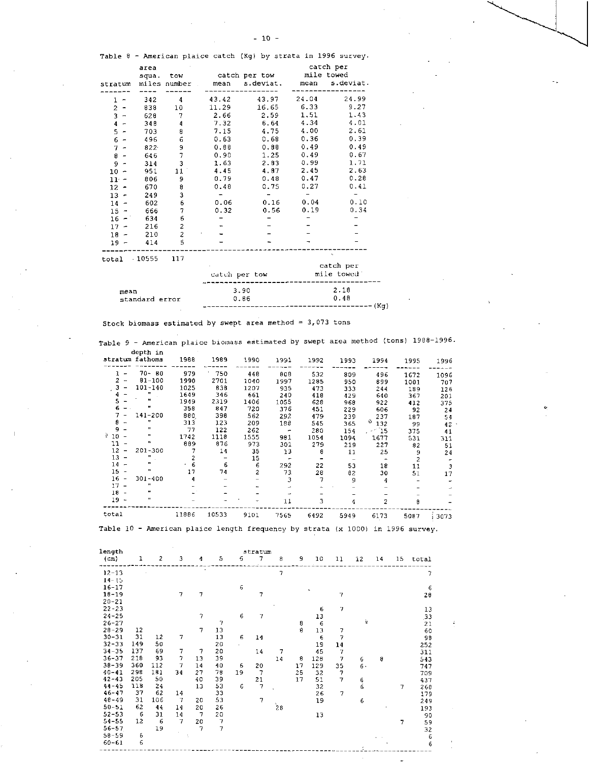Table 8 - American plaice catch (Kg) by strata in 1996 survey.

| stratum | area squa. miles | tow number | catch per tow mean | catch per tow s.deviat. | catch per mile towed mean | catch per mile towed s.deviat. |
|---|---|---|---|---|---|---|
| 1 - | 342 | 4 | 43.42 | 43.97 | 24.04 | 24.99 |
| 2 - | 838 | 10 | 11.29 | 16.65 | 6.33 | 9.27 |
| 3 - | 628 | 7 | 2.66 | 2.59 | 1.51 | 1.43 |
| 4 - | 348 | 4 | 7.32 | 6.64 | 4.34 | 4.01 |
| 5 - | 703 | 8 | 7.15 | 4.75 | 4.00 | 2.61 |
| 6 - | 496 | 6 | 0.63 | 0.68 | 0.36 | 0.39 |
| 7 - | 822 | 9 | 0.88 | 0.88 | 0.49 | 0.49 |
| 8 - | 646 | 7 | 0.90 | 1.25 | 0.49 | 0.67 |
| 9 - | 314 | 3 | 1.63 | 2.83 | 0.99 | 1.71 |
| 10 - | 951 | 11 | 4.45 | 4.87 | 2.45 | 2.63 |
| 11 - | 806 | 9 | 0.79 | 0.48 | 0.47 | 0.28 |
| 12 - | 670 | 8 | 0.48 | 0.75 | 0.27 | 0.41 |
| 13 - | 249 | 3 | - | - | - | - |
| 14 - | 602 | 6 | 0.06 | 0.16 | 0.04 | 0.10 |
| 15 - | 666 | 7 | 0.32 | 0.56 | 0.19 | 0.34 |
| 16 - | 634 | 6 | - | - | - | - |
| 17 - | 216 | 2 | - | - | - | - |
| 18 - | 210 | 2 | - | - | - | - |
| 19 - | 414 | 5 | - | - | - | - |
| total | 10555 | 117 | | | | |

| | catch per tow | catch per mile towed |
|---|---|---|
| mean | 3.90 | 2.18 |
| standard error | 0.86 | 0.48 |

(Kg)

Stock biomass estimated by swept area method = 3,073 tons

Table 9 - American plaice biomass estimated by swept area method (tons) 1988-1996.

| stratum | depth in fathoms | 1988 | 1989 | 1990 | 1991 | 1992 | 1993 | 1994 | 1995 | 1996 |
|---|---|---|---|---|---|---|---|---|---|---|
| 1 - | 70- 80 | 979 | 750 | 448 | 808 | 532 | 809 | 496 | 1672 | 1096 |
| 2 - | 81-100 | 1990 | 2701 | 1040 | 1997 | 1285 | 950 | 899 | 1001 | 707 |
| 3 - | 101-140 | 1025 | 838 | 1207 | 935 | 473 | 333 | 244 | 189 | 126 |
| 4 - | " | 1649 | 346 | 661 | 240 | 418 | 429 | 640 | 367 | 201 |
| 5 - | " | 1949 | 2319 | 1406 | 1055 | 628 | 968 | 922 | 412 | 375 |
| 6 - | " | 358 | 847 | 720 | 376 | 451 | 229 | 606 | 92 | 24 |
| 7 - | 141-200 | 880 | 398 | 562 | 292 | 479 | 239 | 237 | 187 | 54 |
| 8 - | " | 313 | 123 | 209 | 188 | 545 | 365 | 132 | 99 | 42 |
| 9 - | " | 77 | 122 | 262 | - | 280 | 154 | 15 | 375 | 41 |
| 10 - | " | 1742 | 1118 | 1555 | 981 | 1054 | 1094 | 1677 | 531 | 311 |
| 11 - | " | 889 | 876 | 973 | 301 | 279 | 219 | 227 | 82 | 51 |
| 12 - | 201-300 | 7 | 14 | 35 | 13 | 8 | 11 | 25 | 9 | 24 |
| 13 - | " | 2 | - | 15 | - | - | - | - | 2 | - |
| 14 - | " | 6 | 6 | 6 | 292 | 22 | 53 | 18 | 11 | 3 |
| 15 - | " | 17 | 74 | 2 | 73 | 28 | 82 | 30 | 51 | 17 |
| 16 - | 301-400 | 4 | - | - | 3 | 7 | 9 | 4 | - | - |
| 17 - | " | - | - | - | - | - | - | - | - | - |
| 18 - | " | - | - | - | - | - | - | - | - | - |
| 19 - | " | - | - | - | 11 | 3 | 4 | 2 | 8 | - |
| total | | 11886 | 10533 | 9101 | 7565 | 6492 | 5949 | 6173 | 5087 | 3073 |

Table 10 - American plaice length frequency by strata (x 1000) in 1996 survey.

| length (cm) | 1 | 2 | 3 | 4 | 5 | 6 | 7 | 8 | 9 | 10 | 11 | 12 | 14 | 15 | total |
|---|---|---|---|---|---|---|---|---|---|---|---|---|---|---|---|
| 12-13 | | | | | | | | 7 | | | | | | | 7 |
| 14-15 | | | | | | | | | | | | | | | |
| 16-17 | | | | | | 6 | | | | | | | | | 6 |
| 18-19 | | | 7 | 7 | | | 7 | | | | 7 | | | | 28 |
| 20-21 | | | | | | | | | | | | | | | |
| 22-23 | | | | | | | | | | 6 | 7 | | | | 13 |
| 24-25 | | | | 7 | | 6 | 7 | | | 13 | | | | | 33 |
| 26-27 | | | | | 7 | | | | 8 | 6 | | | | | 21 |
| 28-29 | 12 | | | 7 | 13 | | | | 8 | 13 | 7 | | | | 60 |
| 30-31 | 31 | 12 | 7 | | 13 | 6 | 14 | | | 6 | 7 | | | | 98 |
| 32-33 | 149 | 50 | | | 20 | | | | | 19 | 14 | | | | 252 |
| 34-35 | 137 | 69 | 7 | 7 | 20 | | 14 | 7 | | 45 | 7 | | | | 311 |
| 36-37 | 218 | 93 | 7 | 13 | 39 | | | 14 | 8 | 128 | 7 | 6 | 8 | | 543 |
| 38-39 | 360 | 112 | 7 | 14 | 40 | 6 | 20 | | 17 | 129 | 35 | 6 | | | 747 |
| 40-41 | 298 | 181 | 34 | 27 | 78 | 19 | 7 | | 25 | 32 | 7 | | | | 709 |
| 42-43 | 205 | 50 | | 40 | 39 | | 21 | | 17 | 51 | 7 | 6 | | | 437 |
| 44-45 | 118 | 24 | | 13 | 53 | 6 | 7 | | | 32 | | 6 | | 7 | 268 |
| 46-47 | 37 | 62 | 14 | | 33 | | | | | 26 | 7 | | | | 179 |
| 48-49 | 31 | 106 | 7 | 20 | 53 | | 7 | | | 19 | | 6 | | | 249 |
| 50-51 | 62 | 44 | 14 | 20 | 26 | | | 28 | | | | | | | 193 |
| 52-53 | 6 | 31 | 14 | 7 | 20 | | | | | 13 | | | | | 90 |
| 54-55 | 12 | 6 | 7 | 20 | 7 | | | | | | | | | 7 | 59 |
| 56-57 | | 19 | | 7 | 7 | | | | | | | | | | 32 |
| 58-59 | 6 | | | | | | | | | | | | | | 6 |
| 60-61 | 6 | | | | | | | | | | | | | | 6 |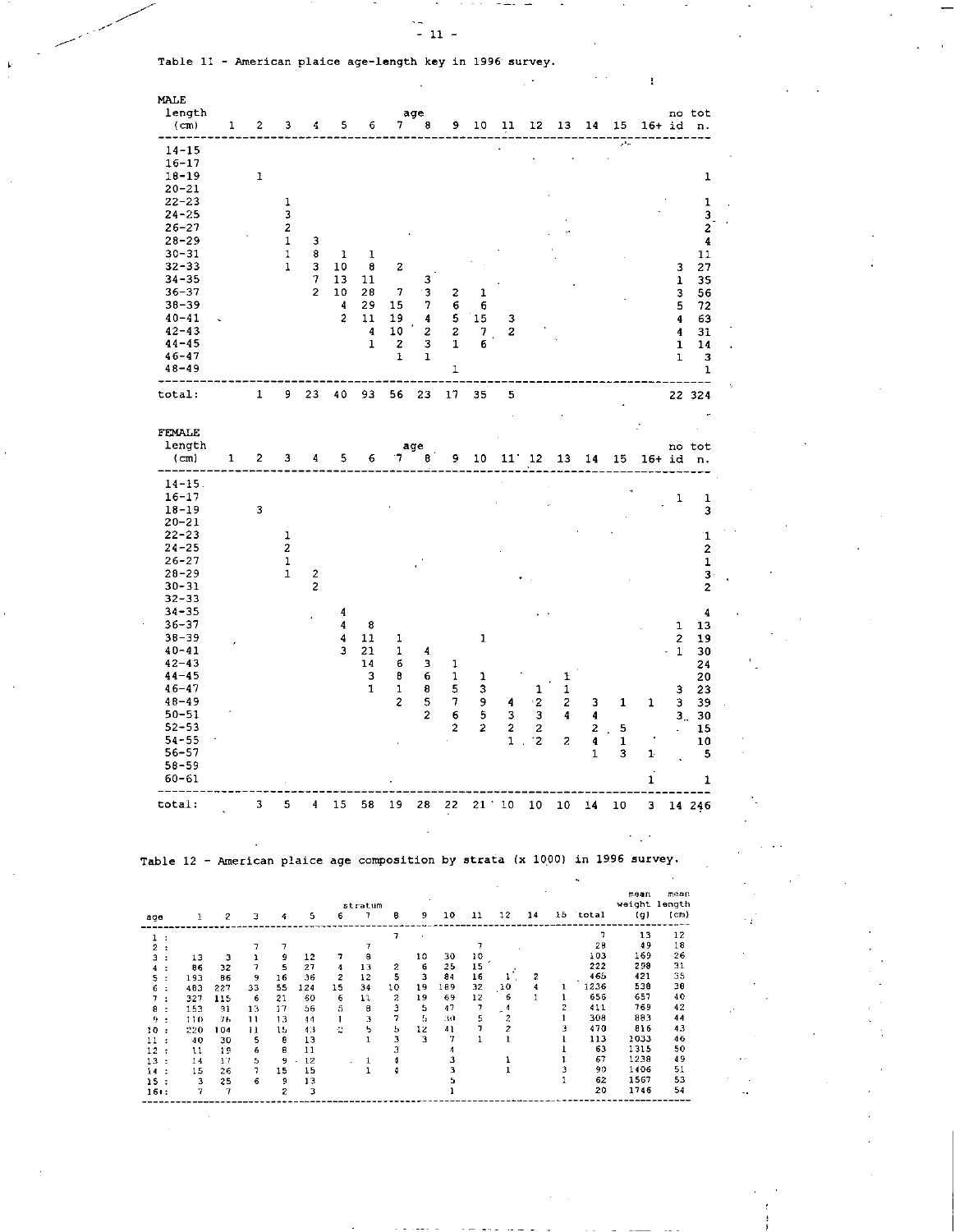Table 11 - American plaice age-length key in 1996 survey.

**MALE**

| length (cm) | 1 | 2 | 3 | 4 | 5 | 6 | 7 | 8 | 9 | 10 | 11 | 12 | 13 | 14 | 15 | 16+ | no id | tot n. |
|---|---|---|---|---|---|---|---|---|---|---|---|---|---|---|---|---|---|---|
| 14-15 | | | | | | | | | | | | | | | | | | |
| 16-17 | | | | | | | | | | | | | | | | | | |
| 18-19 | | 1 | | | | | | | | | | | | | | | | 1 |
| 20-21 | | | | | | | | | | | | | | | | | | |
| 22-23 | | | 1 | | | | | | | | | | | | | | | 1 |
| 24-25 | | | 3 | | | | | | | | | | | | | | | 3 |
| 26-27 | | | 2 | | | | | | | | | | | | | | | 2 |
| 28-29 | | | 1 | 3 | | | | | | | | | | | | | | 4 |
| 30-31 | | | 1 | 8 | 1 | 1 | | | | | | | | | | | | 11 |
| 32-33 | | | 1 | 3 | 10 | 8 | 2 | | | | | | | | | | 3 | 27 |
| 34-35 | | | | 7 | 13 | 11 | | 3 | | | | | | | | | 1 | 35 |
| 36-37 | | | | 2 | 10 | 28 | 7 | 3 | 2 | 1 | | | | | | | 3 | 56 |
| 38-39 | | | | | 4 | 29 | 15 | 7 | 6 | 6 | | | | | | | 5 | 72 |
| 40-41 | | | | | 2 | 11 | 19 | 4 | 5 | 15 | 3 | | | | | | 4 | 63 |
| 42-43 | | | | | | 4 | 10 | 2 | 2 | 7 | 2 | | | | | | 4 | 31 |
| 44-45 | | | | | | 1 | 2 | 3 | 1 | 6 | | | | | | | 1 | 14 |
| 46-47 | | | | | | | 1 | 1 | | | | | | | | | 1 | 3 |
| 48-49 | | | | | | | | | 1 | | | | | | | | | 1 |
| total: | | 1 | 9 | 23 | 40 | 93 | 56 | 23 | 17 | 35 | 5 | | | | | | 22 | 324 |

**FEMALE**

| length (cm) | 1 | 2 | 3 | 4 | 5 | 6 | 7 | 8 | 9 | 10 | 11 | 12 | 13 | 14 | 15 | 16+ | no id | tot n. |
|---|---|---|---|---|---|---|---|---|---|---|---|---|---|---|---|---|---|---|
| 14-15 | | | | | | | | | | | | | | | | | | |
| 16-17 | | | | | | | | | | | | | | | | | 1 | 1 |
| 18-19 | | 3 | | | | | | | | | | | | | | | | 3 |
| 20-21 | | | | | | | | | | | | | | | | | | |
| 22-23 | | | 1 | | | | | | | | | | | | | | | 1 |
| 24-25 | | | 2 | | | | | | | | | | | | | | | 2 |
| 26-27 | | | 1 | | | | | | | | | | | | | | | 1 |
| 28-29 | | | 1 | 2 | | | | | | | | | | | | | | 3 |
| 30-31 | | | | 2 | | | | | | | | | | | | | | 2 |
| 32-33 | | | | | | | | | | | | | | | | | | |
| 34-35 | | | | | 4 | | | | | | | | | | | | | 4 |
| 36-37 | | | | | 4 | 8 | | | | | | | | | | | 1 | 13 |
| 38-39 | | | | | 4 | 11 | 1 | | | 1 | | | | | | | 2 | 19 |
| 40-41 | | | | | 3 | 21 | 1 | 4 | | | | | | | | | 1 | 30 |
| 42-43 | | | | | | 14 | 6 | 3 | 1 | | | | | | | | | 24 |
| 44-45 | | | | | | 3 | 8 | 6 | 1 | 1 | | | 1 | | | | | 20 |
| 46-47 | | | | | | 1 | 1 | 8 | 5 | 3 | | 1 | 1 | | | | 3 | 23 |
| 48-49 | | | | | | | 2 | 5 | 7 | 9 | 4 | 2 | 2 | 3 | 1 | 1 | 3 | 39 |
| 50-51 | | | | | | | | 2 | 6 | 5 | 3 | 3 | 4 | 4 | | | 3 | 30 |
| 52-53 | | | | | | | | | 2 | 2 | 2 | 2 | | 2 | 5 | | | 15 |
| 54-55 | | | | | | | | | | | 1 | 2 | 2 | 4 | 1 | | | 10 |
| 56-57 | | | | | | | | | | | | | | 1 | 3 | 1 | | 5 |
| 58-59 | | | | | | | | | | | | | | | | | | |
| 60-61 | | | | | | | | | | | | | | | | 1 | | 1 |
| total: | | 3 | 5 | 4 | 15 | 58 | 19 | 28 | 22 | 21 | 10 | 10 | 10 | 14 | 10 | 3 | 14 | 246 |

Table 12 - American plaice age composition by strata (x 1000) in 1996 survey.

| age | stratum 1 | 2 | 3 | 4 | 5 | 6 | 7 | 8 | 9 | 10 | 11 | 12 | 14 | 15 | total | mean weight (g) | mean length (cm) |
|---|---|---|---|---|---|---|---|---|---|---|---|---|---|---|---|---|---|
| 1 : | | | | | | | | 7 | | | | | | | 7 | 13 | 12 |
| 2 : | | | 7 | 7 | | | 7 | | | | 7 | | | | 28 | 49 | 18 |
| 3 : | 13 | 3 | 1 | 9 | 12 | 7 | 8 | | 10 | 30 | 10 | | | | 103 | 169 | 26 |
| 4 : | 86 | 32 | 7 | 5 | 27 | 4 | 13 | 2 | 6 | 25 | 15 | | | | 222 | 298 | 31 |
| 5 : | 193 | 86 | 9 | 16 | 36 | 2 | 12 | 5 | 3 | 84 | 16 | 1 | 2 | | 465 | 421 | 35 |
| 6 : | 483 | 227 | 33 | 55 | 124 | 15 | 34 | 10 | 19 | 189 | 32 | 10 | 4 | 1 | 1236 | 538 | 38 |
| 7 : | 327 | 115 | 6 | 21 | 60 | 6 | 11 | 2 | 19 | 69 | 12 | 6 | 1 | 1 | 656 | 657 | 40 |
| 8 : | 153 | 91 | 13 | 17 | 56 | 5 | 8 | 3 | 5 | 47 | 7 | 4 | | 2 | 411 | 769 | 42 |
| 9 : | 110 | 76 | 11 | 13 | 44 | 1 | 3 | 7 | 5 | 30 | 5 | 2 | | 1 | 308 | 883 | 44 |
| 10 : | 220 | 104 | 11 | 15 | 43 | 2 | 5 | 5 | 12 | 41 | 7 | 2 | | 3 | 470 | 816 | 43 |
| 11 : | 40 | 30 | 5 | 8 | 13 | | 1 | 3 | 3 | 7 | 1 | 1 | | 1 | 113 | 1033 | 46 |
| 12 : | 11 | 19 | 6 | 8 | 11 | | | 3 | | 4 | | | | 1 | 63 | 1315 | 50 |
| 13 : | 14 | 17 | 5 | 9 | 12 | | 1 | 4 | | 3 | | 1 | | 1 | 67 | 1238 | 49 |
| 14 : | 15 | 26 | 7 | 15 | 15 | | 1 | 4 | | 3 | | 1 | | 3 | 90 | 1406 | 51 |
| 15 : | 3 | 25 | 6 | 9 | 13 | | | | | 5 | | | | 1 | 62 | 1567 | 53 |
| 16+: | 7 | 7 | | 2 | 3 | | | | | 1 | | | | | 20 | 1746 | 54 |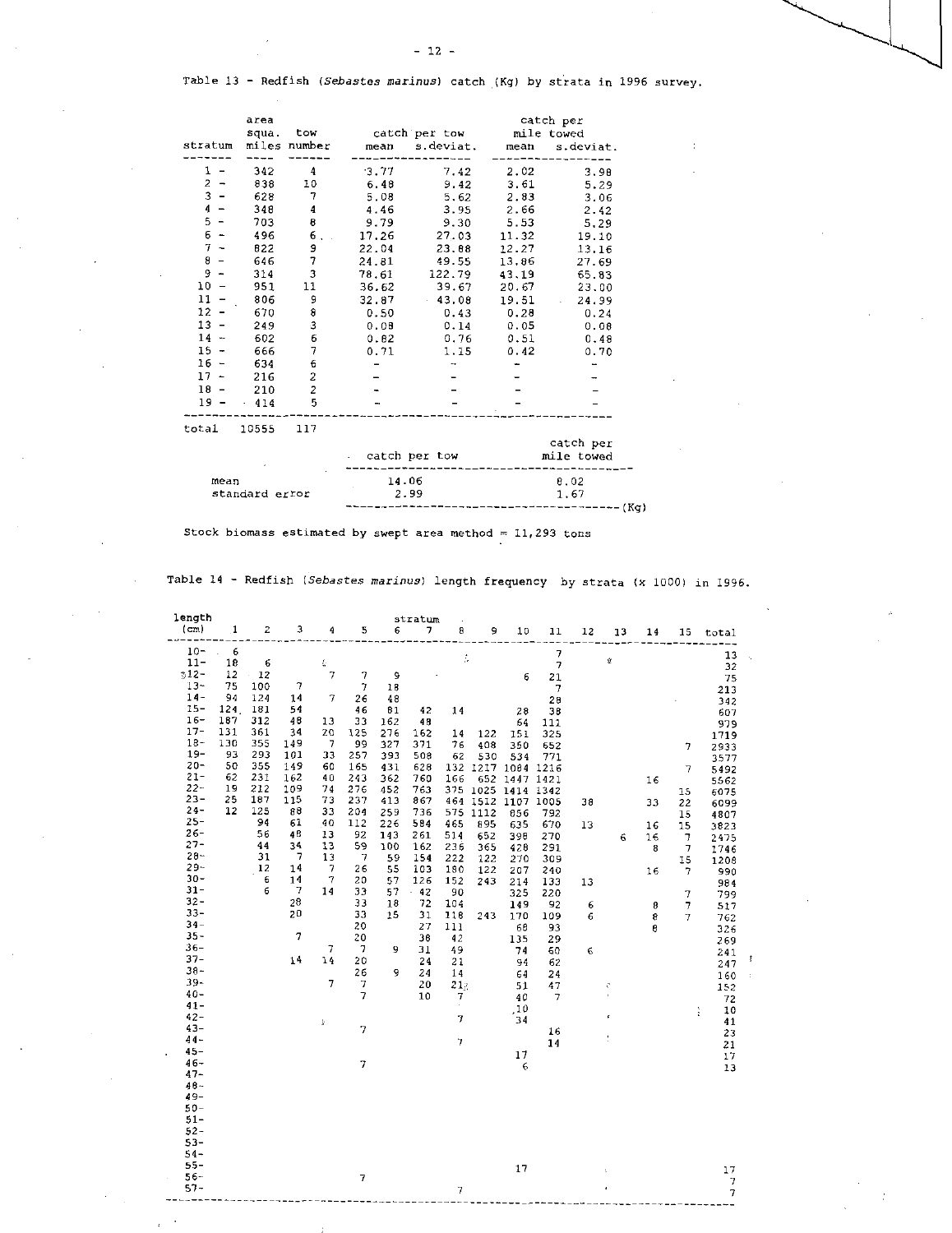Table 13 - Redfish (*Sebastes marinus*) catch (Kg) by strata in 1996 survey.

| stratum | area squa. miles | tow number | catch per tow mean | catch per tow s.deviat. | catch per mile towed mean | catch per mile towed s.deviat. |
|---|---|---|---|---|---|---|
| 1 - | 342 | 4 | 3.77 | 7.42 | 2.02 | 3.98 |
| 2 - | 838 | 10 | 6.48 | 9.42 | 3.61 | 5.29 |
| 3 - | 628 | 7 | 5.08 | 5.62 | 2.83 | 3.06 |
| 4 - | 348 | 4 | 4.46 | 3.95 | 2.66 | 2.42 |
| 5 - | 703 | 8 | 9.79 | 9.30 | 5.53 | 5.29 |
| 6 - | 496 | 6 | 17.26 | 27.03 | 11.32 | 19.10 |
| 7 - | 822 | 9 | 22.04 | 23.88 | 12.27 | 13.16 |
| 8 - | 646 | 7 | 24.81 | 49.55 | 13.86 | 27.69 |
| 9 - | 314 | 3 | 78.61 | 122.79 | 43.19 | 65.83 |
| 10 - | 951 | 11 | 36.62 | 39.67 | 20.67 | 23.00 |
| 11 - | 806 | 9 | 32.87 | 43.08 | 19.51 | 24.99 |
| 12 - | 670 | 8 | 0.50 | 0.43 | 0.28 | 0.24 |
| 13 - | 249 | 3 | 0.08 | 0.14 | 0.05 | 0.08 |
| 14 - | 602 | 6 | 0.82 | 0.76 | 0.51 | 0.48 |
| 15 - | 666 | 7 | 0.71 | 1.15 | 0.42 | 0.70 |
| 16 - | 634 | 6 | - | - | - | - |
| 17 - | 216 | 2 | - | - | - | - |
| 18 - | 210 | 2 | - | - | - | - |
| 19 - | 414 | 5 | - | - | - | - |
| total | 10555 | 117 | | | | |

| | catch per tow | catch per mile towed |
|---|---|---|
| mean | 14.06 | 8.02 |
| standard error | 2.99 | 1.67 |

(Kg)

Stock biomass estimated by swept area method = 11,293 tons

Table 14 - Redfish (*Sebastes marinus*) length frequency by strata (x 1000) in 1996.

| length (cm) | 1 | 2 | 3 | 4 | 5 | 6 | 7 | 8 | 9 | 10 | 11 | 12 | 13 | 14 | 15 | total |
|---|---|---|---|---|---|---|---|---|---|---|---|---|---|---|---|---|
| 10- | 6 | | | | | | | | | | 7 | | | | | 13 |
| 11- | 18 | 6 | | | | | | | | | 7 | | | | | 32 |
| 12- | 12 | 12 | | 7 | 7 | 9 | | | | 6 | 21 | | | | | 75 |
| 13- | 75 | 100 | 7 | | 7 | 18 | | | | | 7 | | | | | 213 |
| 14- | 94 | 124 | 14 | 7 | 26 | 48 | | | | | 28 | | | | | 342 |
| 15- | 124 | 181 | 54 | | 46 | 81 | 42 | 14 | | 28 | 38 | | | | | 607 |
| 16- | 187 | 312 | 48 | 13 | 33 | 162 | 48 | | | 64 | 111 | | | | | 979 |
| 17- | 131 | 361 | 34 | 20 | 125 | 276 | 162 | 14 | 122 | 151 | 325 | | | | | 1719 |
| 18- | 130 | 355 | 149 | 7 | 99 | 327 | 371 | 76 | 408 | 350 | 652 | | | | 7 | 2933 |
| 19- | 93 | 293 | 101 | 33 | 257 | 393 | 508 | 62 | 530 | 534 | 771 | | | | | 3577 |
| 20- | 50 | 355 | 149 | 60 | 165 | 431 | 628 | 132 | 1217 | 1084 | 1216 | | | | 7 | 5492 |
| 21- | 62 | 231 | 162 | 40 | 243 | 362 | 760 | 166 | 652 | 1447 | 1421 | | | 16 | | 5562 |
| 22- | 19 | 212 | 109 | 74 | 276 | 452 | 763 | 375 | 1025 | 1414 | 1342 | | | | 15 | 6075 |
| 23- | 25 | 187 | 115 | 73 | 237 | 413 | 867 | 464 | 1512 | 1107 | 1005 | 38 | | 33 | 22 | 6099 |
| 24- | 12 | 125 | 88 | 33 | 204 | 259 | 736 | 575 | 1112 | 856 | 792 | | | | 15 | 4807 |
| 25- | | 94 | 61 | 40 | 112 | 226 | 584 | 465 | 895 | 635 | 670 | 13 | | 16 | 15 | 3823 |
| 26- | | 56 | 48 | 13 | 92 | 143 | 261 | 514 | 652 | 398 | 270 | | 6 | 16 | 7 | 2475 |
| 27- | | 44 | 34 | 13 | 59 | 100 | 162 | 236 | 365 | 428 | 291 | | | 8 | 7 | 1746 |
| 28- | | 31 | 7 | 13 | 7 | 59 | 154 | 222 | 122 | 270 | 309 | | | | 15 | 1208 |
| 29- | | 12 | 14 | 7 | 26 | 55 | 103 | 180 | 122 | 207 | 240 | | | 16 | 7 | 990 |
| 30- | | 6 | 14 | 7 | 20 | 57 | 126 | 152 | 243 | 214 | 133 | 13 | | | | 984 |
| 31- | | 6 | 7 | 14 | 33 | 57 | 42 | 90 | | 325 | 220 | | | | 7 | 799 |
| 32- | | | 28 | | 33 | 18 | 72 | 104 | | 149 | 92 | 6 | | 8 | 7 | 517 |
| 33- | | | 20 | | 33 | 15 | 31 | 118 | 243 | 170 | 109 | 6 | | 8 | 7 | 762 |
| 34- | | | | | 20 | | 27 | 111 | | 68 | 93 | | | 8 | | 326 |
| 35- | | | 7 | | 20 | | 38 | 42 | | 135 | 29 | | | | | 269 |
| 36- | | | | 7 | 7 | 9 | 31 | 49 | | 74 | 60 | 6 | | | | 241 |
| 37- | | | 14 | 14 | 20 | | 24 | 21 | | 94 | 62 | | | | | 247 |
| 38- | | | | | 26 | 9 | 24 | 14 | | 64 | 24 | | | | | 160 |
| 39- | | | | 7 | 7 | | 20 | 21 | | 51 | 47 | | | | | 152 |
| 40- | | | | | 7 | | 10 | 7 | | 40 | 7 | | | | | 72 |
| 41- | | | | | | | | | | 10 | | | | | | 10 |
| 42- | | | | | | | | 7 | | 34 | | | | | | 41 |
| 43- | | | | | 7 | | | | | | 16 | | | | | 23 |
| 44- | | | | | | | | 7 | | | 14 | | | | | 21 |
| 45- | | | | | | | | | | 17 | | | | | | 17 |
| 46- | | | | | 7 | | | | | 6 | | | | | | 13 |
| 47- | | | | | | | | | | | | | | | | |
| 48- | | | | | | | | | | | | | | | | |
| 49- | | | | | | | | | | | | | | | | |
| 50- | | | | | | | | | | | | | | | | |
| 51- | | | | | | | | | | | | | | | | |
| 52- | | | | | | | | | | | | | | | | |
| 53- | | | | | | | | | | | | | | | | |
| 54- | | | | | | | | | | | | | | | | |
| 55- | | | | | | | | | | 17 | | | | | | 17 |
| 56- | | | | | 7 | | | | | | | | | | | 7 |
| 57- | | | | | | | | 7 | | | | | | | | 7 |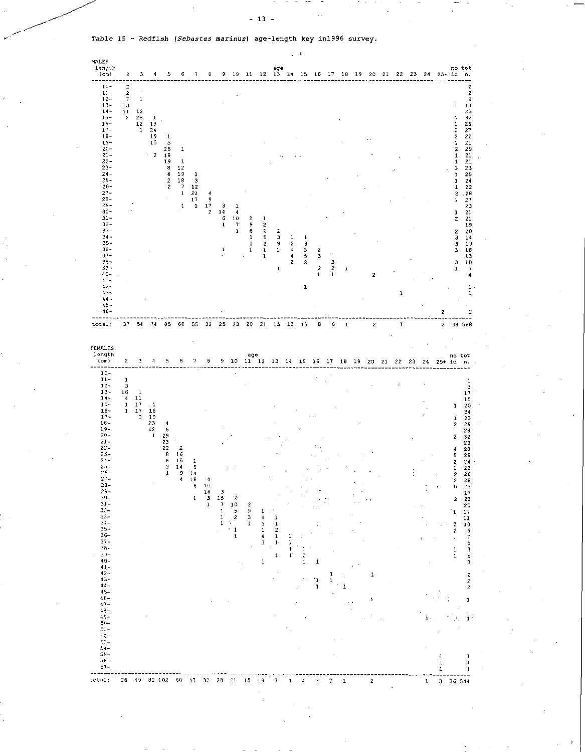Table 15 - Redfish (*Sebastes marinus*) age-length key in1996 survey.

MALES

| length (cm) | 2 | 3 | 4 | 5 | 6 | 7 | 8 | 9 | 19 | 11 | 12 | 13 | 14 | 15 | 16 | 17 | 18 | 19 | 20 | 21 | 22 | 23 | 24 | 25+ | no id | tot n. |
|---|---|---|---|---|---|---|---|---|---|---|---|---|---|---|---|---|---|---|---|---|---|---|---|---|---|---|
| 10- | 2 | | | | | | | | | | | | | | | | | | | | | | | | | 2 |
| 11- | 2 | | | | | | | | | | | | | | | | | | | | | | | | | 2 |
| 12- | 7 | 1 | | | | | | | | | | | | | | | | | | | | | | | | 8 |
| 13- | 13 | | | | | | | | | | | | | | | | | | | | | | | | 1 | 14 |
| 14- | 11 | 12 | | | | | | | | | | | | | | | | | | | | | | | | 23 |
| 15- | 2 | 28 | 1 | | | | | | | | | | | | | | | | | | | | | | 1 | 32 |
| 16- | | 12 | 13 | | | | | | | | | | | | | | | | | | | | | | 1 | 26 |
| 17- | | 1 | 24 | | | | | | | | | | | | | | | | | | | | | | 2 | 27 |
| 18- | | | 19 | 1 | | | | | | | | | | | | | | | | | | | | | 2 | 22 |
| 19- | | | 15 | 5 | | | | | | | | | | | | | | | | | | | | | 1 | 21 |
| 20- | | | | 26 | 1 | | | | | | | | | | | | | | | | | | | | 2 | 29 |
| 21- | | | 2 | 18 | | | | | | | | | | | | | | | | | | | | | 1 | 21 |
| 22- | | | | 19 | 1 | | | | | | | | | | | | | | | | | | | | 1 | 21 |
| 23- | | | | 8 | 12 | | | | | | | | | | | | | | | | | | | | 3 | 23 |
| 24- | | | | 4 | 19 | 1 | | | | | | | | | | | | | | | | | | | 1 | 25 |
| 25- | | | | 2 | 18 | 3 | | | | | | | | | | | | | | | | | | | 1 | 24 |
| 26- | | | | 2 | 7 | 12 | | | | | | | | | | | | | | | | | | | 1 | 22 |
| 27- | | | | | 1 | 21 | 4 | | | | | | | | | | | | | | | | | | 2 | 28 |
| 28- | | | | | | 17 | 9 | | | | | | | | | | | | | | | | | | 1 | 27 |
| 29- | | | | | 1 | 1 | 17 | 3 | 1 | | | | | | | | | | | | | | | | | 23 |
| 30- | | | | | | | 2 | 14 | 4 | | | | | | | | | | | | | | | | 1 | 21 |
| 31- | | | | | | | | 6 | 10 | 2 | 1 | | | | | | | | | | | | | | 2 | 21 |
| 32- | | | | | | | | 1 | 7 | 9 | 2 | | | | | | | | | | | | | | | 19 |
| 33- | | | | | | | | | 1 | 6 | 9 | 2 | | | | | | | | | | | | | 2 | 20 |
| 34- | | | | | | | | | | 1 | 5 | 3 | 1 | 1 | | | | | | | | | | | 3 | 14 |
| 35- | | | | | | | | | | 1 | 2 | 8 | 2 | 3 | | | | | | | | | | | 3 | 19 |
| 36- | | | | | | | | 1 | | 1 | 1 | 1 | 4 | 3 | 2 | | | | | | | | | | 3 | 16 |
| 37- | | | | | | | | | | | 1 | | 4 | 5 | 3 | | | | | | | | | | | 13 |
| 38- | | | | | | | | | | | | | 2 | 2 | | 3 | | | | | | | | | 3 | 10 |
| 39- | | | | | | | | | | | | 1 | | | 2 | 2 | 1 | | | | | | | | 1 | 7 |
| 40- | | | | | | | | | | | | | | | 1 | 1 | | | 2 | | | | | | | 4 |
| 41- | | | | | | | | | | | | | | | | | | | | | | | | | | |
| 42- | | | | | | | | | | | | | | 1 | | | | | | | | | | | | 1 |
| 43- | | | | | | | | | | | | | | | | | | | | | 1 | | | | | 1 |
| 44- | | | | | | | | | | | | | | | | | | | | | | | | | | |
| 45- | | | | | | | | | | | | | | | | | | | | | | | | | | |
| 46- | | | | | | | | | | | | | | | | | | | | | | | | 2 | | 2 |
| total: | 37 | 54 | 74 | 85 | 60 | 55 | 32 | 25 | 23 | 20 | 21 | 15 | 13 | 15 | 8 | 6 | 1 | | 2 | | 1 | | | 2 | 39 | 588 |

FEMALES

| length (cm) | 2 | 3 | 4 | 5 | 6 | 7 | 8 | 9 | 10 | 11 | 12 | 13 | 14 | 15 | 16 | 17 | 18 | 19 | 20 | 21 | 22 | 23 | 24 | 25+ | no id | tot n. |
|---|---|---|---|---|---|---|---|---|---|---|---|---|---|---|---|---|---|---|---|---|---|---|---|---|---|---|
| 10- | | | | | | | | | | | | | | | | | | | | | | | | | | |
| 11- | 1 | | | | | | | | | | | | | | | | | | | | | | | | | 1 |
| 12- | 3 | | | | | | | | | | | | | | | | | | | | | | | | | 3 |
| 13- | 16 | 1 | | | | | | | | | | | | | | | | | | | | | | | | 17 |
| 14- | 4 | 11 | | | | | | | | | | | | | | | | | | | | | | | | 15 |
| 15- | 1 | 17 | 1 | | | | | | | | | | | | | | | | | | | | | | 1 | 20 |
| 16- | 1 | 17 | 16 | | | | | | | | | | | | | | | | | | | | | | | 34 |
| 17- | | 3 | 19 | | | | | | | | | | | | | | | | | | | | | | 1 | 23 |
| 18- | | | 23 | 4 | | | | | | | | | | | | | | | | | | | | | 2 | 29 |
| 19- | | | 22 | 6 | | | | | | | | | | | | | | | | | | | | | | 28 |
| 20- | | | 1 | 29 | | | | | | | | | | | | | | | | | | | | | 2 | 32 |
| 21- | | | | 23 | | | | | | | | | | | | | | | | | | | | | | 23 |
| 22- | | | | 22 | 2 | | | | | | | | | | | | | | | | | | | | 4 | 28 |
| 23- | | | | 8 | 16 | | | | | | | | | | | | | | | | | | | | 5 | 29 |
| 24- | | | | 6 | 15 | 1 | | | | | | | | | | | | | | | | | | | 2 | 24 |
| 25- | | | | 3 | 14 | 5 | | | | | | | | | | | | | | | | | | | 1 | 23 |
| 26- | | | | 1 | 9 | 14 | | | | | | | | | | | | | | | | | | | 2 | 26 |
| 27- | | | | | 4 | 18 | 4 | | | | | | | | | | | | | | | | | | 2 | 28 |
| 28- | | | | | | 8 | 10 | | | | | | | | | | | | | | | | | | 5 | 23 |
| 29- | | | | | | | 14 | 3 | | | | | | | | | | | | | | | | | | 17 |
| 30- | | | | | | 1 | 3 | 15 | 2 | | | | | | | | | | | | | | | | 2 | 23 |
| 31- | | | | | | | 1 | 7 | 10 | 2 | | | | | | | | | | | | | | | | 20 |
| 32- | | | | | | | | 1 | 5 | 9 | 1 | | | | | | | | | | | | | | 1 | 17 |
| 33- | | | | | | | | 1 | 2 | 3 | 4 | 1 | | | | | | | | | | | | | | 11 |
| 34- | | | | | | | | 1 | | 1 | 5 | 1 | | | | | | | | | | | | | 2 | 10 |
| 35- | | | | | | | | | 1 | | 1 | 2 | | | | | | | | | | | | | 2 | 6 |
| 36- | | | | | | | | | 1 | | 4 | 1 | 1 | | | | | | | | | | | | | 7 |
| 37- | | | | | | | | | | | 3 | 1 | 1 | | | | | | | | | | | | | 5 |
| 38- | | | | | | | | | | | | | 1 | 1 | | | | | | | | | | | 1 | 3 |
| 39- | | | | | | | | | | | | 1 | 1 | 2 | | | | | | | | | | | 1 | 5 |
| 40- | | | | | | | | | | | 1 | | | 1 | 1 | | | | | | | | | | | 3 |
| 41- | | | | | | | | | | | | | | | | | | | | | | | | | | |
| 42- | | | | | | | | | | | | | | | | 1 | | | 1 | | | | | | | 2 |
| 43- | | | | | | | | | | | | | | | 1 | 1 | | | | | | | | | | 2 |
| 44- | | | | | | | | | | | | | | | 1 | | 1 | | | | | | | | | 2 |
| 45- | | | | | | | | | | | | | | | | | | | | | | | | | | |
| 46- | | | | | | | | | | | | | | | | | | | 1 | | | | | | | 1 |
| 47- | | | | | | | | | | | | | | | | | | | | | | | | | | |
| 48- | | | | | | | | | | | | | | | | | | | | | | | | | | |
| 49- | | | | | | | | | | | | | | | | | | | | | | | 1 | | | 1 |
| 50- | | | | | | | | | | | | | | | | | | | | | | | | | | |
| 51- | | | | | | | | | | | | | | | | | | | | | | | | | | |
| 52- | | | | | | | | | | | | | | | | | | | | | | | | | | |
| 53- | | | | | | | | | | | | | | | | | | | | | | | | | | |
| 54- | | | | | | | | | | | | | | | | | | | | | | | | | | |
| 55- | | | | | | | | | | | | | | | | | | | | | | | | 1 | | 1 |
| 56- | | | | | | | | | | | | | | | | | | | | | | | | 1 | | 1 |
| 57- | | | | | | | | | | | | | | | | | | | | | | | | 1 | | 1 |
| total: | 26 | 49 | 82 | 102 | 60 | 47 | 32 | 28 | 21 | 15 | 19 | 7 | 4 | 4 | 3 | 2 | 1 | | 2 | | | | 1 | 3 | 36 | 544 |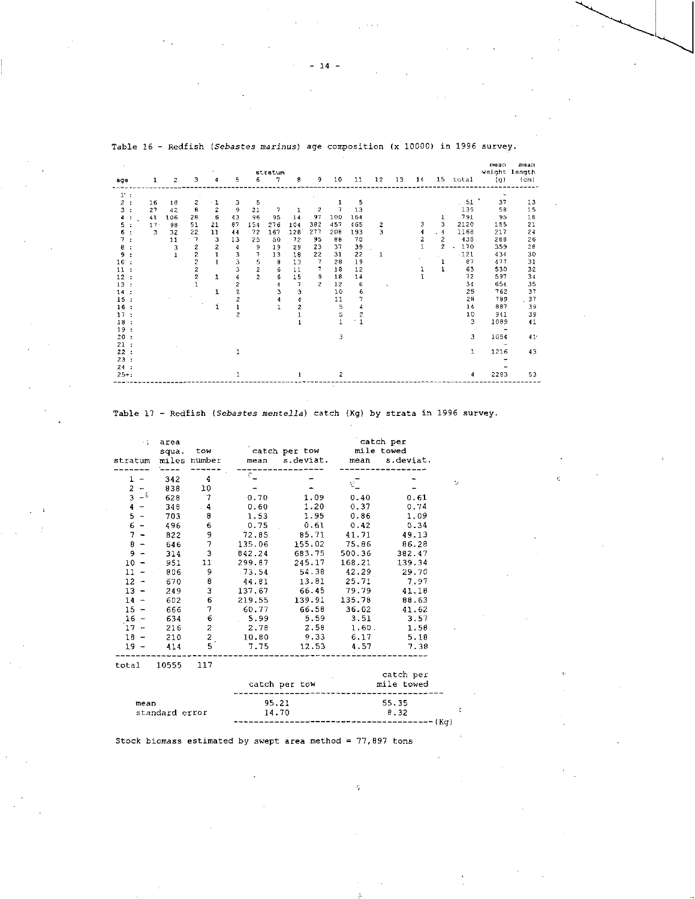Table 16 - Redfish (*Sebastes marinus*) age composition (x 10000) in 1996 survey.

| | stratum | | | | | | | | | | | | | | | | mean weight | mean length |
|---|---|---|---|---|---|---|---|---|---|---|---|---|---|---|---|---|---|---|
| age | 1 | 2 | 3 | 4 | 5 | 6 | 7 | 8 | 9 | 10 | 11 | 12 | 13 | 14 | 15 | total | (g) | (cm) |
| 1 : | | | | | | | | | | | | | | | | | - | |
| 2 : | 16 | 18 | 2 | 1 | 3 | 5 | | | | 1 | 5 | | | | | 51 | 37 | 13 |
| 3 : | 27 | 42 | 8 | 2 | 9 | 21 | 7 | 1 | 2 | 7 | 13 | | | | | 139 | 58 | 15 |
| 4 : | 41 | 106 | 28 | 6 | 43 | 96 | 95 | 14 | 97 | 100 | 164 | | | | 1 | 791 | 95 | 18 |
| 5 : | 17 | 98 | 51 | 21 | 87 | 154 | 276 | 104 | 382 | 457 | 465 | 2 | | 3 | 3 | 2120 | 155 | 21 |
| 6 : | 3 | 32 | 22 | 11 | 44 | 72 | 167 | 128 | 277 | 208 | 193 | 3 | | 4 | 4 | 1168 | 217 | 24 |
| 7 : | | 11 | 7 | 3 | 13 | 25 | 50 | 72 | 95 | 88 | 70 | | | 2 | 2 | 438 | 288 | 26 |
| 8 : | | 3 | 2 | 2 | 4 | 9 | 19 | 29 | 23 | 37 | 39 | | | 1 | 2 | 170 | 359 | 28 |
| 9 : | | 1 | 2 | 1 | 3 | 7 | 13 | 18 | 22 | 31 | 22 | 1 | | | | 121 | 434 | 30 |
| 10 : | | | 2 | 1 | 3 | 5 | 8 | 13 | 7 | 28 | 19 | | | | 1 | 87 | 477 | 31 |
| 11 : | | | 2 | | 3 | 2 | 6 | 11 | 7 | 18 | 12 | | | 1 | 1 | 63 | 530 | 32 |
| 12 : | | | 2 | 1 | 4 | 2 | 6 | 15 | 9 | 18 | 14 | | | 1 | | 72 | 597 | 34 |
| 13 : | | | 1 | | 2 | | 4 | 7 | 2 | 12 | 6 | | | | | 34 | 654 | 35 |
| 14 : | | | | 1 | 2 | | 3 | 3 | | 10 | 6 | | | | | 25 | 762 | 37 |
| 15 : | | | | | 2 | | 4 | 4 | | 11 | 7 | | | | | 28 | 789 | 37 |
| 16 : | | | | 1 | 1 | | 1 | 2 | | 5 | 4 | | | | | 14 | 887 | 39 |
| 17 : | | | | | 2 | | | 1 | | 5 | 2 | | | | | 10 | 941 | 39 |
| 18 : | | | | | | | | 1 | | 1 | 1 | | | | | 3 | 1089 | 41 |
| 19 : | | | | | | | | | | | | | | | | | - | |
| 20 : | | | | | | | | | | 3 | | | | | | 3 | 1054 | 41 |
| 21 : | | | | | | | | | | | | | | | | | - | |
| 22 : | | | | | 1 | | | | | | | | | | | 1 | 1216 | 43 |
| 23 : | | | | | | | | | | | | | | | | | - | |
| 24 : | | | | | | | | | | | | | | | | | - | |
| 25+: | | | | | 1 | | | 1 | | 2 | | | | | | 4 | 2283 | 53 |

Table 17 - Redfish (*Sebastes mentella*) catch (Kg) by strata in 1996 survey.

| stratum | area squa. miles | tow number | catch per tow mean | catch per tow s.deviat. | catch per mile towed mean | catch per mile towed s.deviat. |
|---|---|---|---|---|---|---|
| 1 - | 342 | 4 | - | - | - | - |
| 2 - | 838 | 10 | - | - | - | - |
| 3 - | 628 | 7 | 0.70 | 1.09 | 0.40 | 0.61 |
| 4 - | 348 | 4 | 0.60 | 1.20 | 0.37 | 0.74 |
| 5 - | 703 | 8 | 1.53 | 1.95 | 0.86 | 1.09 |
| 6 - | 496 | 6 | 0.75 | 0.61 | 0.42 | 0.34 |
| 7 - | 822 | 9 | 72.85 | 85.71 | 41.71 | 49.13 |
| 8 - | 646 | 7 | 135.06 | 155.02 | 75.86 | 86.28 |
| 9 - | 314 | 3 | 842.24 | 683.75 | 500.36 | 382.47 |
| 10 - | 951 | 11 | 299.87 | 245.17 | 168.21 | 139.34 |
| 11 - | 806 | 9 | 73.54 | 54.38 | 42.29 | 29.70 |
| 12 - | 670 | 8 | 44.81 | 13.81 | 25.71 | 7.97 |
| 13 - | 249 | 3 | 137.67 | 66.45 | 79.79 | 41.18 |
| 14 - | 602 | 6 | 219.55 | 139.91 | 135.78 | 88.63 |
| 15 - | 666 | 7 | 60.77 | 66.58 | 36.02 | 41.62 |
| 16 - | 634 | 6 | 5.99 | 5.59 | 3.51 | 3.57 |
| 17 - | 216 | 2 | 2.78 | 2.58 | 1.60 | 1.58 |
| 18 - | 210 | 2 | 10.80 | 9.33 | 6.17 | 5.18 |
| 19 - | 414 | 5 | 7.75 | 12.53 | 4.57 | 7.38 |
| total | 10555 | 117 | | | | |

| | catch per tow | catch per mile towed |
|---|---|---|
| mean | 95.21 | 55.35 |
| standard error | 14.70 | 8.32 |

(Kg)

Stock biomass estimated by swept area method = 77,897 tons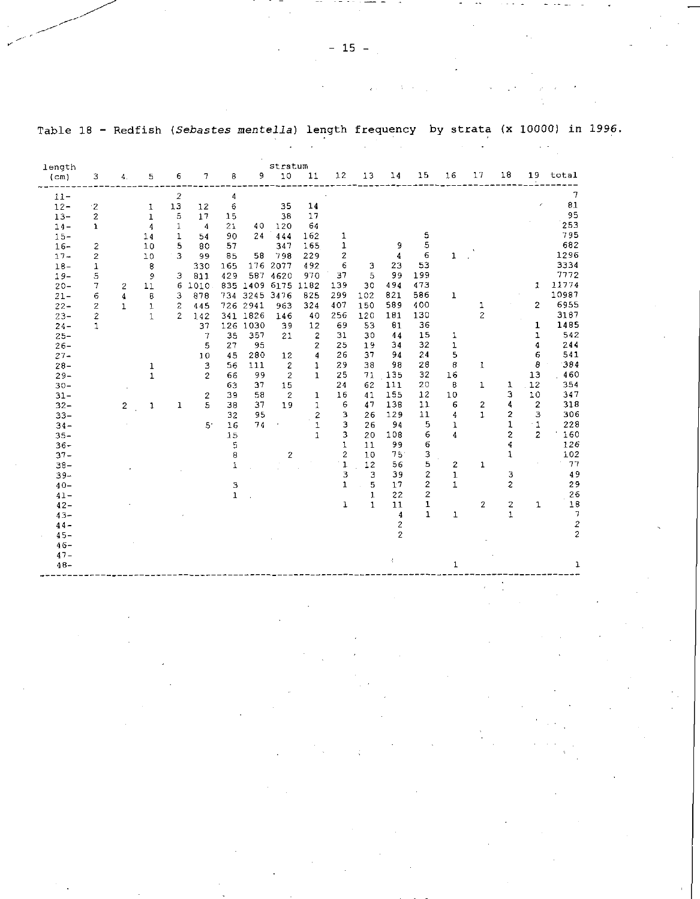Table 18 - Redfish (*Sebastes mentella*) length frequency by strata (x 10000) in 1996.

| length (cm) | 3 | 4 | 5 | 6 | 7 | 8 | 9 | 10 | 11 | 12 | 13 | 14 | 15 | 16 | 17 | 18 | 19 | total |
|---|---|---|---|---|---|---|---|---|---|---|---|---|---|---|---|---|---|---|
| | | | | | | | | stratum | | | | | | | | | | |
| 11- | | | | 2 | | 4 | | | | | | | | | | | | 7 |
| 12- | 2 | | 1 | 13 | 12 | 6 | | 35 | 14 | | | | | | | | | 81 |
| 13- | 2 | | 1 | 5 | 17 | 15 | | 38 | 17 | | | | | | | | | 95 |
| 14- | 1 | | 4 | 1 | 4 | 21 | 40 | 120 | 64 | | | | | | | | | 253 |
| 15- | | | 14 | 1 | 54 | 90 | 24 | 444 | 162 | 1 | | | 5 | | | | | 795 |
| 16- | 2 | | 10 | 5 | 80 | 57 | | 347 | 165 | 1 | | 9 | 5 | | | | | 682 |
| 17- | 2 | | 10 | 3 | 99 | 85 | 58 | 798 | 229 | 2 | | 4 | 6 | 1 | | | | 1296 |
| 18- | 1 | | 8 | | 330 | 165 | 176 | 2077 | 492 | 6 | 3 | 23 | 53 | | | | | 3334 |
| 19- | 5 | | 9 | 3 | 811 | 429 | 587 | 4620 | 970 | 37 | 5 | 99 | 199 | | | | | 7772 |
| 20- | 7 | 2 | 11 | 6 | 1010 | 835 | 1409 | 6175 | 1182 | 139 | 30 | 494 | 473 | | | | 1 | 11774 |
| 21- | 6 | 4 | 8 | 3 | 878 | 734 | 3245 | 3476 | 825 | 299 | 102 | 821 | 586 | 1 | | | | 10987 |
| 22- | 2 | 1 | 1 | 2 | 445 | 726 | 2941 | 963 | 324 | 407 | 150 | 589 | 400 | | 1 | | 2 | 6955 |
| 23- | 2 | | 1 | 2 | 142 | 341 | 1826 | 146 | 40 | 256 | 120 | 181 | 130 | | 2 | | | 3187 |
| 24- | 1 | | | | 37 | 126 | 1030 | 39 | 12 | 69 | 53 | 81 | 36 | | | | 1 | 1485 |
| 25- | | | | | 7 | 35 | 357 | 21 | 2 | 31 | 30 | 44 | 15 | 1 | | | 1 | 542 |
| 26- | | | | | 5 | 27 | 95 | | 2 | 25 | 19 | 34 | 32 | 1 | | | 4 | 244 |
| 27- | | | | | 10 | 45 | 280 | 12 | 4 | 26 | 37 | 94 | 24 | 5 | | | 6 | 541 |
| 28- | | | 1 | | 3 | 56 | 111 | 2 | 1 | 29 | 38 | 98 | 28 | 8 | 1 | | 8 | 384 |
| 29- | | | 1 | | 2 | 66 | 99 | 2 | 1 | 25 | 71 | 135 | 32 | 16 | | | 13 | 460 |
| 30- | | | | | | 63 | 37 | 15 | | 24 | 62 | 111 | 20 | 8 | 1 | 1 | 12 | 354 |
| 31- | | | | | 2 | 39 | 58 | 2 | 1 | 16 | 41 | 155 | 12 | 10 | | 3 | 10 | 347 |
| 32- | | 2 | 1 | 1 | 5 | 38 | 37 | 19 | 1 | 6 | 47 | 138 | 11 | 6 | 2 | 4 | 2 | 318 |
| 33- | | | | | | 32 | 95 | | 2 | 3 | 26 | 129 | 11 | 4 | 1 | 2 | 3 | 306 |
| 34- | | | | | 5 | 16 | 74 | | 1 | 3 | 26 | 94 | 5 | 1 | | 1 | 1 | 228 |
| 35- | | | | | | 15 | | | 1 | 3 | 20 | 108 | 6 | 4 | | 2 | 2 | 160 |
| 36- | | | | | | 5 | | | | 1 | 11 | 99 | 6 | | | 4 | | 126 |
| 37- | | | | | | 8 | | 2 | | 2 | 10 | 75 | 3 | | | 1 | | 102 |
| 38- | | | | | | 1 | | | | 1 | 12 | 56 | 5 | 2 | 1 | | | 77 |
| 39- | | | | | | | | | | 3 | 3 | 39 | 2 | 1 | | 3 | | 49 |
| 40- | | | | | | 3 | | | | 1 | 5 | 17 | 2 | 1 | | 2 | | 29 |
| 41- | | | | | | 1 | | | | | 1 | 22 | 2 | | | | | 26 |
| 42- | | | | | | | | | | 1 | 1 | 11 | 1 | | 2 | 2 | 1 | 18 |
| 43- | | | | | | | | | | | | 4 | 1 | 1 | | 1 | | 7 |
| 44- | | | | | | | | | | | | 2 | | | | | | 2 |
| 45- | | | | | | | | | | | | 2 | | | | | | 2 |
| 46- | | | | | | | | | | | | | | | | | | |
| 47- | | | | | | | | | | | | | | | | | | |
| 48- | | | | | | | | | | | | | | 1 | | | | 1 |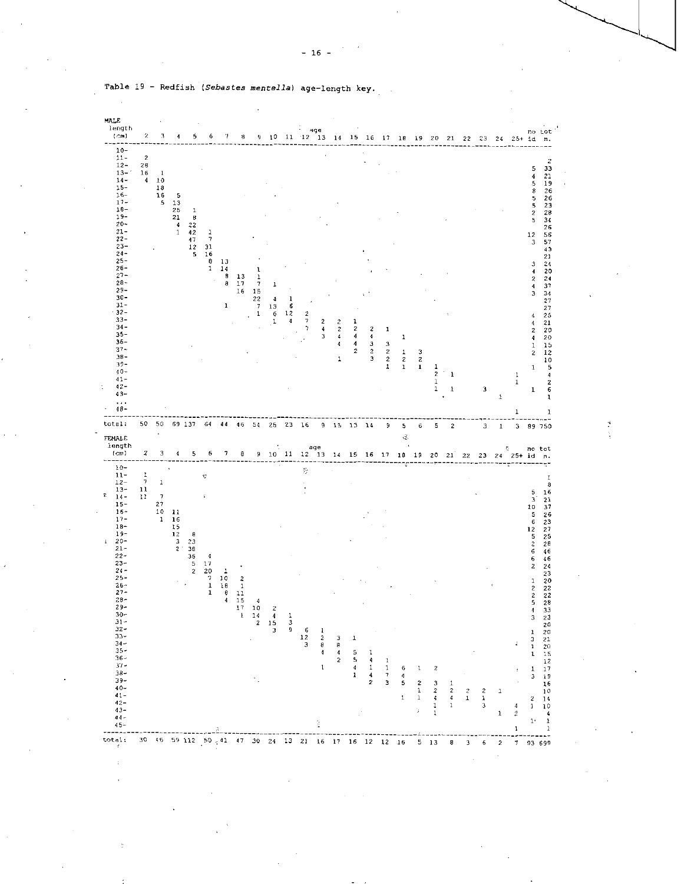Table 19 - Redfish (*Sebastes mentella*) age-length key.

**MALE**

| length (cm) | 2 | 3 | 4 | 5 | 6 | 7 | 8 | 9 | 10 | 11 | 12 | 13 | 14 | 15 | 16 | 17 | 18 | 19 | 20 | 21 | 22 | 23 | 24 | 25+ | no id | tot n. |
|---|---|---|---|---|---|---|---|---|---|---|---|---|---|---|---|---|---|---|---|---|---|---|---|---|---|---|
| 10- | | | | | | | | | | | | | | | | | | | | | | | | | | |
| 11- | 2 | | | | | | | | | | | | | | | | | | | | | | | | | 2 |
| 12- | 28 | | | | | | | | | | | | | | | | | | | | | | | | 5 | 33 |
| 13- | 16 | 1 | | | | | | | | | | | | | | | | | | | | | | | 4 | 21 |
| 14- | 4 | 10 | | | | | | | | | | | | | | | | | | | | | | | 5 | 19 |
| 15- | | 18 | | | | | | | | | | | | | | | | | | | | | | | 8 | 26 |
| 16- | | 16 | 5 | | | | | | | | | | | | | | | | | | | | | | 5 | 26 |
| 17- | | 5 | 13 | | | | | | | | | | | | | | | | | | | | | | 5 | 23 |
| 18- | | | 25 | 1 | | | | | | | | | | | | | | | | | | | | | 2 | 28 |
| 19- | | | 21 | 8 | | | | | | | | | | | | | | | | | | | | | 5 | 34 |
| 20- | | | 4 | 22 | | | | | | | | | | | | | | | | | | | | | | 26 |
| 21- | | | 1 | 42 | 1 | | | | | | | | | | | | | | | | | | | | 12 | 56 |
| 22- | | | | 47 | 7 | | | | | | | | | | | | | | | | | | | | 3 | 57 |
| 23- | | | | 12 | 31 | | | | | | | | | | | | | | | | | | | | | 43 |
| 24- | | | | 5 | 16 | | | | | | | | | | | | | | | | | | | | | 21 |
| 25- | | | | | 8 | 13 | | | | | | | | | | | | | | | | | | | 3 | 24 |
| 26- | | | | | 1 | 14 | | 1 | | | | | | | | | | | | | | | | | 4 | 20 |
| 27- | | | | | | 8 | 13 | 1 | | | | | | | | | | | | | | | | | 2 | 24 |
| 28- | | | | | | 8 | 17 | 7 | 1 | | | | | | | | | | | | | | | | 4 | 37 |
| 29- | | | | | | | 16 | 15 | | | | | | | | | | | | | | | | | 3 | 34 |
| 30- | | | | | | | | 22 | 4 | 1 | | | | | | | | | | | | | | | | 27 |
| 31- | | | | | | 1 | | 7 | 13 | 6 | | | | | | | | | | | | | | | | 27 |
| 32- | | | | | | | | 1 | 6 | 12 | 2 | | | | | | | | | | | | | | 4 | 25 |
| 33- | | | | | | | | | 1 | 4 | 7 | 2 | 2 | 1 | | | | | | | | | | | 4 | 21 |
| 34- | | | | | | | | | | | 7 | 4 | 2 | 2 | 2 | 1 | | | | | | | | | 2 | 20 |
| 35- | | | | | | | | | | | | 3 | 4 | 4 | 4 | | 1 | | | | | | | | 4 | 20 |
| 36- | | | | | | | | | | | | | 4 | 4 | 3 | 3 | | | | | | | | | 1 | 15 |
| 37- | | | | | | | | | | | | | | 2 | 2 | 2 | 1 | 3 | | | | | | | 2 | 12 |
| 38- | | | | | | | | | | | | | 1 | | 3 | 2 | 2 | 2 | | | | | | | | 10 |
| 39- | | | | | | | | | | | | | | | | 1 | 1 | 1 | 1 | | | | | | 1 | 5 |
| 40- | | | | | | | | | | | | | | | | | | | 2 | 1 | | | | 1 | | 4 |
| 41- | | | | | | | | | | | | | | | | | | | 1 | | | | | 1 | | 2 |
| 42- | | | | | | | | | | | | | | | | | | | 1 | 1 | | 3 | | | 1 | 6 |
| 43- | | | | | | | | | | | | | | | | | | | | | | | 1 | | | 1 |
| ... | | | | | | | | | | | | | | | | | | | | | | | | | | |
| 48- | | | | | | | | | | | | | | | | | | | | | | | | 1 | | 1 |
| total: | 50 | 50 | 69 | 137 | 64 | 44 | 46 | 54 | 25 | 23 | 16 | 9 | 15 | 13 | 14 | 9 | 5 | 6 | 5 | 2 | | 3 | 1 | 3 | 89 | 750 |

**FEMALE**

| length (cm) | 2 | 3 | 4 | 5 | 6 | 7 | 8 | 9 | 10 | 11 | 12 | 13 | 14 | 15 | 16 | 17 | 18 | 19 | 20 | 21 | 22 | 23 | 24 | 25+ | no id | tot n. |
|---|---|---|---|---|---|---|---|---|---|---|---|---|---|---|---|---|---|---|---|---|---|---|---|---|---|---|
| 10- | | | | | | | | | | | | | | | | | | | | | | | | | | |
| 11- | 1 | | | | | | | | | | | | | | | | | | | | | | | | | 1 |
| 12- | 7 | 1 | | | | | | | | | | | | | | | | | | | | | | | | 8 |
| 13- | 11 | | | | | | | | | | | | | | | | | | | | | | | | 5 | 16 |
| 14- | 11 | 7 | | | | | | | | | | | | | | | | | | | | | | | 3 | 21 |
| 15- | | 27 | | | | | | | | | | | | | | | | | | | | | | | 10 | 37 |
| 16- | | 10 | 11 | | | | | | | | | | | | | | | | | | | | | | 5 | 26 |
| 17- | | 1 | 16 | | | | | | | | | | | | | | | | | | | | | | 6 | 23 |
| 18- | | | 15 | | | | | | | | | | | | | | | | | | | | | | 12 | 27 |
| 19- | | | 12 | 8 | | | | | | | | | | | | | | | | | | | | | 5 | 25 |
| 20- | | | 3 | 23 | | | | | | | | | | | | | | | | | | | | | 2 | 28 |
| 21- | | | 2 | 38 | | | | | | | | | | | | | | | | | | | | | 6 | 46 |
| 22- | | | | 36 | 4 | | | | | | | | | | | | | | | | | | | | 6 | 46 |
| 23- | | | | 5 | 17 | | | | | | | | | | | | | | | | | | | | 2 | 24 |
| 24- | | | | 2 | 20 | 1 | | | | | | | | | | | | | | | | | | | | 23 |
| 25- | | | | | 7 | 10 | 2 | | | | | | | | | | | | | | | | | | 1 | 20 |
| 26- | | | | | 1 | 18 | 1 | | | | | | | | | | | | | | | | | | 2 | 22 |
| 27- | | | | | 1 | 8 | 11 | | | | | | | | | | | | | | | | | | 2 | 22 |
| 28- | | | | | | 4 | 15 | 4 | | | | | | | | | | | | | | | | | 5 | 28 |
| 29- | | | | | | | 17 | 10 | 2 | | | | | | | | | | | | | | | | 4 | 33 |
| 30- | | | | | | | 1 | 14 | 4 | 1 | | | | | | | | | | | | | | | 3 | 23 |
| 31- | | | | | | | | 2 | 15 | 3 | | | | | | | | | | | | | | | | 20 |
| 32- | | | | | | | | | 3 | 9 | 6 | 1 | | | | | | | | | | | | | 1 | 20 |
| 33- | | | | | | | | | | | 12 | 2 | 3 | 1 | | | | | | | | | | | 3 | 21 |
| 34- | | | | | | | | | | | 3 | 8 | 8 | | | | | | | | | | | | 1 | 20 |
| 35- | | | | | | | | | | | | 4 | 4 | 5 | 1 | | | | | | | | | | 1 | 15 |
| 36- | | | | | | | | | | | | | 2 | 5 | 4 | 1 | | | | | | | | | | 12 |
| 37- | | | | | | | | | | | | 1 | | 4 | 1 | 1 | 6 | 1 | 2 | | | | | | 1 | 17 |
| 38- | | | | | | | | | | | | | | 1 | 4 | 7 | 4 | | | | | | | | 3 | 19 |
| 39- | | | | | | | | | | | | | | | 2 | 3 | 5 | 2 | 3 | 1 | | | | | | 16 |
| 40- | | | | | | | | | | | | | | | | | | 1 | 2 | 2 | 2 | 2 | 1 | | | 10 |
| 41- | | | | | | | | | | | | | | | | | 1 | 1 | 4 | 4 | 1 | 1 | | | 2 | 14 |
| 42- | | | | | | | | | | | | | | | | | | | 1 | 1 | | 3 | | 4 | 1 | 10 |
| 43- | | | | | | | | | | | | | | | | | | | 1 | | | | 1 | 2 | | 4 |
| 44- | | | | | | | | | | | | | | | | | | | | | | | | | 1 | 1 |
| 45- | | | | | | | | | | | | | | | | | | | | | | | | 1 | | 1 |
| total: | 30 | 46 | 59 | 112 | 50 | 41 | 47 | 30 | 24 | 13 | 21 | 16 | 17 | 16 | 12 | 12 | 16 | 5 | 13 | 8 | 3 | 6 | 2 | 7 | 93 | 699 |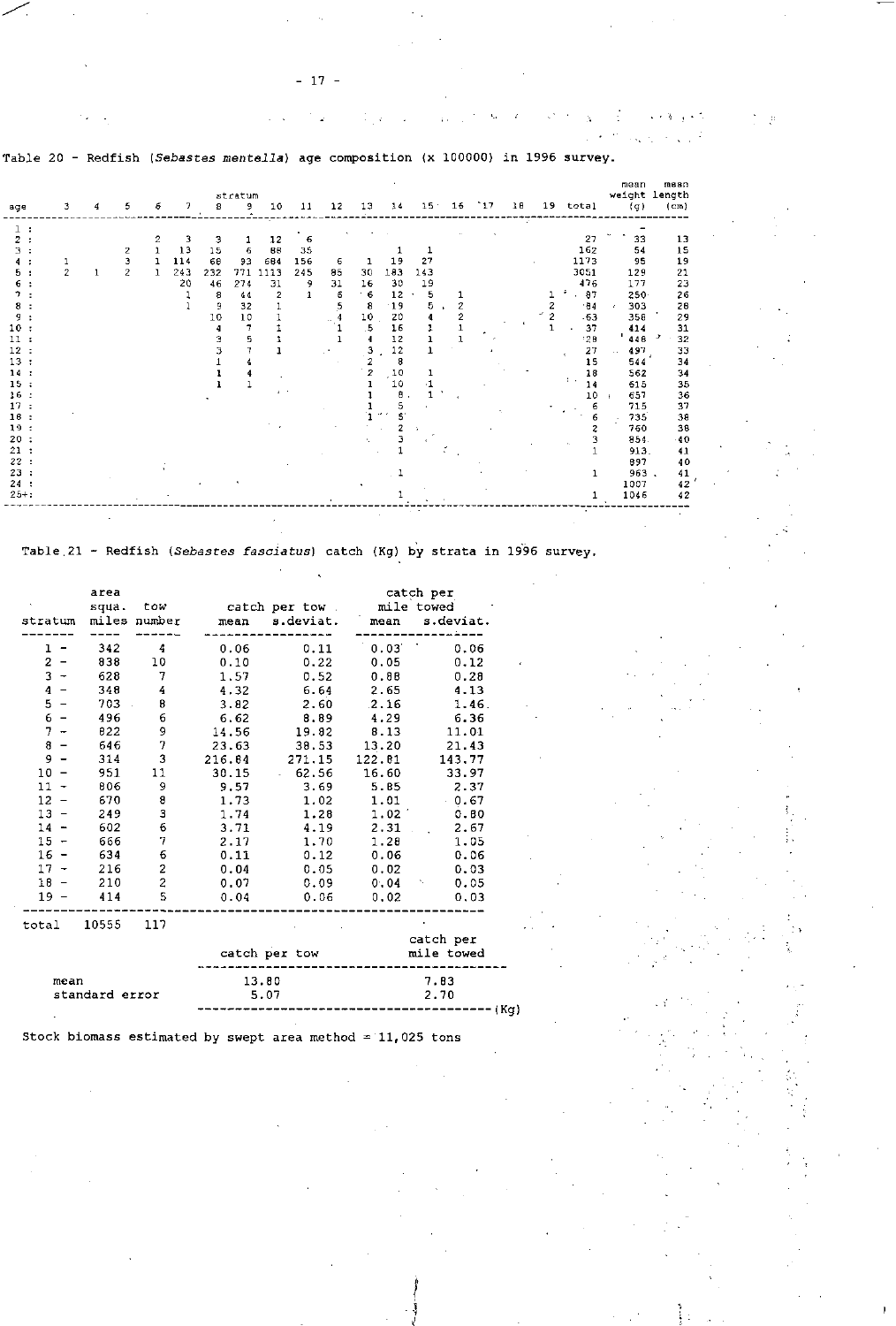Table 20 - Redfish (*Sebastes mentella*) age composition (x 100000) in 1996 survey.

| age | stratum 3 | 4 | 5 | 6 | 7 | 8 | 9 | 10 | 11 | 12 | 13 | 14 | 15 | 16 | 17 | 18 | 19 | total | mean weight (g) | mean length (cm) |
|---|---|---|---|---|---|---|---|---|---|---|---|---|---|---|---|---|---|---|---|---|
| 1 : | | | | | | | | | | | | | | | | | | | - | |
| 2 : | | | | 2 | 3 | 3 | 1 | 12 | 6 | | | | | | | | | 27 | 33 | 13 |
| 3 : | | | 2 | 1 | 13 | 15 | 6 | 88 | 35 | | | 1 | 1 | | | | | 162 | 54 | 15 |
| 4 : | 1 | | 3 | 1 | 114 | 68 | 93 | 684 | 156 | 6 | 1 | 19 | 27 | | | | | 1173 | 95 | 19 |
| 5 : | 2 | 1 | 2 | 1 | 243 | 232 | 771 | 1113 | 245 | 85 | 30 | 183 | 143 | | | | | 3051 | 129 | 21 |
| 6 : | | | | | 20 | 46 | 274 | 31 | 9 | 31 | 16 | 30 | 19 | | | | | 476 | 177 | 23 |
| 7 : | | | | | 1 | 8 | 44 | 2 | 1 | 6 | 6 | 12 | 5 | 1 | | | 1 | 87 | 250 | 26 |
| 8 : | | | | | 1 | 9 | 32 | 1 | | 5 | 8 | 19 | 5 | 2 | | | 2 | 84 | 303 | 28 |
| 9 : | | | | | | 10 | 10 | 1 | | 4 | 10 | 20 | 4 | 2 | | | 2 | 63 | 358 | 29 |
| 10 : | | | | | | 4 | 7 | 1 | | 1 | 5 | 16 | 1 | 1 | | | 1 | 37 | 414 | 31 |
| 11 : | | | | | | 3 | 5 | 1 | | 1 | 4 | 12 | 1 | 1 | | | | 28 | 448 | 32 |
| 12 : | | | | | | 3 | 7 | 1 | | | 3 | 12 | 1 | | | | | 27 | 497 | 33 |
| 13 : | | | | | | 1 | 4 | | | | 2 | 8 | | | | | | 15 | 544 | 34 |
| 14 : | | | | | | 1 | 4 | | | | 2 | 10 | 1 | | | | | 18 | 562 | 34 |
| 15 : | | | | | | 1 | 1 | | | | 1 | 10 | 1 | | | | | 14 | 615 | 35 |
| 16 : | | | | | | | | | | | 1 | 8 | 1 | | | | | 10 | 657 | 36 |
| 17 : | | | | | | | | | | | 1 | 5 | | | | | | 6 | 715 | 37 |
| 18 : | | | | | | | | | | | 1 | 5 | | | | | | 6 | 735 | 38 |
| 19 : | | | | | | | | | | | | 2 | | | | | | 2 | 760 | 38 |
| 20 : | | | | | | | | | | | | 3 | | | | | | 3 | 854 | 40 |
| 21 : | | | | | | | | | | | | 1 | | | | | | 1 | 913 | 41 |
| 22 : | | | | | | | | | | | | | | | | | | | 897 | 40 |
| 23 : | | | | | | | | | | | | 1 | | | | | | 1 | 963 | 41 |
| 24 : | | | | | | | | | | | | | | | | | | | 1007 | 42 |
| 25+: | | | | | | | | | | | | 1 | | | | | | 1 | 1046 | 42 |

Table 21 - Redfish (*Sebastes fasciatus*) catch (Kg) by strata in 1996 survey.

| stratum | area squa. miles | tow number | catch per tow mean | catch per tow s.deviat. | catch per mile towed mean | catch per mile towed s.deviat. |
|---|---|---|---|---|---|---|
| 1 - | 342 | 4 | 0.06 | 0.11 | 0.03 | 0.06 |
| 2 - | 838 | 10 | 0.10 | 0.22 | 0.05 | 0.12 |
| 3 - | 628 | 7 | 1.57 | 0.52 | 0.88 | 0.28 |
| 4 - | 348 | 4 | 4.32 | 6.64 | 2.65 | 4.13 |
| 5 - | 703 | 8 | 3.82 | 2.60 | 2.16 | 1.46 |
| 6 - | 496 | 6 | 6.62 | 8.89 | 4.29 | 6.36 |
| 7 - | 822 | 9 | 14.56 | 19.82 | 8.13 | 11.01 |
| 8 - | 646 | 7 | 23.63 | 38.53 | 13.20 | 21.43 |
| 9 - | 314 | 3 | 216.84 | 271.15 | 122.81 | 143.77 |
| 10 - | 951 | 11 | 30.15 | 62.56 | 16.60 | 33.97 |
| 11 - | 806 | 9 | 9.57 | 3.69 | 5.85 | 2.37 |
| 12 - | 670 | 8 | 1.73 | 1.02 | 1.01 | 0.67 |
| 13 - | 249 | 3 | 1.74 | 1.28 | 1.02 | 0.80 |
| 14 - | 602 | 6 | 3.71 | 4.19 | 2.31 | 2.67 |
| 15 - | 666 | 7 | 2.17 | 1.70 | 1.28 | 1.05 |
| 16 - | 634 | 6 | 0.11 | 0.12 | 0.06 | 0.06 |
| 17 - | 216 | 2 | 0.04 | 0.05 | 0.02 | 0.03 |
| 18 - | 210 | 2 | 0.07 | 0.09 | 0.04 | 0.05 |
| 19 - | 414 | 5 | 0.04 | 0.06 | 0.02 | 0.03 |
| total | 10555 | 117 | | | | |

| | catch per tow | catch per mile towed |
|---|---|---|
| mean | 13.80 | 7.83 |
| standard error | 5.07 | 2.70 |

(Kg)

Stock biomass estimated by swept area method = 11,025 tons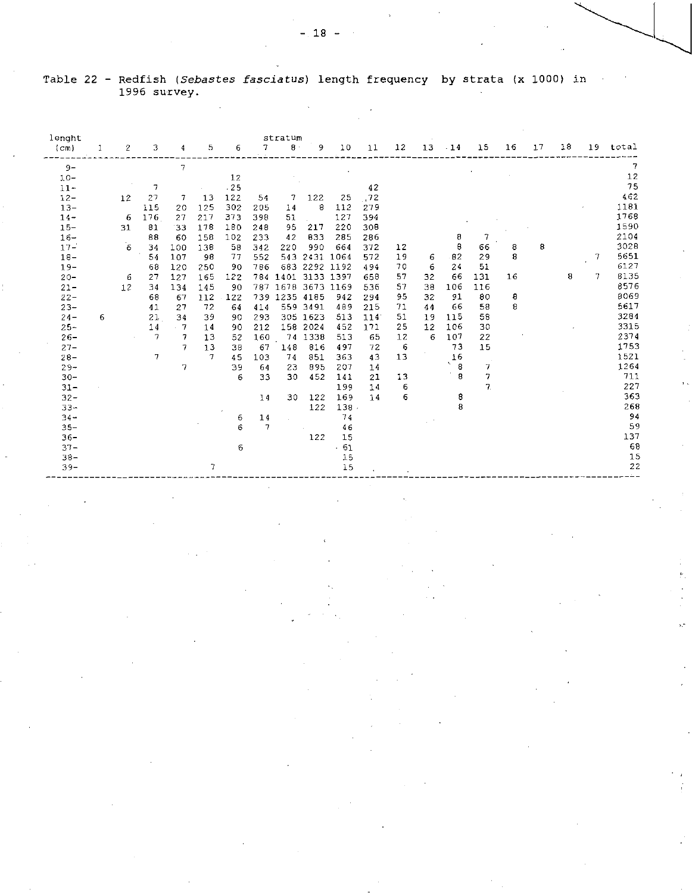Table 22 - Redfish (*Sebastes fasciatus*) length frequency by strata (x 1000) in 1996 survey.

| lenght (cm) | stratum 1 | 2 | 3 | 4 | 5 | 6 | 7 | 8 | 9 | 10 | 11 | 12 | 13 | 14 | 15 | 16 | 17 | 18 | 19 | total |
|---|---|---|---|---|---|---|---|---|---|---|---|---|---|---|---|---|---|---|---|---|
| 9- | | | | 7 | | | | | | | | | | | | | | | | 7 |
| 10- | | | | | | 12 | | | | | | | | | | | | | | 12 |
| 11- | | | 7 | | | 25 | | | | | 42 | | | | | | | | | 75 |
| 12- | | 12 | 27 | 7 | 13 | 122 | 54 | 7 | 122 | 25 | 72 | | | | | | | | | 462 |
| 13- | | | 115 | 20 | 125 | 302 | 205 | 14 | 8 | 112 | 279 | | | | | | | | | 1181 |
| 14- | | 6 | 176 | 27 | 217 | 373 | 398 | 51 | | 127 | 394 | | | | | | | | | 1768 |
| 15- | | 31 | 81 | 33 | 178 | 180 | 248 | 95 | 217 | 220 | 308 | | | | | | | | | 1590 |
| 16- | | | 88 | 60 | 158 | 102 | 233 | 42 | 833 | 285 | 286 | | | 8 | 7 | | | | | 2104 |
| 17- | | 6 | 34 | 100 | 138 | 58 | 342 | 220 | 990 | 664 | 372 | 12 | | 8 | 66 | 8 | 8 | | | 3028 |
| 18- | | | 54 | 107 | 98 | 77 | 552 | 543 | 2431 | 1064 | 572 | 19 | 6 | 82 | 29 | 8 | | | 7 | 5651 |
| 19- | | | 68 | 120 | 250 | 90 | 786 | 683 | 2292 | 1192 | 494 | 70 | 6 | 24 | 51 | | | | | 6127 |
| 20- | | 6 | 27 | 127 | 165 | 122 | 784 | 1401 | 3133 | 1397 | 658 | 57 | 32 | 66 | 131 | 16 | | 8 | 7 | 8135 |
| 21- | | 12 | 34 | 134 | 145 | 90 | 787 | 1678 | 3673 | 1169 | 536 | 57 | 38 | 106 | 116 | | | | | 8576 |
| 22- | | | 68 | 67 | 112 | 122 | 739 | 1235 | 4185 | 942 | 294 | 95 | 32 | 91 | 80 | 8 | | | | 8069 |
| 23- | | | 41 | 27 | 72 | 64 | 414 | 559 | 3491 | 489 | 215 | 71 | 44 | 66 | 58 | 8 | | | | 5617 |
| 24- | 6 | | 21 | 34 | 39 | 90 | 293 | 305 | 1623 | 513 | 114 | 51 | 19 | 115 | 58 | | | | | 3284 |
| 25- | | | 14 | 7 | 14 | 90 | 212 | 158 | 2024 | 452 | 171 | 25 | 12 | 106 | 30 | | | | | 3315 |
| 26- | | | 7 | 7 | 13 | 52 | 160 | 74 | 1338 | 513 | 65 | 12 | 6 | 107 | 22 | | | | | 2374 |
| 27- | | | | 7 | 13 | 38 | 67 | 148 | 816 | 497 | 72 | 6 | | 73 | 15 | | | | | 1753 |
| 28- | | | 7 | | 7 | 45 | 103 | 74 | 851 | 363 | 43 | 13 | | 16 | | | | | | 1521 |
| 29- | | | | 7 | | 39 | 64 | 23 | 895 | 207 | 14 | | | 8 | 7 | | | | | 1264 |
| 30- | | | | | | 6 | 33 | 30 | 452 | 141 | 21 | 13 | | 8 | 7 | | | | | 711 |
| 31- | | | | | | | | | | 199 | 14 | 6 | | | 7 | | | | | 227 |
| 32- | | | | | | | 14 | 30 | 122 | 169 | 14 | 6 | | 8 | | | | | | 363 |
| 33- | | | | | | | | | 122 | 138 | | | | 8 | | | | | | 268 |
| 34- | | | | | | 6 | 14 | | | 74 | | | | | | | | | | 94 |
| 35- | | | | | | 6 | 7 | | | 46 | | | | | | | | | | 59 |
| 36- | | | | | | | | | 122 | 15 | | | | | | | | | | 137 |
| 37- | | | | | | 6 | | | | 61 | | | | | | | | | | 68 |
| 38- | | | | | | | | | | 15 | | | | | | | | | | 15 |
| 39- | | | | | 7 | | | | | 15 | | | | | | | | | | 22 |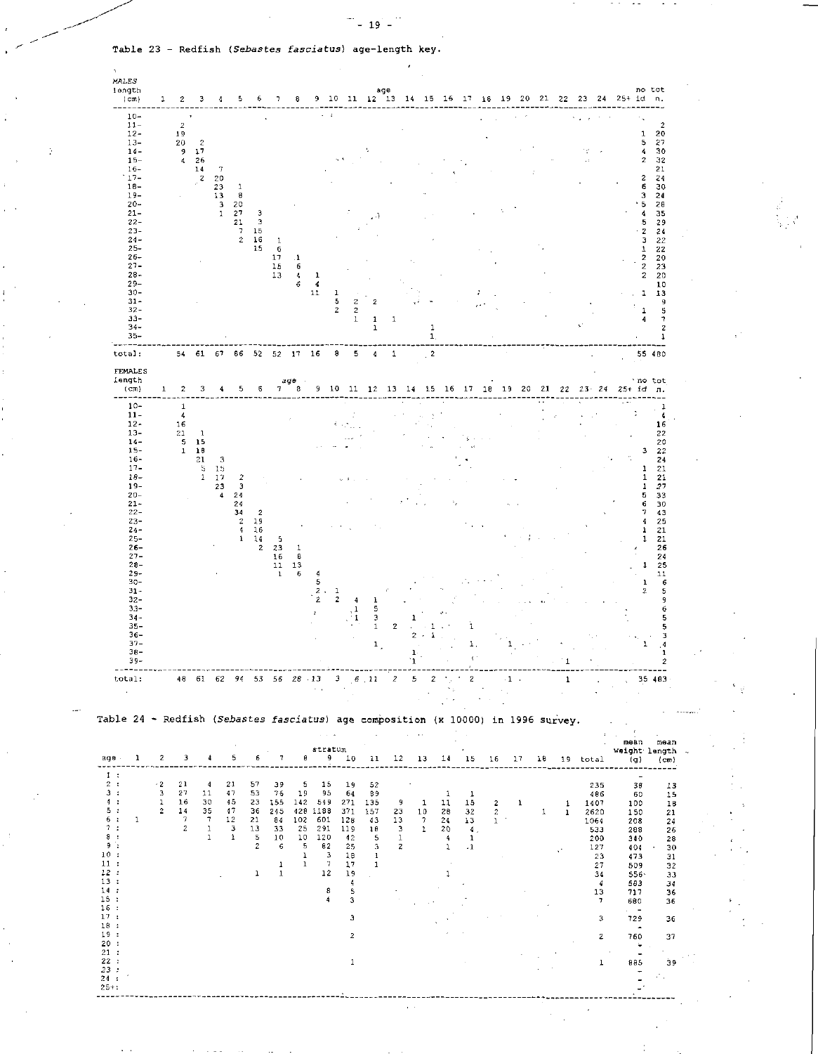Table 23 - Redfish (*Sebastes fasciatus*) age-length key.

MALES

| length (cm) | 1 | 2 | 3 | 4 | 5 | 6 | 7 | 8 | 9 | 10 | 11 | 12 | 13 | 14 | 15 | 16 | 17 | 18 | 19 | 20 | 21 | 22 | 23 | 24 | 25+ | no id | tot n. |
|---|---|---|---|---|---|---|---|---|---|---|---|---|---|---|---|---|---|---|---|---|---|---|---|---|---|---|---|
| 10- | | | | | | | | | | | | | | | | | | | | | | | | | | | |
| 11- | | 2 | | | | | | | | | | | | | | | | | | | | | | | | | 2 |
| 12- | | 19 | | | | | | | | | | | | | | | | | | | | | | | | 1 | 20 |
| 13- | | 20 | 2 | | | | | | | | | | | | | | | | | | | | | | | 5 | 27 |
| 14- | | 9 | 17 | | | | | | | | | | | | | | | | | | | | | | | 4 | 30 |
| 15- | | 4 | 26 | | | | | | | | | | | | | | | | | | | | | | | 2 | 32 |
| 16- | | | 14 | 7 | | | | | | | | | | | | | | | | | | | | | | | 21 |
| 17- | | | 2 | 20 | | | | | | | | | | | | | | | | | | | | | | 2 | 24 |
| 18- | | | | 23 | 1 | | | | | | | | | | | | | | | | | | | | | 6 | 30 |
| 19- | | | | 13 | 8 | | | | | | | | | | | | | | | | | | | | | 3 | 24 |
| 20- | | | | 3 | 20 | | | | | | | | | | | | | | | | | | | | | 5 | 28 |
| 21- | | | | 1 | 27 | 3 | | | | | | | | | | | | | | | | | | | | 4 | 35 |
| 22- | | | | | 21 | 3 | | | | | | | | | | | | | | | | | | | | 5 | 29 |
| 23- | | | | | 7 | 15 | | | | | | | | | | | | | | | | | | | | 2 | 24 |
| 24- | | | | | 2 | 16 | 1 | | | | | | | | | | | | | | | | | | | 3 | 22 |
| 25- | | | | | | 15 | 6 | | | | | | | | | | | | | | | | | | | 1 | 22 |
| 26- | | | | | | | 17 | 1 | | | | | | | | | | | | | | | | | | 2 | 20 |
| 27- | | | | | | | 15 | 6 | | | | | | | | | | | | | | | | | | 2 | 23 |
| 28- | | | | | | | 13 | 4 | 1 | | | | | | | | | | | | | | | | | 2 | 20 |
| 29- | | | | | | | | 6 | 4 | | | | | | | | | | | | | | | | | | 10 |
| 30- | | | | | | | | | 11 | 1 | | | | | | | | | | | | | | | | 1 | 13 |
| 31- | | | | | | | | | | 5 | 2 | 2 | | | | | | | | | | | | | | | 9 |
| 32- | | | | | | | | | | 2 | 2 | | | | | | | | | | | | | | | 1 | 5 |
| 33- | | | | | | | | | | | 1 | 1 | 1 | | | | | | | | | | | | | 4 | 7 |
| 34- | | | | | | | | | | | | 1 | | | 1 | | | | | | | | | | | | 2 |
| 35- | | | | | | | | | | | | | | | 1 | | | | | | | | | | | | 1 |
| total: | | 54 | 61 | 67 | 86 | 52 | 52 | 17 | 16 | 8 | 5 | 4 | 1 | | 2 | | | | | | | | | | | 55 | 480 |

FEMALES

| length (cm) | 1 | 2 | 3 | 4 | 5 | 6 | 7 | 8 | 9 | 10 | 11 | 12 | 13 | 14 | 15 | 16 | 17 | 18 | 19 | 20 | 21 | 22 | 23 | 24 | 25+ | no id | tot n. |
|---|---|---|---|---|---|---|---|---|---|---|---|---|---|---|---|---|---|---|---|---|---|---|---|---|---|---|---|
| 10- | | 1 | | | | | | | | | | | | | | | | | | | | | | | | | 1 |
| 11- | | 4 | | | | | | | | | | | | | | | | | | | | | | | | | 4 |
| 12- | | 16 | | | | | | | | | | | | | | | | | | | | | | | | | 16 |
| 13- | | 21 | 1 | | | | | | | | | | | | | | | | | | | | | | | | 22 |
| 14- | | 5 | 15 | | | | | | | | | | | | | | | | | | | | | | | | 20 |
| 15- | | 1 | 18 | | | | | | | | | | | | | | | | | | | | | | | 3 | 22 |
| 16- | | | 21 | 3 | | | | | | | | | | | | | | | | | | | | | | | 24 |
| 17- | | | 5 | 15 | | | | | | | | | | | | | | | | | | | | | | 1 | 21 |
| 18- | | | 1 | 17 | 2 | | | | | | | | | | | | | | | | | | | | | 1 | 21 |
| 19- | | | | 23 | 3 | | | | | | | | | | | | | | | | | | | | | 1 | 27 |
| 20- | | | | 4 | 24 | | | | | | | | | | | | | | | | | | | | | 5 | 33 |
| 21- | | | | | 24 | | | | | | | | | | | | | | | | | | | | | 6 | 30 |
| 22- | | | | | 34 | 2 | | | | | | | | | | | | | | | | | | | | 7 | 43 |
| 23- | | | | | 2 | 19 | | | | | | | | | | | | | | | | | | | | 4 | 25 |
| 24- | | | | | 4 | 16 | | | | | | | | | | | | | | | | | | | | 1 | 21 |
| 25- | | | | | 1 | 14 | 5 | | | | | | | | | | | | | | | | | | | 1 | 21 |
| 26- | | | | | | 2 | 23 | 1 | | | | | | | | | | | | | | | | | | | 26 |
| 27- | | | | | | | 16 | 8 | | | | | | | | | | | | | | | | | | | 24 |
| 28- | | | | | | | 11 | 13 | | | | | | | | | | | | | | | | | | 1 | 25 |
| 29- | | | | | | | 1 | 6 | 4 | | | | | | | | | | | | | | | | | | 11 |
| 30- | | | | | | | | | 5 | | | | | | | | | | | | | | | | | 1 | 6 |
| 31- | | | | | | | | | 2 | 1 | | | | | | | | | | | | | | | | 2 | 5 |
| 32- | | | | | | | | | 2 | 2 | 4 | 1 | | | | | | | | | | | | | | | 9 |
| 33- | | | | | | | | | | | 1 | 5 | | | | | | | | | | | | | | | 6 |
| 34- | | | | | | | | | | | 1 | 3 | | 1 | | | | | | | | | | | | | 5 |
| 35- | | | | | | | | | | | | 1 | 2 | | 1 | | 1 | | | | | | | | | | 5 |
| 36- | | | | | | | | | | | | | | 2 | 1 | | | | | | | | | | | | 3 |
| 37- | | | | | | | | | | | | 1 | | | | | 1 | | 1 | | | | | | | 1 | 4 |
| 38- | | | | | | | | | | | | | | 1 | | | | | | | | | | | | | 1 |
| 39- | | | | | | | | | | | | | | 1 | | | | | | | | 1 | | | | | 2 |
| total: | | 48 | 61 | 62 | 94 | 53 | 56 | 28 | 13 | 3 | 6 | 11 | 2 | 5 | 2 | | 2 | | 1 | | | 1 | | | | 35 | 483 |

Table 24 - Redfish (*Sebastes fasciatus*) age composition (x 10000) in 1996 survey.

| age | stratum 1 | 2 | 3 | 4 | 5 | 6 | 7 | 8 | 9 | 10 | 11 | 12 | 13 | 14 | 15 | 16 | 17 | 18 | 19 | total | mean weight (g) | mean length (cm) |
|---|---|---|---|---|---|---|---|---|---|---|---|---|---|---|---|---|---|---|---|---|---|---|
| 1 : | | | | | | | | | | | | | | | | | | | | | - | |
| 2 : | | 2 | 21 | 4 | 21 | 57 | 39 | 5 | 15 | 19 | 52 | | | | | | | | | 235 | 38 | 13 |
| 3 : | | 3 | 27 | 11 | 47 | 53 | 76 | 19 | 95 | 64 | 89 | | | 1 | 1 | | | | | 486 | 60 | 15 |
| 4 : | | 1 | 16 | 30 | 45 | 23 | 155 | 142 | 549 | 271 | 135 | 9 | 1 | 11 | 15 | 2 | 1 | | 1 | 1407 | 100 | 18 |
| 5 : | | 2 | 14 | 35 | 47 | 36 | 245 | 428 | 1188 | 371 | 157 | 23 | 10 | 28 | 32 | 2 | | 1 | 1 | 2620 | 150 | 21 |
| 6 : | 1 | | 7 | 7 | 12 | 21 | 84 | 102 | 601 | 128 | 43 | 13 | 7 | 24 | 13 | 1 | | | | 1064 | 208 | 24 |
| 7 : | | | 2 | 1 | 3 | 13 | 33 | 25 | 291 | 119 | 18 | 3 | 1 | 20 | 4 | | | | | 533 | 288 | 26 |
| 8 : | | | | 1 | 1 | 5 | 10 | 10 | 120 | 42 | 5 | 1 | | 4 | 1 | | | | | 200 | 340 | 28 |
| 9 : | | | | | | 2 | 6 | 5 | 82 | 25 | 3 | 2 | | 1 | 1 | | | | | 127 | 404 | 30 |
| 10 : | | | | | | | | 1 | 3 | 18 | 1 | | | | | | | | | 23 | 473 | 31 |
| 11 : | | | | | | | 1 | 1 | 7 | 17 | 1 | | | | | | | | | 27 | 509 | 32 |
| 12 : | | | | | | 1 | 1 | | 12 | 19 | | | | 1 | | | | | | 34 | 556 | 33 |
| 13 : | | | | | | | | | | 4 | | | | | | | | | | 4 | 583 | 34 |
| 14 : | | | | | | | | | 8 | 5 | | | | | | | | | | 13 | 717 | 36 |
| 15 : | | | | | | | | | 4 | 3 | | | | | | | | | | 7 | 680 | 36 |
| 16 : | | | | | | | | | | | | | | | | | | | | | - | |
| 17 : | | | | | | | | | | 3 | | | | | | | | | | 3 | 729 | 36 |
| 18 : | | | | | | | | | | | | | | | | | | | | | - | |
| 19 : | | | | | | | | | | 2 | | | | | | | | | | 2 | 760 | 37 |
| 20 : | | | | | | | | | | | | | | | | | | | | | - | |
| 21 : | | | | | | | | | | | | | | | | | | | | | - | |
| 22 : | | | | | | | | | | 1 | | | | | | | | | | 1 | 885 | 39 |
| 23 : | | | | | | | | | | | | | | | | | | | | | - | |
| 24 : | | | | | | | | | | | | | | | | | | | | | - | |
| 25+: | | | | | | | | | | | | | | | | | | | | | - | |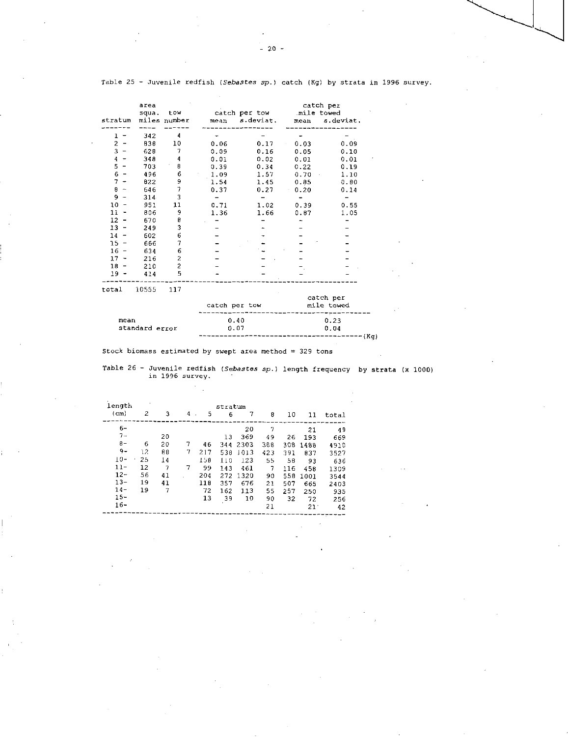Table 25 - Juvenile redfish (*Sebastes sp.*) catch (Kg) by strata in 1996 survey.

| stratum | area squa. miles | tow number | catch per tow mean | catch per tow s.deviat. | catch per mile towed mean | catch per mile towed s.deviat. |
|---|---|---|---|---|---|---|
| 1 - | 342 | 4 | - | - | - | - |
| 2 - | 838 | 10 | 0.06 | 0.17 | 0.03 | 0.09 |
| 3 - | 628 | 7 | 0.09 | 0.16 | 0.05 | 0.10 |
| 4 - | 348 | 4 | 0.01 | 0.02 | 0.01 | 0.01 |
| 5 - | 703 | 8 | 0.39 | 0.34 | 0.22 | 0.19 |
| 6 - | 496 | 6 | 1.09 | 1.57 | 0.70 | 1.10 |
| 7 - | 822 | 9 | 1.54 | 1.45 | 0.85 | 0.80 |
| 8 - | 646 | 7 | 0.37 | 0.27 | 0.20 | 0.14 |
| 9 - | 314 | 3 | - | - | - | - |
| 10 - | 951 | 11 | 0.71 | 1.02 | 0.39 | 0.55 |
| 11 - | 806 | 9 | 1.36 | 1.66 | 0.87 | 1.05 |
| 12 - | 670 | 8 | - | - | - | - |
| 13 - | 249 | 3 | - | - | - | - |
| 14 - | 602 | 6 | - | - | - | - |
| 15 - | 666 | 7 | - | - | - | - |
| 16 - | 634 | 6 | - | - | - | - |
| 17 - | 216 | 2 | - | - | - | - |
| 18 - | 210 | 2 | - | - | - | - |
| 19 - | 414 | 5 | - | - | - | - |
| total | 10555 | 117 | | | | |

| | catch per tow | catch per mile towed |
|---|---|---|
| mean | 0.40 | 0.23 |
| standard error | 0.07 | 0.04 |

(Kg)

Stock biomass estimated by swept area method = 329 tons

Table 26 - Juvenile redfish (*Sebastes sp.*) length frequency by strata (x 1000) in 1996 survey.

| length (cm) | 2 | 3 | 4 | 5 | 6 | 7 | 8 | 10 | 11 | total |
|---|---|---|---|---|---|---|---|---|---|---|
| 6- | | | | | | 20 | 7 | | 21 | 49 |
| 7- | | 20 | | | 13 | 369 | 49 | 26 | 193 | 669 |
| 8- | 6 | 20 | 7 | 46 | 344 | 2303 | 388 | 308 | 1486 | 4910 |
| 9- | 12 | 88 | 7 | 217 | 538 | 1013 | 423 | 391 | 837 | 3527 |
| 10- | 25 | 14 | | 158 | 110 | 123 | 55 | 58 | 93 | 636 |
| 11- | 12 | 7 | 7 | 99 | 143 | 461 | 7 | 116 | 458 | 1309 |
| 12- | 56 | 41 | | 204 | 272 | 1320 | 90 | 558 | 1001 | 3544 |
| 13- | 19 | 41 | | 118 | 357 | 676 | 21 | 507 | 665 | 2403 |
| 14- | 19 | 7 | | 72 | 162 | 113 | 55 | 257 | 250 | 935 |
| 15- | | | | 13 | 39 | 10 | 90 | 32 | 72 | 256 |
| 16- | | | | | | | 21 | | 21 | 42 |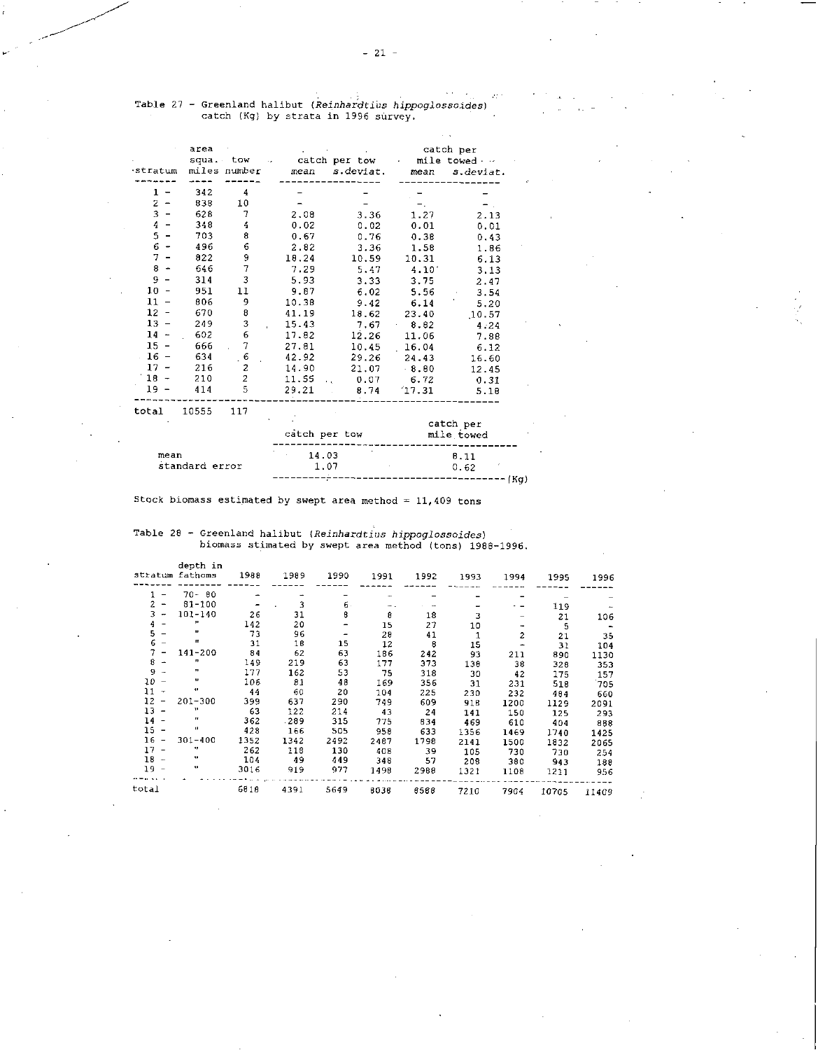Table 27 - Greenland halibut (*Reinhardtius hippoglossoides*) catch (Kg) by strata in 1996 survey.

| stratum | area squa. miles | tow number | catch per tow mean | catch per tow s.deviat. | catch per mile towed mean | catch per mile towed s.deviat. |
|---|---|---|---|---|---|---|
| 1 - | 342 | 4 | - | - | - | - |
| 2 - | 838 | 10 | - | - | - | - |
| 3 - | 628 | 7 | 2.08 | 3.36 | 1.27 | 2.13 |
| 4 - | 348 | 4 | 0.02 | 0.02 | 0.01 | 0.01 |
| 5 - | 703 | 8 | 0.67 | 0.76 | 0.38 | 0.43 |
| 6 - | 496 | 6 | 2.82 | 3.36 | 1.58 | 1.86 |
| 7 - | 822 | 9 | 18.24 | 10.59 | 10.31 | 6.13 |
| 8 - | 646 | 7 | 7.29 | 5.47 | 4.10 | 3.13 |
| 9 - | 314 | 3 | 5.93 | 3.33 | 3.75 | 2.47 |
| 10 - | 951 | 11 | 9.87 | 6.02 | 5.56 | 3.54 |
| 11 - | 806 | 9 | 10.38 | 9.42 | 6.14 | 5.20 |
| 12 - | 670 | 8 | 41.19 | 18.62 | 23.40 | 10.57 |
| 13 - | 249 | 3 | 15.43 | 7.67 | 8.82 | 4.24 |
| 14 - | 602 | 6 | 17.82 | 12.26 | 11.06 | 7.88 |
| 15 - | 666 | 7 | 27.81 | 10.45 | 16.04 | 6.12 |
| 16 - | 634 | 6 | 42.92 | 29.26 | 24.43 | 16.60 |
| 17 - | 216 | 2 | 14.90 | 21.07 | 8.80 | 12.45 |
| 18 - | 210 | 2 | 11.55 | 0.07 | 6.72 | 0.31 |
| 19 - | 414 | 5 | 29.21 | 8.74 | 17.31 | 5.18 |
| total | 10555 | 117 | | | | |

| | catch per tow | catch per mile towed |
|---|---|---|
| mean | 14.03 | 8.11 |
| standard error | 1.07 | 0.62 |

(Kg)

Stock biomass estimated by swept area method = 11,409 tons

Table 28 - Greenland halibut (*Reinhardtius hippoglossoides*) biomass stimated by swept area method (tons) 1988-1996.

| stratum | depth in fathoms | 1988 | 1989 | 1990 | 1991 | 1992 | 1993 | 1994 | 1995 | 1996 |
|---|---|---|---|---|---|---|---|---|---|---|
| 1 - | 70- 80 | - | - | - | - | - | - | - | - | - |
| 2 - | 81-100 | - | 3 | 6 | - | - | - | - | 119 | - |
| 3 - | 101-140 | 26 | 31 | 8 | 8 | 18 | 3 | - | 21 | 106 |
| 4 - | " | 142 | 20 | - | 15 | 27 | 10 | - | 5 | - |
| 5 - | " | 73 | 96 | - | 28 | 41 | 1 | 2 | 21 | 35 |
| 6 - | " | 31 | 18 | 15 | 12 | 8 | 15 | - | 31 | 104 |
| 7 - | 141-200 | 84 | 62 | 63 | 186 | 242 | 93 | 211 | 890 | 1130 |
| 8 - | " | 149 | 219 | 63 | 177 | 373 | 138 | 38 | 328 | 353 |
| 9 - | " | 177 | 162 | 53 | 75 | 318 | 30 | 42 | 175 | 157 |
| 10 - | " | 106 | 81 | 48 | 169 | 356 | 31 | 231 | 518 | 705 |
| 11 - | " | 44 | 60 | 20 | 104 | 225 | 230 | 232 | 484 | 660 |
| 12 - | 201-300 | 399 | 637 | 290 | 749 | 609 | 918 | 1200 | 1129 | 2091 |
| 13 - | " | 63 | 122 | 214 | 43 | 24 | 141 | 150 | 125 | 293 |
| 14 - | " | 362 | 289 | 315 | 775 | 834 | 469 | 610 | 404 | 888 |
| 15 - | " | 428 | 166 | 505 | 958 | 633 | 1356 | 1469 | 1740 | 1425 |
| 16 - | 301-400 | 1352 | 1342 | 2492 | 2487 | 1798 | 2141 | 1500 | 1832 | 2065 |
| 17 - | " | 262 | 118 | 130 | 408 | 39 | 105 | 730 | 730 | 254 |
| 18 - | " | 104 | 49 | 449 | 348 | 57 | 208 | 380 | 943 | 188 |
| 19 - | " | 3016 | 919 | 977 | 1498 | 2988 | 1321 | 1108 | 1211 | 956 |
| total | | 6818 | 4391 | 5649 | 8038 | 8588 | 7210 | 7904 | 10705 | 11409 |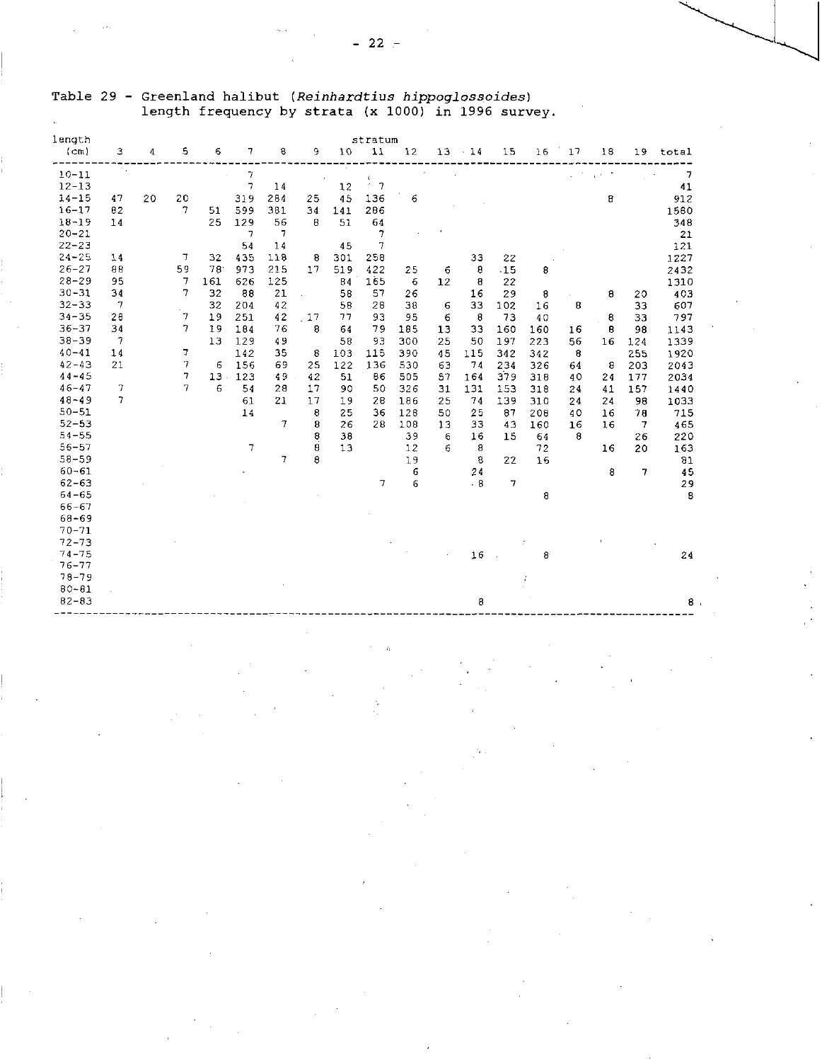Table 29 - Greenland halibut (*Reinhardtius hippoglossoides*) length frequency by strata (x 1000) in 1996 survey.

| length (cm) | stratum 3 | 4 | 5 | 6 | 7 | 8 | 9 | 10 | 11 | 12 | 13 | 14 | 15 | 16 | 17 | 18 | 19 | total |
|---|---|---|---|---|---|---|---|---|---|---|---|---|---|---|---|---|---|---|
| 10-11 | | | | | 7 | | | | | | | | | | | | | 7 |
| 12-13 | | | | | 7 | 14 | | 12 | 7 | | | | | | | | | 41 |
| 14-15 | 47 | 20 | 20 | | 319 | 284 | 25 | 45 | 136 | 6 | | | | | | 8 | | 912 |
| 16-17 | 82 | | 7 | 51 | 599 | 381 | 34 | 141 | 286 | | | | | | | | | 1580 |
| 18-19 | 14 | | | 25 | 129 | 56 | 8 | 51 | 64 | | | | | | | | | 348 |
| 20-21 | | | | | 7 | 7 | | | 7 | | | | | | | | | 21 |
| 22-23 | | | | | 54 | 14 | | 45 | 7 | | | | | | | | | 121 |
| 24-25 | 14 | | 7 | 32 | 435 | 118 | 8 | 301 | 258 | | | 33 | 22 | | | | | 1227 |
| 26-27 | 88 | | 59 | 78 | 973 | 215 | 17 | 519 | 422 | 25 | 6 | 8 | 15 | 8 | | | | 2432 |
| 28-29 | 95 | | 7 | 161 | 626 | 125 | | 84 | 165 | 6 | 12 | 8 | 22 | | | | | 1310 |
| 30-31 | 34 | | 7 | 32 | 88 | 21 | | 58 | 57 | 26 | | 16 | 29 | 8 | | 8 | 20 | 403 |
| 32-33 | 7 | | | 32 | 204 | 42 | | 58 | 28 | 38 | 6 | 33 | 102 | 16 | 8 | | 33 | 607 |
| 34-35 | 28 | | 7 | 19 | 251 | 42 | 17 | 77 | 93 | 95 | 6 | 8 | 73 | 40 | | 8 | 33 | 797 |
| 36-37 | 34 | | 7 | 19 | 184 | 76 | 8 | 64 | 79 | 185 | 13 | 33 | 160 | 160 | 16 | 8 | 98 | 1143 |
| 38-39 | 7 | | | 13 | 129 | 49 | | 58 | 93 | 300 | 25 | 50 | 197 | 223 | 56 | 16 | 124 | 1339 |
| 40-41 | 14 | | 7 | | 142 | 35 | 8 | 103 | 115 | 390 | 45 | 115 | 342 | 342 | 8 | | 255 | 1920 |
| 42-43 | 21 | | 7 | 6 | 156 | 69 | 25 | 122 | 136 | 530 | 63 | 74 | 234 | 326 | 64 | 8 | 203 | 2043 |
| 44-45 | | | 7 | 13 | 123 | 49 | 42 | 51 | 86 | 505 | 57 | 164 | 379 | 318 | 40 | 24 | 177 | 2034 |
| 46-47 | 7 | | 7 | 6 | 54 | 28 | 17 | 90 | 50 | 326 | 31 | 131 | 153 | 318 | 24 | 41 | 157 | 1440 |
| 48-49 | 7 | | | | 61 | 21 | 17 | 19 | 28 | 186 | 25 | 74 | 139 | 310 | 24 | 24 | 98 | 1033 |
| 50-51 | | | | | 14 | | 8 | 25 | 36 | 128 | 50 | 25 | 87 | 208 | 40 | 16 | 78 | 715 |
| 52-53 | | | | | | 7 | 8 | 26 | 28 | 108 | 13 | 33 | 43 | 160 | 16 | 16 | 7 | 465 |
| 54-55 | | | | | | | 8 | 38 | | 39 | 6 | 16 | 15 | 64 | 8 | | 26 | 220 |
| 56-57 | | | | | 7 | | 8 | 13 | | 12 | 6 | 8 | | 72 | | 16 | 20 | 163 |
| 58-59 | | | | | | 7 | 8 | | | 19 | | 8 | 22 | 16 | | | | 81 |
| 60-61 | | | | | | | | | | 6 | | 24 | | | | 8 | 7 | 45 |
| 62-63 | | | | | | | | | 7 | 6 | | 8 | 7 | | | | | 29 |
| 64-65 | | | | | | | | | | | | | | 8 | | | | 8 |
| 66-67 | | | | | | | | | | | | | | | | | | |
| 68-69 | | | | | | | | | | | | | | | | | | |
| 70-71 | | | | | | | | | | | | | | | | | | |
| 72-73 | | | | | | | | | | | | | | | | | | |
| 74-75 | | | | | | | | | | | | 16 | | 8 | | | | 24 |
| 76-77 | | | | | | | | | | | | | | | | | | |
| 78-79 | | | | | | | | | | | | | | | | | | |
| 80-81 | | | | | | | | | | | | | | | | | | |
| 82-83 | | | | | | | | | | | | 8 | | | | | | 8 |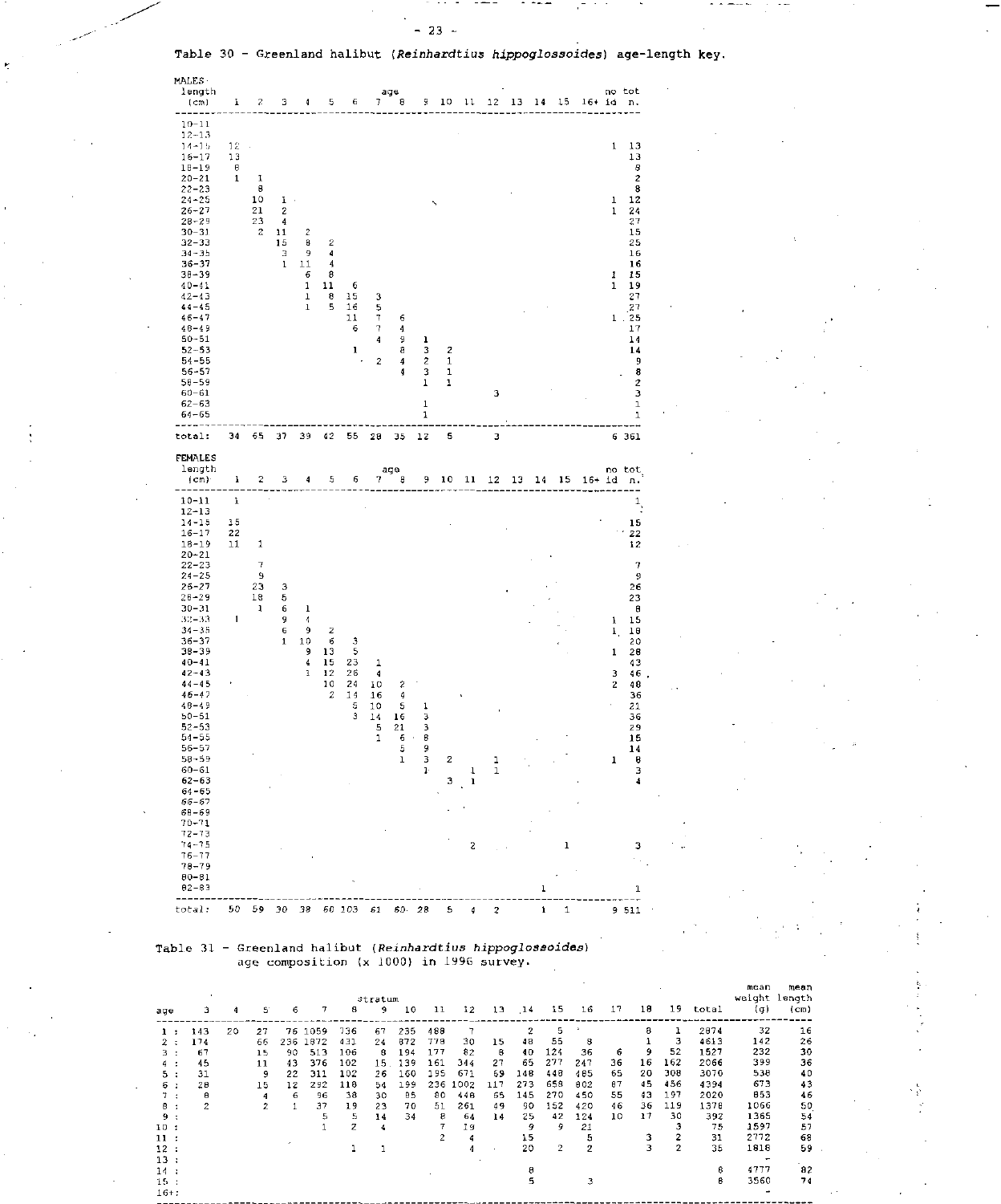Table 30 - Greenland halibut (*Reinhardtius hippoglossoides*) age-length key.

MALES

| length (cm) | 1 | 2 | 3 | 4 | 5 | 6 | 7 | 8 | 9 | 10 | 11 | 12 | 13 | 14 | 15 | 16+ | no id | tot n. |
|---|---|---|---|---|---|---|---|---|---|---|---|---|---|---|---|---|---|---|
| 10-11 | | | | | | | | | | | | | | | | | | |
| 12-13 | | | | | | | | | | | | | | | | | | |
| 14-15 | 12 | | | | | | | | | | | | | | | | 1 | 13 |
| 16-17 | 13 | | | | | | | | | | | | | | | | | 13 |
| 18-19 | 8 | | | | | | | | | | | | | | | | | 8 |
| 20-21 | 1 | 1 | | | | | | | | | | | | | | | | 2 |
| 22-23 | | 8 | | | | | | | | | | | | | | | | 8 |
| 24-25 | | 10 | 1 | | | | | | | | | | | | | | 1 | 12 |
| 26-27 | | 21 | 2 | | | | | | | | | | | | | | 1 | 24 |
| 28-29 | | 23 | 4 | | | | | | | | | | | | | | | 27 |
| 30-31 | | 2 | 11 | 2 | | | | | | | | | | | | | | 15 |
| 32-33 | | | 15 | 8 | 2 | | | | | | | | | | | | | 25 |
| 34-35 | | | 3 | 9 | 4 | | | | | | | | | | | | | 16 |
| 36-37 | | | 1 | 11 | 4 | | | | | | | | | | | | | 16 |
| 38-39 | | | | 6 | 8 | | | | | | | | | | | | 1 | 15 |
| 40-41 | | | | 1 | 11 | 6 | | | | | | | | | | | 1 | 19 |
| 42-43 | | | | 1 | 8 | 15 | 3 | | | | | | | | | | | 27 |
| 44-45 | | | | 1 | 5 | 16 | 5 | | | | | | | | | | | 27 |
| 46-47 | | | | | | 11 | 7 | 6 | | | | | | | | | 1 | 25 |
| 48-49 | | | | | | 6 | 7 | 4 | | | | | | | | | | 17 |
| 50-51 | | | | | | | 4 | 9 | 1 | | | | | | | | | 14 |
| 52-53 | | | | | | 1 | | 8 | 3 | 2 | | | | | | | | 14 |
| 54-55 | | | | | | | 2 | 4 | 2 | 1 | | | | | | | | 9 |
| 56-57 | | | | | | | | 4 | 3 | 1 | | | | | | | | 8 |
| 58-59 | | | | | | | | | 1 | 1 | | | | | | | | 2 |
| 60-61 | | | | | | | | | | | | 3 | | | | | | 3 |
| 62-63 | | | | | | | | | 1 | | | | | | | | | 1 |
| 64-65 | | | | | | | | | 1 | | | | | | | | | 1 |
| total: | 34 | 65 | 37 | 39 | 42 | 55 | 28 | 35 | 12 | 5 | | 3 | | | | | 6 | 361 |

FEMALES

| length (cm) | 1 | 2 | 3 | 4 | 5 | 6 | 7 | 8 | 9 | 10 | 11 | 12 | 13 | 14 | 15 | 16+ | no id | tot n. |
|---|---|---|---|---|---|---|---|---|---|---|---|---|---|---|---|---|---|---|
| 10-11 | 1 | | | | | | | | | | | | | | | | | 1 |
| 12-13 | | | | | | | | | | | | | | | | | | |
| 14-15 | 15 | | | | | | | | | | | | | | | | | 15 |
| 16-17 | 22 | | | | | | | | | | | | | | | | | 22 |
| 18-19 | 11 | 1 | | | | | | | | | | | | | | | | 12 |
| 20-21 | | | | | | | | | | | | | | | | | | |
| 22-23 | | 7 | | | | | | | | | | | | | | | | 7 |
| 24-25 | | 9 | | | | | | | | | | | | | | | | 9 |
| 26-27 | | 23 | 3 | | | | | | | | | | | | | | | 26 |
| 28-29 | | 18 | 5 | | | | | | | | | | | | | | | 23 |
| 30-31 | | 1 | 6 | 1 | | | | | | | | | | | | | | 8 |
| 32-33 | 1 | | 9 | 4 | | | | | | | | | | | | | 1 | 15 |
| 34-35 | | | 6 | 9 | 2 | | | | | | | | | | | | 1 | 18 |
| 36-37 | | | 1 | 10 | 6 | 3 | | | | | | | | | | | | 20 |
| 38-39 | | | | 9 | 13 | 5 | | | | | | | | | | | 1 | 28 |
| 40-41 | | | | 4 | 15 | 23 | 1 | | | | | | | | | | | 43 |
| 42-43 | | | | 1 | 12 | 26 | 4 | | | | | | | | | | 3 | 46 |
| 44-45 | | | | | 10 | 24 | 10 | 2 | | | | | | | | | 2 | 48 |
| 46-47 | | | | | 2 | 14 | 16 | 4 | | | | | | | | | | 36 |
| 48-49 | | | | | | 5 | 10 | 5 | 1 | | | | | | | | | 21 |
| 50-51 | | | | | | 3 | 14 | 16 | 3 | | | | | | | | | 36 |
| 52-53 | | | | | | | 5 | 21 | 3 | | | | | | | | | 29 |
| 54-55 | | | | | | | 1 | 6 | 8 | | | | | | | | | 15 |
| 56-57 | | | | | | | | 5 | 9 | | | | | | | | | 14 |
| 58-59 | | | | | | | | 1 | 3 | 2 | | 1 | | | | | 1 | 8 |
| 60-61 | | | | | | | | | 1 | | 1 | 1 | | | | | | 3 |
| 62-63 | | | | | | | | | | 3 | 1 | | | | | | | 4 |
| 64-65 | | | | | | | | | | | | | | | | | | |
| 66-67 | | | | | | | | | | | | | | | | | | |
| 68-69 | | | | | | | | | | | | | | | | | | |
| 70-71 | | | | | | | | | | | | | | | | | | |
| 72-73 | | | | | | | | | | | | | | | | | | |
| 74-75 | | | | | | | | | | | 2 | | | | 1 | | | 3 |
| 76-77 | | | | | | | | | | | | | | | | | | |
| 78-79 | | | | | | | | | | | | | | | | | | |
| 80-81 | | | | | | | | | | | | | | | | | | |
| 82-83 | | | | | | | | | | | | | | 1 | | | | 1 |
| total: | 50 | 59 | 30 | 38 | 60 | 103 | 61 | 60 | 28 | 5 | 4 | 2 | | 1 | 1 | | 9 | 511 |

Table 31 - Greenland halibut (*Reinhardtius hippoglossoides*) age composition (x 1000) in 1996 survey.

| | stratum | | | | | | | | | | | | | | | | | | mean | mean |
|---|---|---|---|---|---|---|---|---|---|---|---|---|---|---|---|---|---|---|---|---|
| age | 3 | 4 | 5 | 6 | 7 | 8 | 9 | 10 | 11 | 12 | 13 | 14 | 15 | 16 | 17 | 18 | 19 | total | weight (g) | length (cm) |
| 1 : | 143 | 20 | 27 | 76 | 1059 | 736 | 67 | 235 | 488 | 7 | | 2 | 5 | | | 8 | 1 | 2874 | 32 | 16 |
| 2 : | 174 | | 66 | 236 | 1872 | 431 | 24 | 872 | 778 | 30 | 15 | 48 | 55 | 8 | | 1 | 3 | 4613 | 142 | 26 |
| 3 : | 67 | | 15 | 90 | 513 | 106 | 8 | 194 | 177 | 82 | 8 | 40 | 124 | 36 | 6 | 9 | 52 | 1527 | 232 | 30 |
| 4 : | 45 | | 11 | 43 | 376 | 102 | 15 | 139 | 161 | 344 | 27 | 65 | 277 | 247 | 36 | 16 | 162 | 2066 | 399 | 36 |
| 5 : | 31 | | 9 | 22 | 311 | 102 | 26 | 160 | 195 | 671 | 69 | 148 | 448 | 485 | 65 | 20 | 308 | 3070 | 538 | 40 |
| 6 : | 28 | | 15 | 12 | 292 | 118 | 54 | 199 | 236 | 1002 | 117 | 273 | 658 | 802 | 87 | 45 | 456 | 4394 | 673 | 43 |
| 7 : | 8 | | 4 | 6 | 96 | 38 | 30 | 85 | 80 | 448 | 65 | 145 | 270 | 450 | 55 | 43 | 197 | 2020 | 853 | 46 |
| 8 : | 2 | | 2 | 1 | 37 | 19 | 23 | 70 | 51 | 261 | 49 | 90 | 152 | 420 | 46 | 36 | 119 | 1378 | 1066 | 50 |
| 9 : | | | | | 5 | 5 | 14 | 34 | 8 | 64 | 14 | 25 | 42 | 124 | 10 | 17 | 30 | 392 | 1365 | 54 |
| 10 : | | | | | 1 | 2 | 4 | | 7 | 19 | | 9 | 9 | 21 | | | 3 | 75 | 1597 | 57 |
| 11 : | | | | | | | | | 2 | 4 | | 15 | | 5 | | 3 | 2 | 31 | 2772 | 68 |
| 12 : | | | | | | 1 | 1 | | | 4 | | 20 | 2 | 2 | | 3 | 2 | 35 | 1818 | 59 |
| 13 : | | | | | | | | | | | | | | | | | | | - | |
| 14 : | | | | | | | | | | | | 8 | | | | | | 8 | 4777 | 82 |
| 15 : | | | | | | | | | | | | 5 | | 3 | | | | 8 | 3560 | 74 |
| 16+: | | | | | | | | | | | | | | | | | | | - | |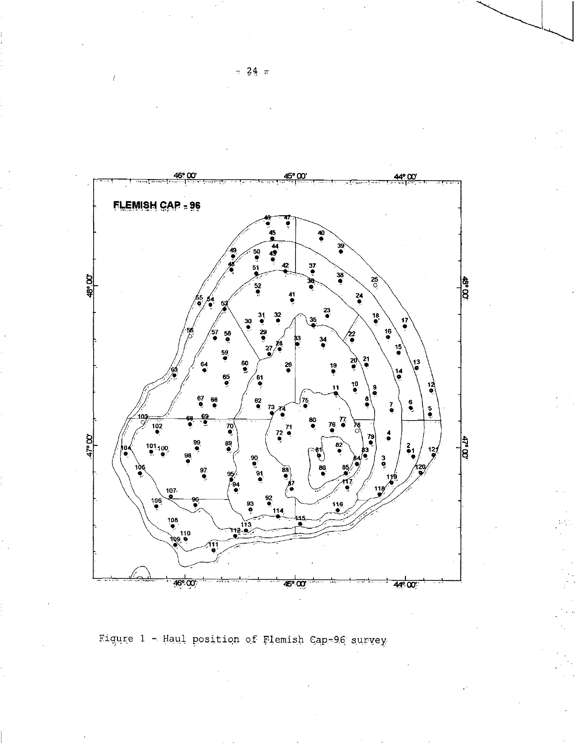FLEMISH CAP - 96

Figure 1 - Haul position of Flemish Cap-96 survey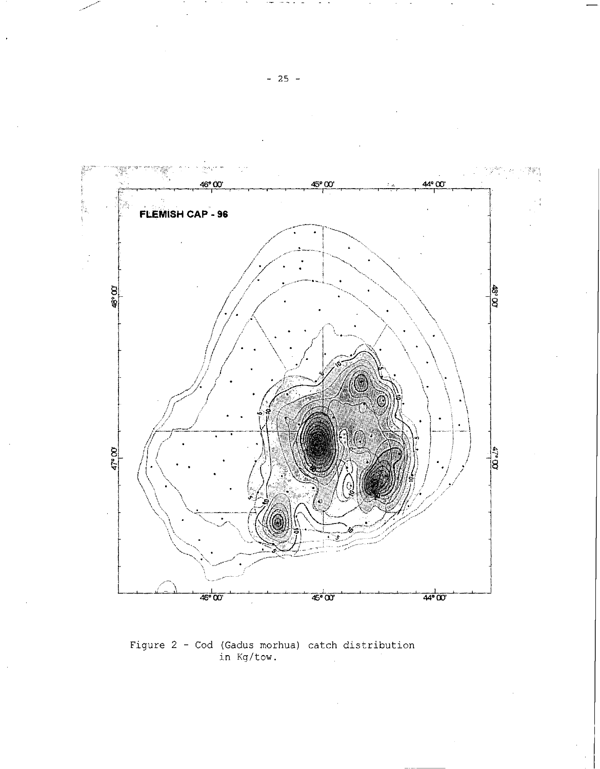FLEMISH CAP - 96

Figure 2 - Cod (Gadus morhua) catch distribution in Kg/tow.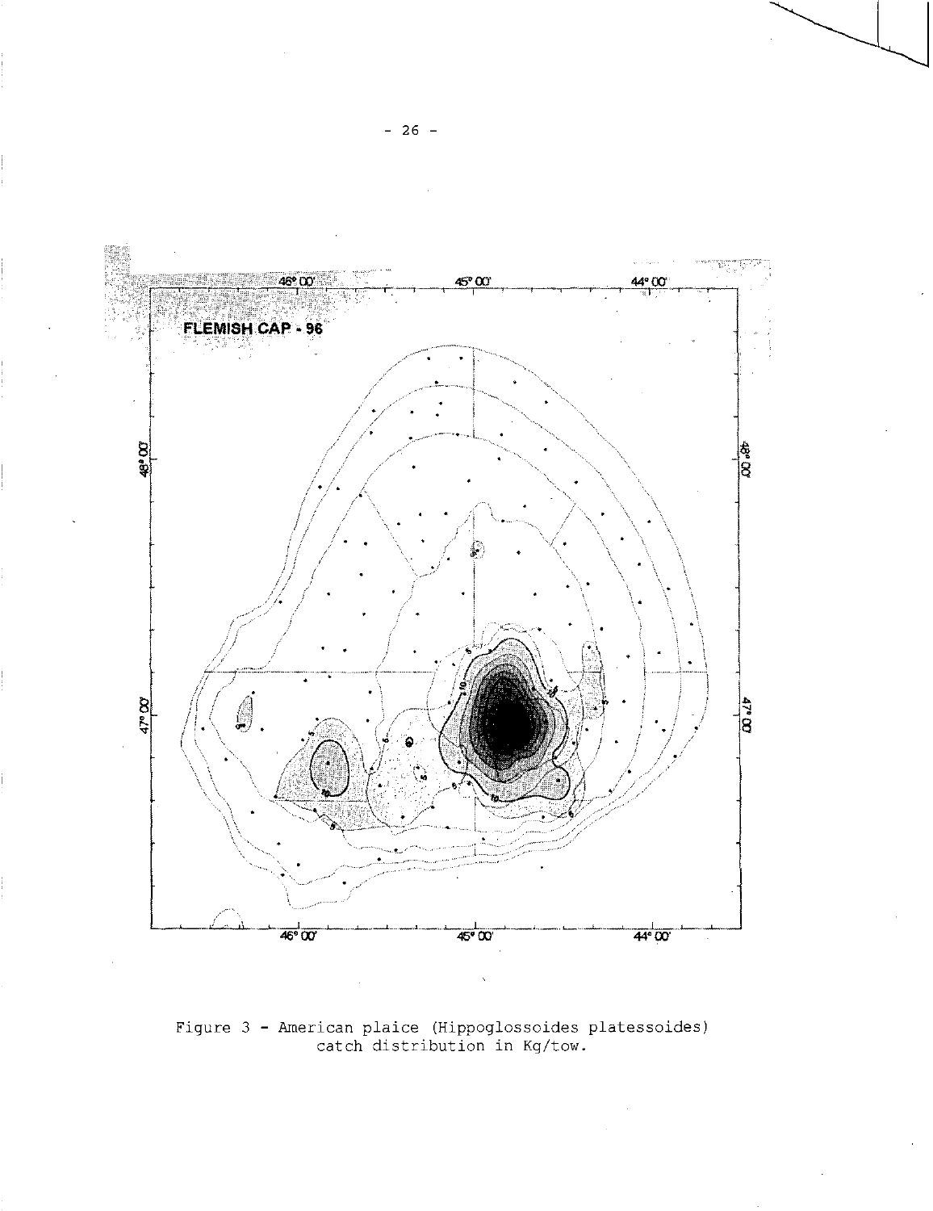Figure 3 - American plaice (Hippoglossoides platessoides) catch distribution in Kg/tow.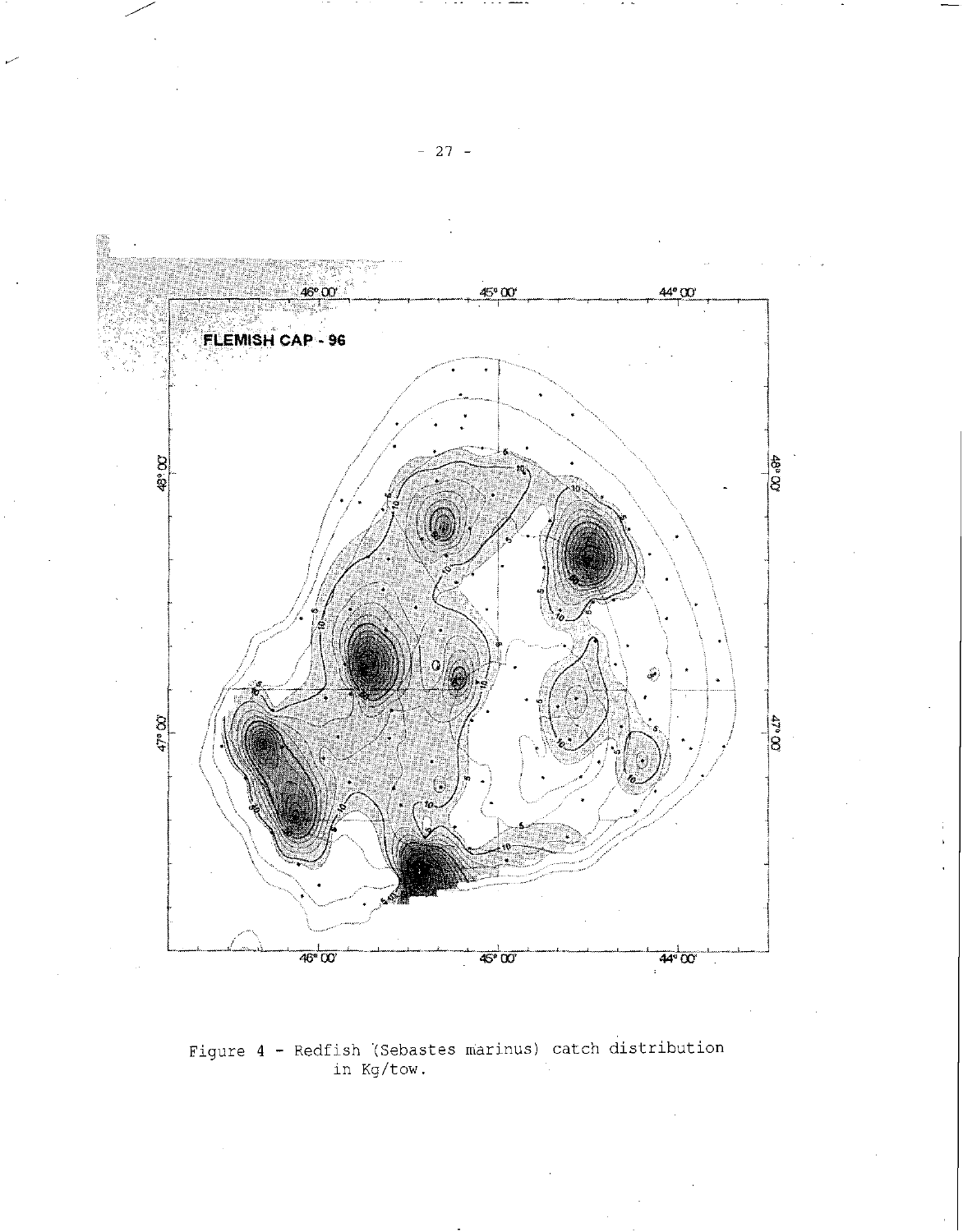Figure 4 - Redfish (Sebastes marinus) catch distribution in Kg/tow.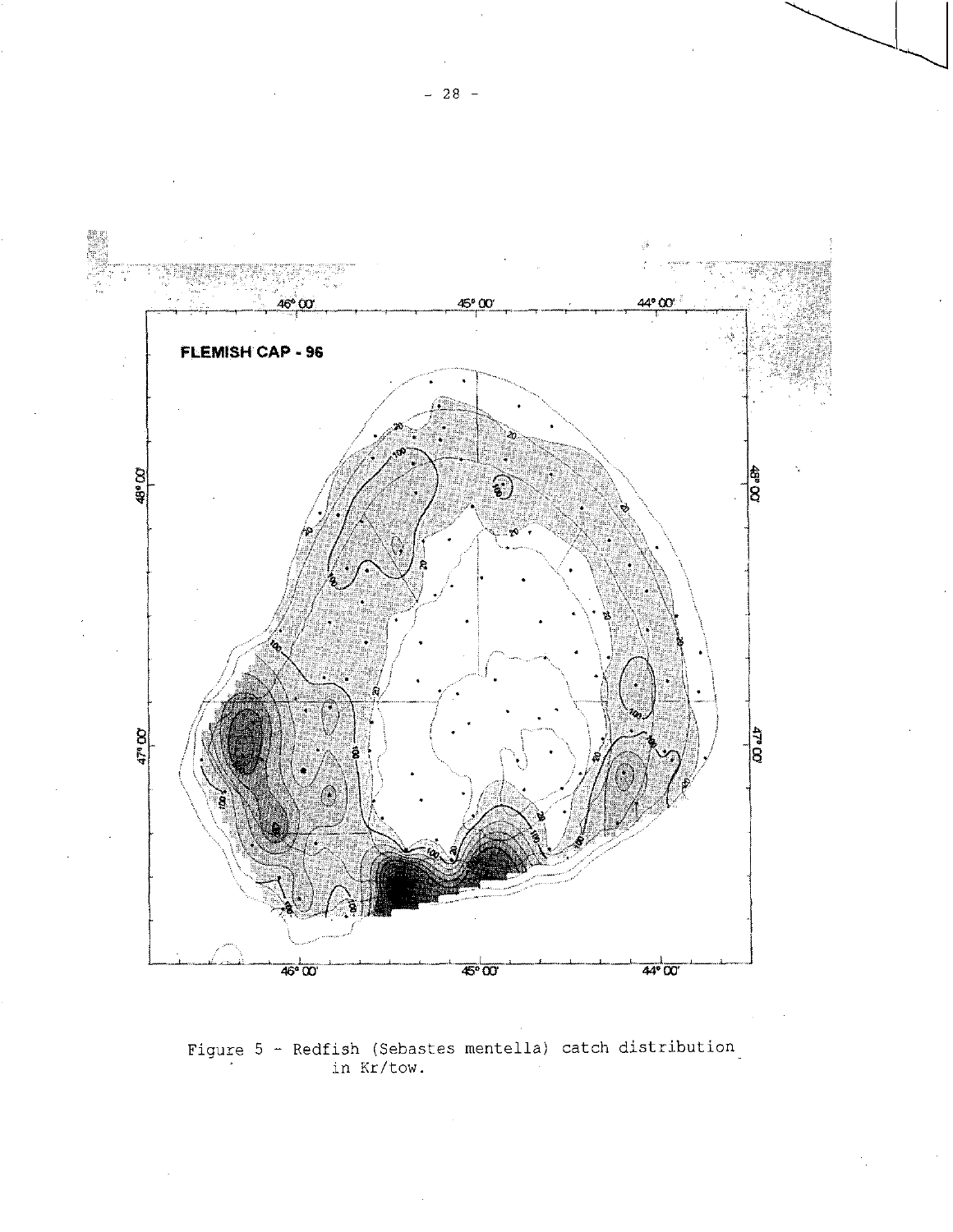Figure 5 - Redfish (Sebastes mentella) catch distribution in Kr/tow.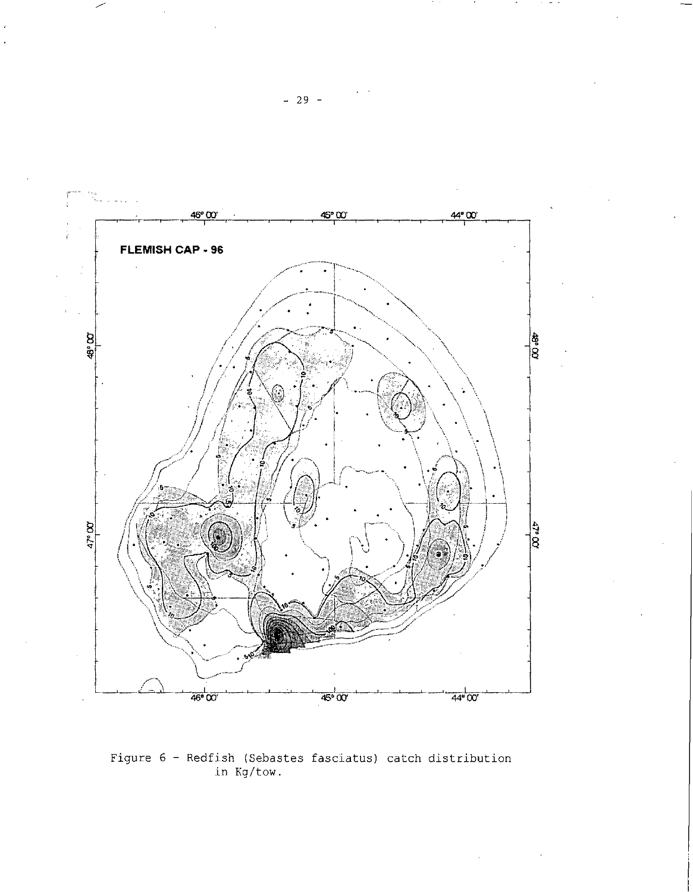Figure 6 - Redfish (Sebastes fasciatus) catch distribution in Kg/tow.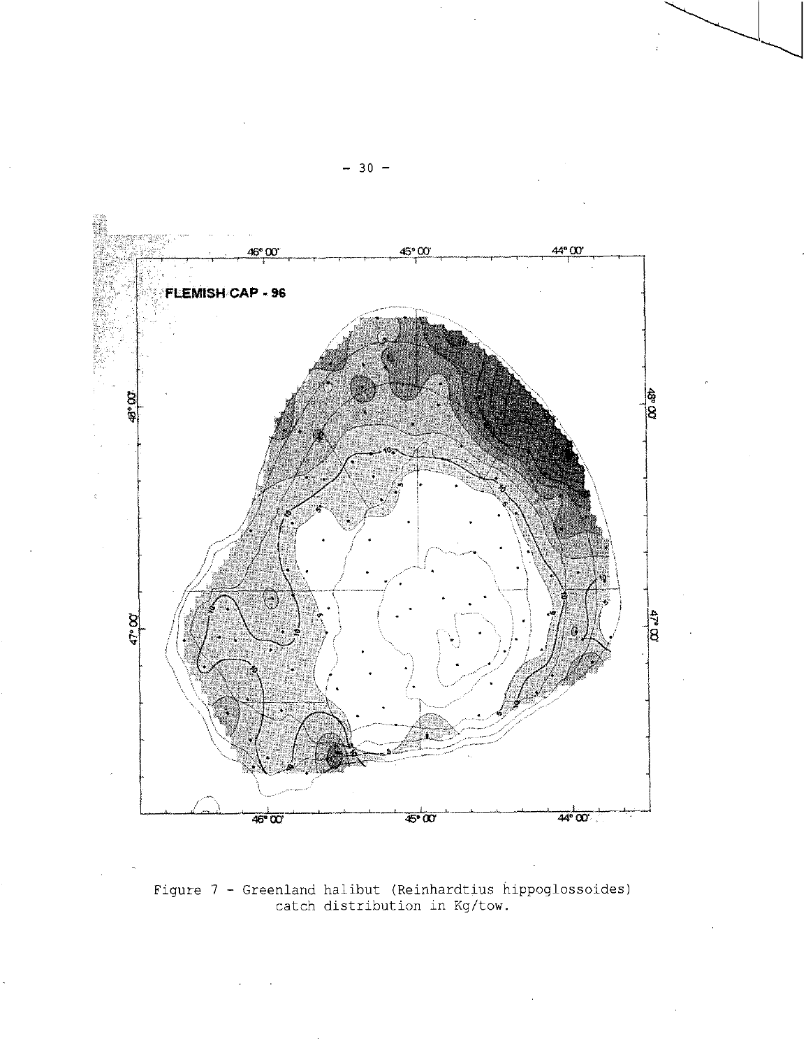46° 00'
45° 00'
44° 00'

FLEMISH CAP - 96

48° 00'
47° 00'

10
5

46° 00'
45° 00'
44° 00'

Figure 7 - Greenland halibut (Reinhardtius hippoglossoides) catch distribution in Kg/tow.